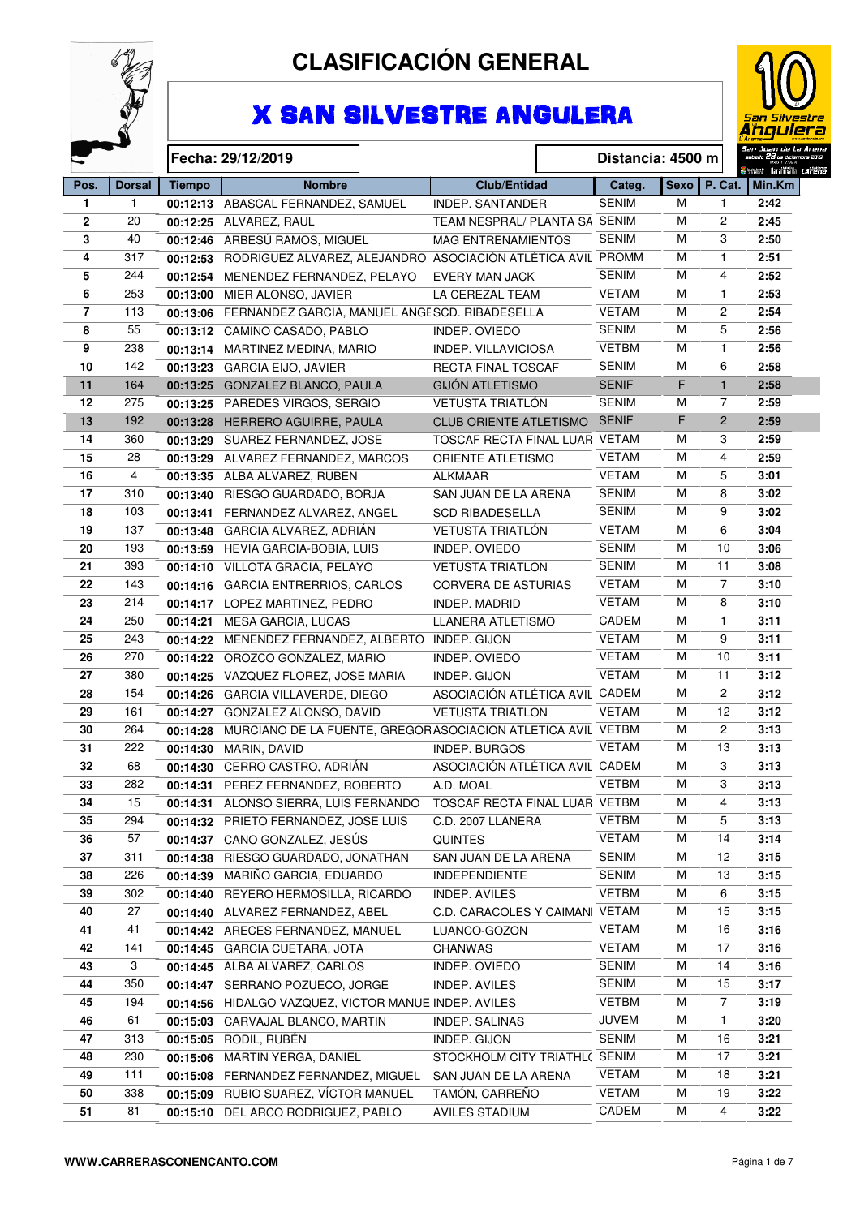# CLASIFICACIÓN GENERAL

## X SAN SILVESTRE ANGULERA

**Fecha: 29/12/2019** **Distancia: 4500 m**

| Pos. | Dorsal | Tiempo | Nombre | Club/Entidad | Categ. | Sexo | P. Cat. | Min.Km |
|---|---|---|---|---|---|---|---|---|
| 1 | 1 | 00:12:13 | ABASCAL FERNANDEZ, SAMUEL | INDEP. SANTANDER | SENIM | M | 1 | 2:42 |
| 2 | 20 | 00:12:25 | ALVAREZ, RAUL | TEAM NESPRAL/ PLANTA SA | SENIM | M | 2 | 2:45 |
| 3 | 40 | 00:12:46 | ARBESÚ RAMOS, MIGUEL | MAG ENTRENAMIENTOS | SENIM | M | 3 | 2:50 |
| 4 | 317 | 00:12:53 | RODRIGUEZ ALVAREZ, ALEJANDRO | ASOCIACIÓN ATLÉTICA AVIL | PROMM | M | 1 | 2:51 |
| 5 | 244 | 00:12:54 | MENENDEZ FERNANDEZ, PELAYO | EVERY MAN JACK | SENIM | M | 4 | 2:52 |
| 6 | 253 | 00:13:00 | MIER ALONSO, JAVIER | LA CEREZAL TEAM | VETAM | M | 1 | 2:53 |
| 7 | 113 | 00:13:06 | FERNANDEZ GARCIA, MANUEL ÁNGE | SCD. RIBADESELLA | VETAM | M | 2 | 2:54 |
| 8 | 55 | 00:13:12 | CAMINO CASADO, PABLO | INDEP. OVIEDO | SENIM | M | 5 | 2:56 |
| 9 | 238 | 00:13:14 | MARTINEZ MEDINA, MARIO | INDEP. VILLAVICIOSA | VETBM | M | 1 | 2:56 |
| 10 | 142 | 00:13:23 | GARCIA EIJO, JAVIER | RECTA FINAL TOSCAF | SENIM | M | 6 | 2:58 |
| 11 | 164 | 00:13:25 | GONZALEZ BLANCO, PAULA | GIJÓN ATLETISMO | SENIF | F | 1 | 2:58 |
| 12 | 275 | 00:13:25 | PAREDES VIRGOS, SERGIO | VETUSTA TRIATLÓN | SENIM | M | 7 | 2:59 |
| 13 | 192 | 00:13:28 | HERRERO AGUIRRE, PAULA | CLUB ORIENTE ATLETISMO | SENIF | F | 2 | 2:59 |
| 14 | 360 | 00:13:29 | SUAREZ FERNANDEZ, JOSE | TOSCAF RECTA FINAL LUAR | VETAM | M | 3 | 2:59 |
| 15 | 28 | 00:13:29 | ALVAREZ FERNANDEZ, MARCOS | ORIENTE ATLETISMO | VETAM | M | 4 | 2:59 |
| 16 | 4 | 00:13:35 | ALBA ALVAREZ, RUBEN | ALKMAAR | VETAM | M | 5 | 3:01 |
| 17 | 310 | 00:13:40 | RIESGO GUARDADO, BORJA | SAN JUAN DE LA ARENA | SENIM | M | 8 | 3:02 |
| 18 | 103 | 00:13:41 | FERNANDEZ ALVAREZ, ANGEL | SCD RIBADESELLA | SENIM | M | 9 | 3:02 |
| 19 | 137 | 00:13:48 | GARCIA ALVAREZ, ADRIÁN | VETUSTA TRIATLÓN | VETAM | M | 6 | 3:04 |
| 20 | 193 | 00:13:59 | HEVIA GARCIA-BOBIA, LUIS | INDEP. OVIEDO | SENIM | M | 10 | 3:06 |
| 21 | 393 | 00:14:10 | VILLOTA GRACIA, PELAYO | VETUSTA TRIATLON | SENIM | M | 11 | 3:08 |
| 22 | 143 | 00:14:16 | GARCIA ENTRERRIOS, CARLOS | CORVERA DE ASTURIAS | VETAM | M | 7 | 3:10 |
| 23 | 214 | 00:14:17 | LOPEZ MARTINEZ, PEDRO | INDEP. MADRID | VETAM | M | 8 | 3:10 |
| 24 | 250 | 00:14:21 | MESA GARCIA, LUCAS | LLANERA ATLETISMO | CADEM | M | 1 | 3:11 |
| 25 | 243 | 00:14:22 | MENENDEZ FERNANDEZ, ALBERTO | INDEP. GIJON | VETAM | M | 9 | 3:11 |
| 26 | 270 | 00:14:22 | OROZCO GONZALEZ, MARIO | INDEP. OVIEDO | VETAM | M | 10 | 3:11 |
| 27 | 380 | 00:14:25 | VAZQUEZ FLOREZ, JOSE MARIA | INDEP. GIJON | VETAM | M | 11 | 3:12 |
| 28 | 154 | 00:14:26 | GARCIA VILLAVERDE, DIEGO | ASOCIACIÓN ATLÉTICA AVIL | CADEM | M | 2 | 3:12 |
| 29 | 161 | 00:14:27 | GONZALEZ ALONSO, DAVID | VETUSTA TRIATLON | VETAM | M | 12 | 3:12 |
| 30 | 264 | 00:14:28 | MURCIANO DE LA FUENTE, GREGOR | ASOCIACIÓN ATLÉTICA AVIL | VETBM | M | 2 | 3:13 |
| 31 | 222 | 00:14:30 | MARIN, DAVID | INDEP. BURGOS | VETAM | M | 13 | 3:13 |
| 32 | 68 | 00:14:30 | CERRO CASTRO, ADRIÁN | ASOCIACIÓN ATLÉTICA AVIL | CADEM | M | 3 | 3:13 |
| 33 | 282 | 00:14:31 | PEREZ FERNANDEZ, ROBERTO | A.D. MOAL | VETBM | M | 3 | 3:13 |
| 34 | 15 | 00:14:31 | ALONSO SIERRA, LUIS FERNANDO | TOSCAF RECTA FINAL LUAR | VETBM | M | 4 | 3:13 |
| 35 | 294 | 00:14:32 | PRIETO FERNANDEZ, JOSE LUIS | C.D. 2007 LLANERA | VETBM | M | 5 | 3:13 |
| 36 | 57 | 00:14:37 | CANO GONZALEZ, JESÚS | QUINTES | VETAM | M | 14 | 3:14 |
| 37 | 311 | 00:14:38 | RIESGO GUARDADO, JONATHAN | SAN JUAN DE LA ARENA | SENIM | M | 12 | 3:15 |
| 38 | 226 | 00:14:39 | MARIÑO GARCIA, EDUARDO | INDEPENDIENTE | SENIM | M | 13 | 3:15 |
| 39 | 302 | 00:14:40 | REYERO HERMOSILLA, RICARDO | INDEP. AVILES | VETBM | M | 6 | 3:15 |
| 40 | 27 | 00:14:40 | ALVAREZ FERNANDEZ, ABEL | C.D. CARACOLES Y CAIMANI | VETAM | M | 15 | 3:15 |
| 41 | 41 | 00:14:42 | ARECES FERNANDEZ, MANUEL | LUANCO-GOZON | VETAM | M | 16 | 3:16 |
| 42 | 141 | 00:14:45 | GARCIA CUETARA, JOTA | CHANWAS | VETAM | M | 17 | 3:16 |
| 43 | 3 | 00:14:45 | ALBA ALVAREZ, CARLOS | INDEP. OVIEDO | SENIM | M | 14 | 3:16 |
| 44 | 350 | 00:14:47 | SERRANO POZUECO, JORGE | INDEP. AVILES | SENIM | M | 15 | 3:17 |
| 45 | 194 | 00:14:56 | HIDALGO VAZQUEZ, VICTOR MANUE | INDEP. AVILES | VETBM | M | 7 | 3:19 |
| 46 | 61 | 00:15:03 | CARVAJAL BLANCO, MARTIN | INDEP. SALINAS | JUVEM | M | 1 | 3:20 |
| 47 | 313 | 00:15:05 | RODIL, RUBÉN | INDEP. GIJON | SENIM | M | 16 | 3:21 |
| 48 | 230 | 00:15:06 | MARTIN YERGA, DANIEL | STOCKHOLM CITY TRIATHL( | SENIM | M | 17 | 3:21 |
| 49 | 111 | 00:15:08 | FERNANDEZ FERNANDEZ, MIGUEL | SAN JUAN DE LA ARENA | VETAM | M | 18 | 3:21 |
| 50 | 338 | 00:15:09 | RUBIO SUAREZ, VÍCTOR MANUEL | TAMÓN, CARREÑO | VETAM | M | 19 | 3:22 |
| 51 | 81 | 00:15:10 | DEL ARCO RODRIGUEZ, PABLO | AVILES STADIUM | CADEM | M | 4 | 3:22 |

WWW.CARRERASCONENCANTO.COM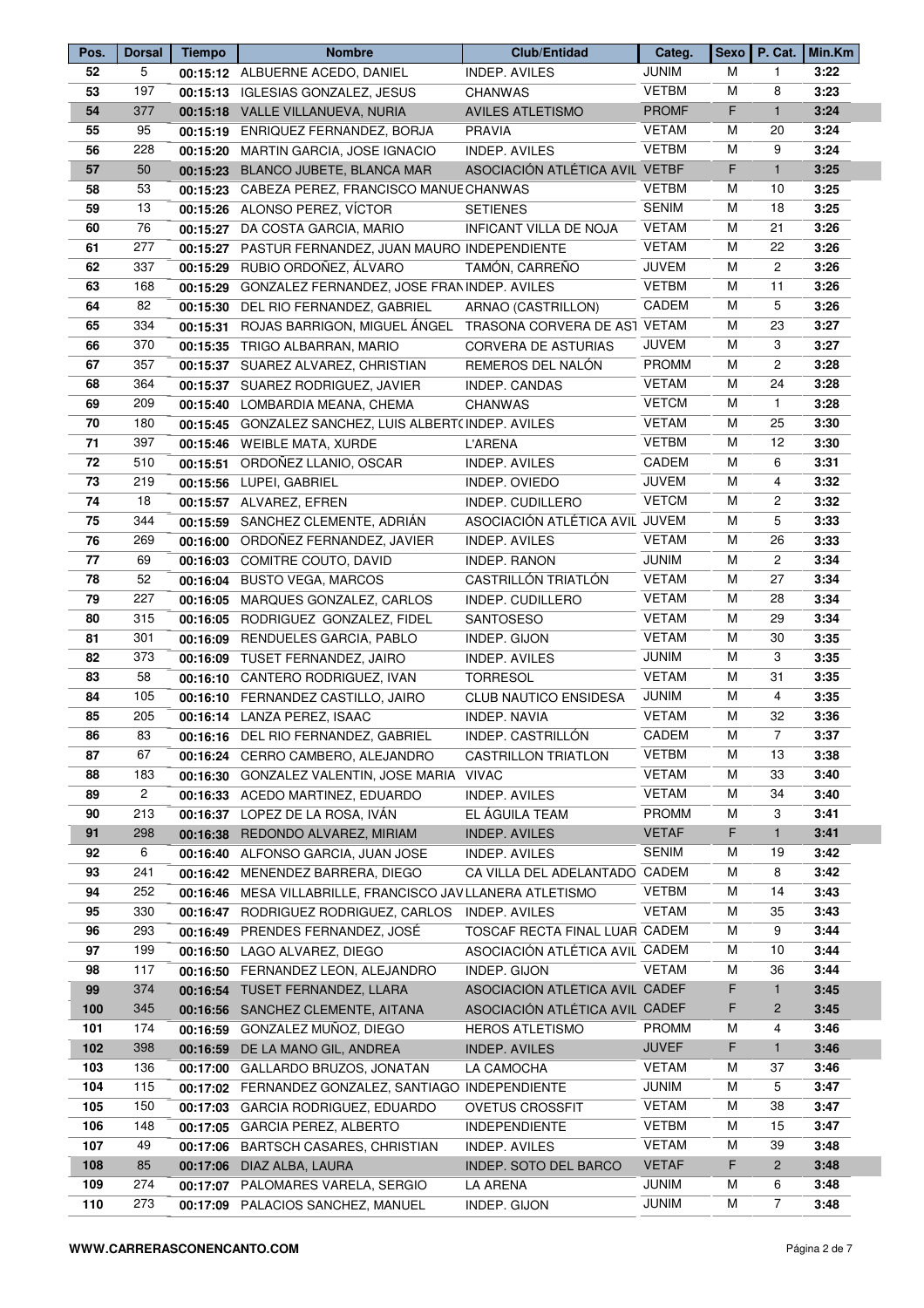| Pos. | Dorsal | Tiempo | Nombre | Club/Entidad | Categ. | Sexo | P. Cat. | Min.Km |
|---|---|---|---|---|---|---|---|---|
| 52 | 5 | 00:15:12 | ALBUERNE ACEDO, DANIEL | INDEP. AVILES | JUNIM | M | 1 | 3:22 |
| 53 | 197 | 00:15:13 | IGLESIAS GONZALEZ, JESUS | CHANWAS | VETBM | M | 8 | 3:23 |
| 54 | 377 | 00:15:18 | VALLE VILLANUEVA, NURIA | AVILES ATLETISMO | PROMF | F | 1 | 3:24 |
| 55 | 95 | 00:15:19 | ENRIQUEZ FERNANDEZ, BORJA | PRAVIA | VETAM | M | 20 | 3:24 |
| 56 | 228 | 00:15:20 | MARTIN GARCIA, JOSE IGNACIO | INDEP. AVILES | VETBM | M | 9 | 3:24 |
| 57 | 50 | 00:15:23 | BLANCO JUBETE, BLANCA MAR | ASOCIACIÓN ATLÉTICA AVIL | VETBF | F | 1 | 3:25 |
| 58 | 53 | 00:15:23 | CABEZA PEREZ, FRANCISCO MANUE | CHANWAS | VETBM | M | 10 | 3:25 |
| 59 | 13 | 00:15:26 | ALONSO PEREZ, VÍCTOR | SETIENES | SENIM | M | 18 | 3:25 |
| 60 | 76 | 00:15:27 | DA COSTA GARCIA, MARIO | INFICANT VILLA DE NOJA | VETAM | M | 21 | 3:26 |
| 61 | 277 | 00:15:27 | PASTUR FERNANDEZ, JUAN MAURO | INDEPENDIENTE | VETAM | M | 22 | 3:26 |
| 62 | 337 | 00:15:29 | RUBIO ORDOÑEZ, ÁLVARO | TAMÓN, CARREÑO | JUVEM | M | 2 | 3:26 |
| 63 | 168 | 00:15:29 | GONZALEZ FERNANDEZ, JOSE FRAN | INDEP. AVILES | VETBM | M | 11 | 3:26 |
| 64 | 82 | 00:15:30 | DEL RIO FERNANDEZ, GABRIEL | ARNAO (CASTRILLON) | CADEM | M | 5 | 3:26 |
| 65 | 334 | 00:15:31 | ROJAS BARRIGON, MIGUEL ÁNGEL | TRASONA CORVERA DE AST | VETAM | M | 23 | 3:27 |
| 66 | 370 | 00:15:35 | TRIGO ALBARRAN, MARIO | CORVERA DE ASTURIAS | JUVEM | M | 3 | 3:27 |
| 67 | 357 | 00:15:37 | SUAREZ ALVAREZ, CHRISTIAN | REMEROS DEL NALÓN | PROMM | M | 2 | 3:28 |
| 68 | 364 | 00:15:37 | SUAREZ RODRIGUEZ, JAVIER | INDEP. CANDAS | VETAM | M | 24 | 3:28 |
| 69 | 209 | 00:15:40 | LOMBARDIA MEANA, CHEMA | CHANWAS | VETCM | M | 1 | 3:28 |
| 70 | 180 | 00:15:45 | GONZALEZ SANCHEZ, LUIS ALBERT( | INDEP. AVILES | VETAM | M | 25 | 3:30 |
| 71 | 397 | 00:15:46 | WEIBLE MATA, XURDE | L'ARENA | VETBM | M | 12 | 3:30 |
| 72 | 510 | 00:15:51 | ORDOÑEZ LLANIO, OSCAR | INDEP. AVILES | CADEM | M | 6 | 3:31 |
| 73 | 219 | 00:15:56 | LUPEI, GABRIEL | INDEP. OVIEDO | JUVEM | M | 4 | 3:32 |
| 74 | 18 | 00:15:57 | ALVAREZ, EFREN | INDEP. CUDILLERO | VETCM | M | 2 | 3:32 |
| 75 | 344 | 00:15:59 | SANCHEZ CLEMENTE, ADRIÁN | ASOCIACIÓN ATLÉTICA AVIL | JUVEM | M | 5 | 3:33 |
| 76 | 269 | 00:16:00 | ORDOÑEZ FERNANDEZ, JAVIER | INDEP. AVILES | VETAM | M | 26 | 3:33 |
| 77 | 69 | 00:16:03 | COMITRE COUTO, DAVID | INDEP. RANON | JUNIM | M | 2 | 3:34 |
| 78 | 52 | 00:16:04 | BUSTO VEGA, MARCOS | CASTRILLÓN TRIATLÓN | VETAM | M | 27 | 3:34 |
| 79 | 227 | 00:16:05 | MARQUES GONZALEZ, CARLOS | INDEP. CUDILLERO | VETAM | M | 28 | 3:34 |
| 80 | 315 | 00:16:05 | RODRIGUEZ GONZALEZ, FIDEL | SANTOSESO | VETAM | M | 29 | 3:34 |
| 81 | 301 | 00:16:09 | RENDUELES GARCIA, PABLO | INDEP. GIJON | VETAM | M | 30 | 3:35 |
| 82 | 373 | 00:16:09 | TUSET FERNANDEZ, JAIRO | INDEP. AVILES | JUNIM | M | 3 | 3:35 |
| 83 | 58 | 00:16:10 | CANTERO RODRIGUEZ, IVAN | TORRESOL | VETAM | M | 31 | 3:35 |
| 84 | 105 | 00:16:10 | FERNANDEZ CASTILLO, JAIRO | CLUB NAUTICO ENSIDESA | JUNIM | M | 4 | 3:35 |
| 85 | 205 | 00:16:14 | LANZA PEREZ, ISAAC | INDEP. NAVIA | VETAM | M | 32 | 3:36 |
| 86 | 83 | 00:16:16 | DEL RIO FERNANDEZ, GABRIEL | INDEP. CASTRILLÓN | CADEM | M | 7 | 3:37 |
| 87 | 67 | 00:16:24 | CERRO CAMBERO, ALEJANDRO | CASTRILLON TRIATLON | VETBM | M | 13 | 3:38 |
| 88 | 183 | 00:16:30 | GONZALEZ VALENTIN, JOSE MARIA | VIVAC | VETAM | M | 33 | 3:40 |
| 89 | 2 | 00:16:33 | ACEDO MARTINEZ, EDUARDO | INDEP. AVILES | VETAM | M | 34 | 3:40 |
| 90 | 213 | 00:16:37 | LOPEZ DE LA ROSA, IVÁN | EL ÁGUILA TEAM | PROMM | M | 3 | 3:41 |
| 91 | 298 | 00:16:38 | REDONDO ALVAREZ, MIRIAM | INDEP. AVILES | VETAF | F | 1 | 3:41 |
| 92 | 6 | 00:16:40 | ALFONSO GARCIA, JUAN JOSE | INDEP. AVILES | SENIM | M | 19 | 3:42 |
| 93 | 241 | 00:16:42 | MENENDEZ BARRERA, DIEGO | CA VILLA DEL ADELANTADO | CADEM | M | 8 | 3:42 |
| 94 | 252 | 00:16:46 | MESA VILLABRILLE, FRANCISCO JAV | LLANERA ATLETISMO | VETBM | M | 14 | 3:43 |
| 95 | 330 | 00:16:47 | RODRIGUEZ RODRIGUEZ, CARLOS | INDEP. AVILES | VETAM | M | 35 | 3:43 |
| 96 | 293 | 00:16:49 | PRENDES FERNANDEZ, JOSÉ | TOSCAF RECTA FINAL LUAR | CADEM | M | 9 | 3:44 |
| 97 | 199 | 00:16:50 | LAGO ALVAREZ, DIEGO | ASOCIACIÓN ATLÉTICA AVIL | CADEM | M | 10 | 3:44 |
| 98 | 117 | 00:16:50 | FERNANDEZ LEON, ALEJANDRO | INDEP. GIJON | VETAM | M | 36 | 3:44 |
| 99 | 374 | 00:16:54 | TUSET FERNANDEZ, LLARA | ASOCIACION ATLETICA AVIL | CADEF | F | 1 | 3:45 |
| 100 | 345 | 00:16:56 | SANCHEZ CLEMENTE, AITANA | ASOCIACIÓN ATLÉTICA AVIL | CADEF | F | 2 | 3:45 |
| 101 | 174 | 00:16:59 | GONZALEZ MUÑOZ, DIEGO | HEROS ATLETISMO | PROMM | M | 4 | 3:46 |
| 102 | 398 | 00:16:59 | DE LA MANO GIL, ANDREA | INDEP. AVILES | JUVEF | F | 1 | 3:46 |
| 103 | 136 | 00:17:00 | GALLARDO BRUZOS, JONATAN | LA CAMOCHA | VETAM | M | 37 | 3:46 |
| 104 | 115 | 00:17:02 | FERNANDEZ GONZALEZ, SANTIAGO | INDEPENDIENTE | JUNIM | M | 5 | 3:47 |
| 105 | 150 | 00:17:03 | GARCIA RODRIGUEZ, EDUARDO | OVETUS CROSSFIT | VETAM | M | 38 | 3:47 |
| 106 | 148 | 00:17:05 | GARCIA PEREZ, ALBERTO | INDEPENDIENTE | VETBM | M | 15 | 3:47 |
| 107 | 49 | 00:17:06 | BARTSCH CASARES, CHRISTIAN | INDEP. AVILES | VETAM | M | 39 | 3:48 |
| 108 | 85 | 00:17:06 | DIAZ ALBA, LAURA | INDEP. SOTO DEL BARCO | VETAF | F | 2 | 3:48 |
| 109 | 274 | 00:17:07 | PALOMARES VARELA, SERGIO | LA ARENA | JUNIM | M | 6 | 3:48 |
| 110 | 273 | 00:17:09 | PALACIOS SANCHEZ, MANUEL | INDEP. GIJON | JUNIM | M | 7 | 3:48 |

**WWW.CARRERASCONENCANTO.COM**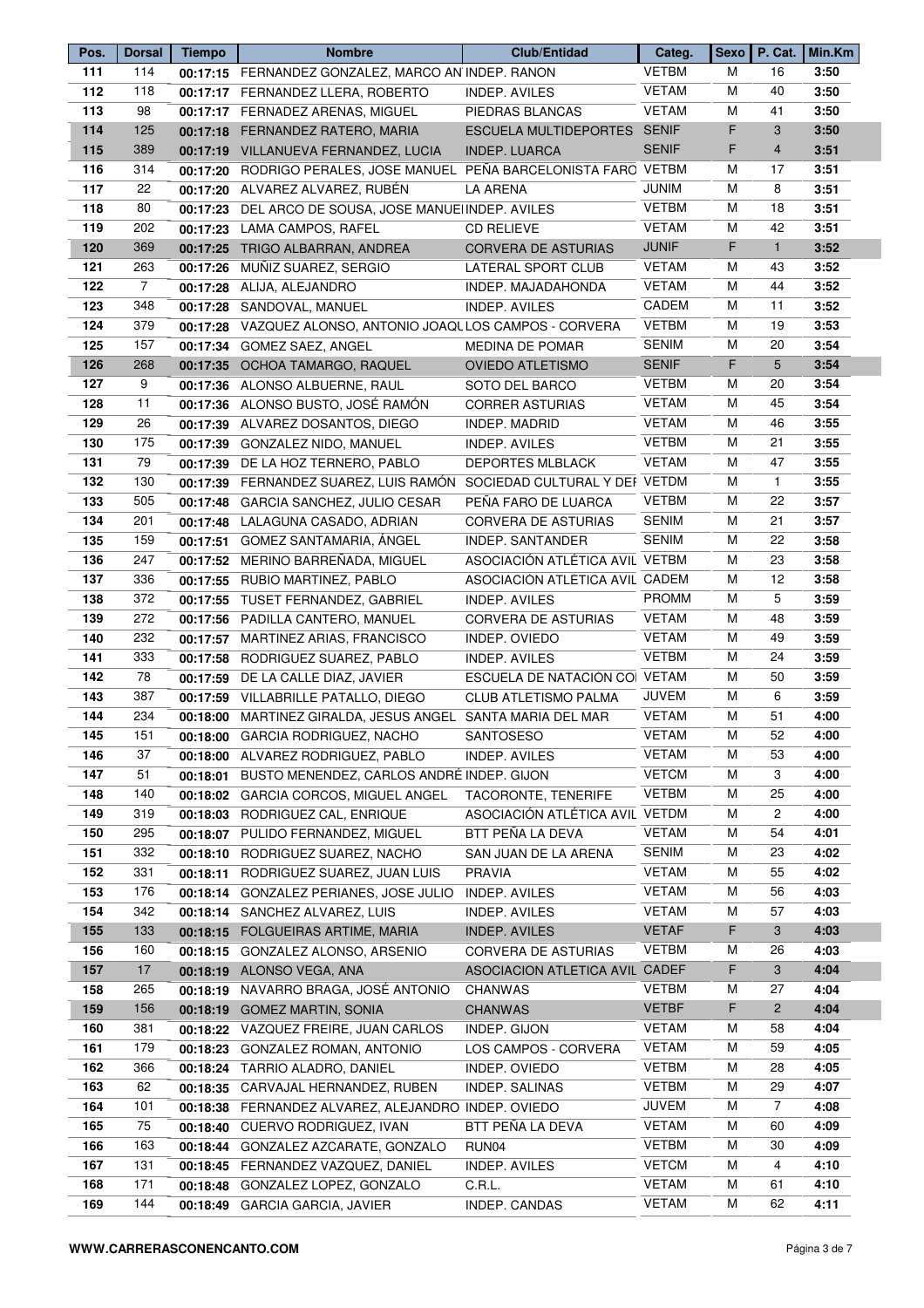| Pos. | Dorsal | Tiempo | Nombre | Club/Entidad | Categ. | Sexo | P. Cat. | Min.Km |
|---|---|---|---|---|---|---|---|---|
| 111 | 114 | 00:17:15 | FERNANDEZ GONZALEZ, MARCO AN | INDEP. RANON | VETBM | M | 16 | 3:50 |
| 112 | 118 | 00:17:17 | FERNANDEZ LLERA, ROBERTO | INDEP. AVILES | VETAM | M | 40 | 3:50 |
| 113 | 98 | 00:17:17 | FERNANDEZ ARENAS, MIGUEL | PIEDRAS BLANCAS | VETAM | M | 41 | 3:50 |
| 114 | 125 | 00:17:18 | FERNANDEZ RATERO, MARIA | ESCUELA MULTIDEPORTES | SENIF | F | 3 | 3:50 |
| 115 | 389 | 00:17:19 | VILLANUEVA FERNANDEZ, LUCIA | INDEP. LUARCA | SENIF | F | 4 | 3:51 |
| 116 | 314 | 00:17:20 | RODRIGO PERALES, JOSE MANUEL | PEÑA BARCELONISTA FARO | VETBM | M | 17 | 3:51 |
| 117 | 22 | 00:17:20 | ALVAREZ ALVAREZ, RUBÉN | LA ARENA | JUNIM | M | 8 | 3:51 |
| 118 | 80 | 00:17:23 | DEL ARCO DE SOUSA, JOSE MANUEI | INDEP. AVILES | VETBM | M | 18 | 3:51 |
| 119 | 202 | 00:17:23 | LAMA CAMPOS, RAFEL | CD RELIEVE | VETAM | M | 42 | 3:51 |
| 120 | 369 | 00:17:25 | TRIGO ALBARRAN, ANDREA | CORVERA DE ASTURIAS | JUNIF | F | 1 | 3:52 |
| 121 | 263 | 00:17:26 | MUÑIZ SUAREZ, SERGIO | LATERAL SPORT CLUB | VETAM | M | 43 | 3:52 |
| 122 | 7 | 00:17:28 | ALIJA, ALEJANDRO | INDEP. MAJADAHONDA | VETAM | M | 44 | 3:52 |
| 123 | 348 | 00:17:28 | SANDOVAL, MANUEL | INDEP. AVILES | CADEM | M | 11 | 3:52 |
| 124 | 379 | 00:17:28 | VAZQUEZ ALONSO, ANTONIO JOAQU | LOS CAMPOS - CORVERA | VETBM | M | 19 | 3:53 |
| 125 | 157 | 00:17:34 | GOMEZ SAEZ, ANGEL | MEDINA DE POMAR | SENIM | M | 20 | 3:54 |
| 126 | 268 | 00:17:35 | OCHOA TAMARGO, RAQUEL | OVIEDO ATLETISMO | SENIF | F | 5 | 3:54 |
| 127 | 9 | 00:17:36 | ALONSO ALBUERNE, RAUL | SOTO DEL BARCO | VETBM | M | 20 | 3:54 |
| 128 | 11 | 00:17:36 | ALONSO BUSTO, JOSÉ RAMÓN | CORRER ASTURIAS | VETAM | M | 45 | 3:54 |
| 129 | 26 | 00:17:39 | ALVAREZ DOSANTOS, DIEGO | INDEP. MADRID | VETAM | M | 46 | 3:55 |
| 130 | 175 | 00:17:39 | GONZALEZ NIDO, MANUEL | INDEP. AVILES | VETBM | M | 21 | 3:55 |
| 131 | 79 | 00:17:39 | DE LA HOZ TERNERO, PABLO | DEPORTES MLBLACK | VETAM | M | 47 | 3:55 |
| 132 | 130 | 00:17:39 | FERNANDEZ SUAREZ, LUIS RAMÓN | SOCIEDAD CULTURAL Y DEI | VETDM | M | 1 | 3:55 |
| 133 | 505 | 00:17:48 | GARCIA SANCHEZ, JULIO CESAR | PEÑA FARO DE LUARCA | VETBM | M | 22 | 3:57 |
| 134 | 201 | 00:17:48 | LALAGUNA CASADO, ADRIAN | CORVERA DE ASTURIAS | SENIM | M | 21 | 3:57 |
| 135 | 159 | 00:17:51 | GOMEZ SANTAMARIA, ÁNGEL | INDEP. SANTANDER | SENIM | M | 22 | 3:58 |
| 136 | 247 | 00:17:52 | MERINO BARREÑADA, MIGUEL | ASOCIACIÓN ATLÉTICA AVIL | VETBM | M | 23 | 3:58 |
| 137 | 336 | 00:17:55 | RUBIO MARTINEZ, PABLO | ASOCIACION ATLETICA AVIL | CADEM | M | 12 | 3:58 |
| 138 | 372 | 00:17:55 | TUSET FERNANDEZ, GABRIEL | INDEP. AVILES | PROMM | M | 5 | 3:59 |
| 139 | 272 | 00:17:56 | PADILLA CANTERO, MANUEL | CORVERA DE ASTURIAS | VETAM | M | 48 | 3:59 |
| 140 | 232 | 00:17:57 | MARTINEZ ARIAS, FRANCISCO | INDEP. OVIEDO | VETAM | M | 49 | 3:59 |
| 141 | 333 | 00:17:58 | RODRIGUEZ SUAREZ, PABLO | INDEP. AVILES | VETBM | M | 24 | 3:59 |
| 142 | 78 | 00:17:59 | DE LA CALLE DIAZ, JAVIER | ESCUELA DE NATACIÓN CO | VETAM | M | 50 | 3:59 |
| 143 | 387 | 00:17:59 | VILLABRILLE PATALLO, DIEGO | CLUB ATLETISMO PALMA | JUVEM | M | 6 | 3:59 |
| 144 | 234 | 00:18:00 | MARTINEZ GIRALDA, JESUS ANGEL | SANTA MARIA DEL MAR | VETAM | M | 51 | 4:00 |
| 145 | 151 | 00:18:00 | GARCIA RODRIGUEZ, NACHO | SANTOSESO | VETAM | M | 52 | 4:00 |
| 146 | 37 | 00:18:00 | ALVAREZ RODRIGUEZ, PABLO | INDEP. AVILES | VETAM | M | 53 | 4:00 |
| 147 | 51 | 00:18:01 | BUSTO MENENDEZ, CARLOS ANDRÉ | INDEP. GIJON | VETCM | M | 3 | 4:00 |
| 148 | 140 | 00:18:02 | GARCIA CORCOS, MIGUEL ANGEL | TACORONTE, TENERIFE | VETBM | M | 25 | 4:00 |
| 149 | 319 | 00:18:03 | RODRIGUEZ CAL, ENRIQUE | ASOCIACIÓN ATLÉTICA AVIL | VETDM | M | 2 | 4:00 |
| 150 | 295 | 00:18:07 | PULIDO FERNANDEZ, MIGUEL | BTT PEÑA LA DEVA | VETAM | M | 54 | 4:01 |
| 151 | 332 | 00:18:10 | RODRIGUEZ SUAREZ, NACHO | SAN JUAN DE LA ARENA | SENIM | M | 23 | 4:02 |
| 152 | 331 | 00:18:11 | RODRIGUEZ SUAREZ, JUAN LUIS | PRAVIA | VETAM | M | 55 | 4:02 |
| 153 | 176 | 00:18:14 | GONZALEZ PERIANES, JOSE JULIO | INDEP. AVILES | VETAM | M | 56 | 4:03 |
| 154 | 342 | 00:18:14 | SANCHEZ ALVAREZ, LUIS | INDEP. AVILES | VETAM | M | 57 | 4:03 |
| 155 | 133 | 00:18:15 | FOLGUEIRAS ARTIME, MARIA | INDEP. AVILES | VETAF | F | 3 | 4:03 |
| 156 | 160 | 00:18:15 | GONZALEZ ALONSO, ARSENIO | CORVERA DE ASTURIAS | VETBM | M | 26 | 4:03 |
| 157 | 17 | 00:18:19 | ALONSO VEGA, ANA | ASOCIACION ATLETICA AVIL | CADEF | F | 3 | 4:04 |
| 158 | 265 | 00:18:19 | NAVARRO BRAGA, JOSÉ ANTONIO | CHANWAS | VETBM | M | 27 | 4:04 |
| 159 | 156 | 00:18:19 | GOMEZ MARTIN, SONIA | CHANWAS | VETBF | F | 2 | 4:04 |
| 160 | 381 | 00:18:22 | VAZQUEZ FREIRE, JUAN CARLOS | INDEP. GIJON | VETAM | M | 58 | 4:04 |
| 161 | 179 | 00:18:23 | GONZALEZ ROMAN, ANTONIO | LOS CAMPOS - CORVERA | VETAM | M | 59 | 4:05 |
| 162 | 366 | 00:18:24 | TARRIO ALADRO, DANIEL | INDEP. OVIEDO | VETBM | M | 28 | 4:05 |
| 163 | 62 | 00:18:35 | CARVAJAL HERNANDEZ, RUBEN | INDEP. SALINAS | VETBM | M | 29 | 4:07 |
| 164 | 101 | 00:18:38 | FERNANDEZ ALVAREZ, ALEJANDRO | INDEP. OVIEDO | JUVEM | M | 7 | 4:08 |
| 165 | 75 | 00:18:40 | CUERVO RODRIGUEZ, IVAN | BTT PEÑA LA DEVA | VETAM | M | 60 | 4:09 |
| 166 | 163 | 00:18:44 | GONZALEZ AZCARATE, GONZALO | RUN04 | VETBM | M | 30 | 4:09 |
| 167 | 131 | 00:18:45 | FERNANDEZ VAZQUEZ, DANIEL | INDEP. AVILES | VETCM | M | 4 | 4:10 |
| 168 | 171 | 00:18:48 | GONZALEZ LOPEZ, GONZALO | C.R.L. | VETAM | M | 61 | 4:10 |
| 169 | 144 | 00:18:49 | GARCIA GARCIA, JAVIER | INDEP. CANDAS | VETAM | M | 62 | 4:11 |

**WWW.CARRERASCONENCANTO.COM**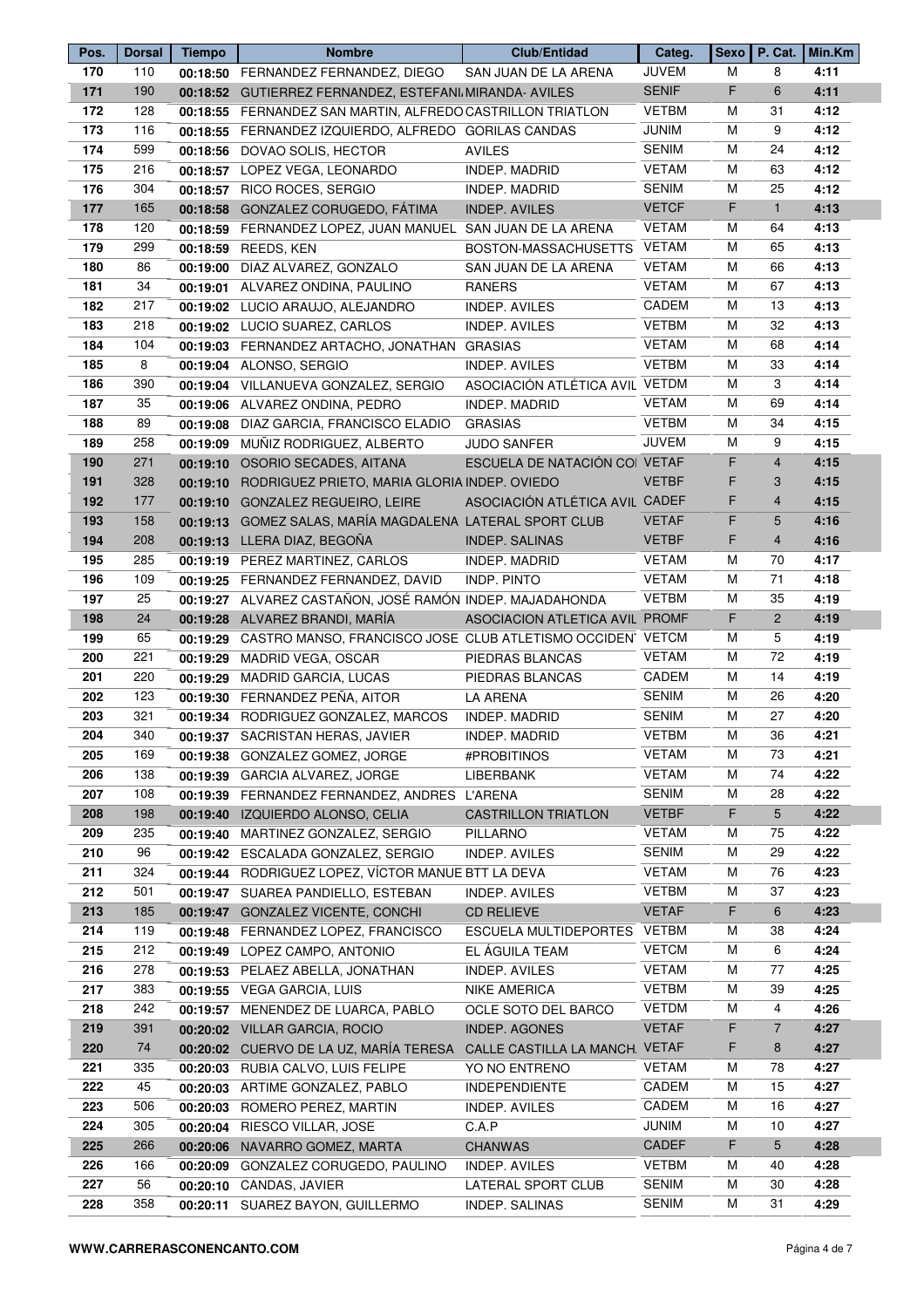| Pos. | Dorsal | Tiempo | Nombre | Club/Entidad | Categ. | Sexo | P. Cat. | Min.Km |
|---|---|---|---|---|---|---|---|---|
| 170 | 110 | 00:18:50 | FERNANDEZ FERNANDEZ, DIEGO | SAN JUAN DE LA ARENA | JUVEM | M | 8 | 4:11 |
| 171 | 190 | 00:18:52 | GUTIERREZ FERNANDEZ, ESTEFANI | MIRANDA- AVILES | SENIF | F | 6 | 4:11 |
| 172 | 128 | 00:18:55 | FERNANDEZ SAN MARTIN, ALFREDO | CASTRILLON TRIATLON | VETBM | M | 31 | 4:12 |
| 173 | 116 | 00:18:55 | FERNANDEZ IZQUIERDO, ALFREDO | GORILAS CANDAS | JUNIM | M | 9 | 4:12 |
| 174 | 599 | 00:18:56 | DOVAO SOLIS, HECTOR | AVILES | SENIM | M | 24 | 4:12 |
| 175 | 216 | 00:18:57 | LOPEZ VEGA, LEONARDO | INDEP. MADRID | VETAM | M | 63 | 4:12 |
| 176 | 304 | 00:18:57 | RICO ROCES, SERGIO | INDEP. MADRID | SENIM | M | 25 | 4:12 |
| 177 | 165 | 00:18:58 | GONZALEZ CORUGEDO, FÁTIMA | INDEP. AVILES | VETCF | F | 1 | 4:13 |
| 178 | 120 | 00:18:59 | FERNANDEZ LOPEZ, JUAN MANUEL | SAN JUAN DE LA ARENA | VETAM | M | 64 | 4:13 |
| 179 | 299 | 00:18:59 | REEDS, KEN | BOSTON-MASSACHUSETTS | VETAM | M | 65 | 4:13 |
| 180 | 86 | 00:19:00 | DIAZ ALVAREZ, GONZALO | SAN JUAN DE LA ARENA | VETAM | M | 66 | 4:13 |
| 181 | 34 | 00:19:01 | ALVAREZ ONDINA, PAULINO | RANERS | VETAM | M | 67 | 4:13 |
| 182 | 217 | 00:19:02 | LUCIO ARAUJO, ALEJANDRO | INDEP. AVILES | CADEM | M | 13 | 4:13 |
| 183 | 218 | 00:19:02 | LUCIO SUAREZ, CARLOS | INDEP. AVILES | VETBM | M | 32 | 4:13 |
| 184 | 104 | 00:19:03 | FERNANDEZ ARTACHO, JONATHAN | GRASIAS | VETAM | M | 68 | 4:14 |
| 185 | 8 | 00:19:04 | ALONSO, SERGIO | INDEP. AVILES | VETBM | M | 33 | 4:14 |
| 186 | 390 | 00:19:04 | VILLANUEVA GONZALEZ, SERGIO | ASOCIACIÓN ATLÉTICA AVIL | VETDM | M | 3 | 4:14 |
| 187 | 35 | 00:19:06 | ALVAREZ ONDINA, PEDRO | INDEP. MADRID | VETAM | M | 69 | 4:14 |
| 188 | 89 | 00:19:08 | DIAZ GARCIA, FRANCISCO ELADIO | GRASIAS | VETBM | M | 34 | 4:15 |
| 189 | 258 | 00:19:09 | MUÑIZ RODRIGUEZ, ALBERTO | JUDO SANFER | JUVEM | M | 9 | 4:15 |
| 190 | 271 | 00:19:10 | OSORIO SECADES, AITANA | ESCUELA DE NATACIÓN COI | VETAF | F | 4 | 4:15 |
| 191 | 328 | 00:19:10 | RODRIGUEZ PRIETO, MARIA GLORIA | INDEP. OVIEDO | VETBF | F | 3 | 4:15 |
| 192 | 177 | 00:19:10 | GONZALEZ REGUEIRO, LEIRE | ASOCIACIÓN ATLÉTICA AVIL | CADEF | F | 4 | 4:15 |
| 193 | 158 | 00:19:13 | GOMEZ SALAS, MARÍA MAGDALENA | LATERAL SPORT CLUB | VETAF | F | 5 | 4:16 |
| 194 | 208 | 00:19:13 | LLERA DIAZ, BEGOÑA | INDEP. SALINAS | VETBF | F | 4 | 4:16 |
| 195 | 285 | 00:19:19 | PEREZ MARTINEZ, CARLOS | INDEP. MADRID | VETAM | M | 70 | 4:17 |
| 196 | 109 | 00:19:25 | FERNANDEZ FERNANDEZ, DAVID | INDP. PINTO | VETAM | M | 71 | 4:18 |
| 197 | 25 | 00:19:27 | ALVAREZ CASTAÑON, JOSÉ RAMÓN | INDEP. MAJADAHONDA | VETBM | M | 35 | 4:19 |
| 198 | 24 | 00:19:28 | ALVAREZ BRANDI, MARÍA | ASOCIACION ATLETICA AVIL | PROMF | F | 2 | 4:19 |
| 199 | 65 | 00:19:29 | CASTRO MANSO, FRANCISCO JOSE | CLUB ATLETISMO OCCIDEN' | VETCM | M | 5 | 4:19 |
| 200 | 221 | 00:19:29 | MADRID VEGA, OSCAR | PIEDRAS BLANCAS | VETAM | M | 72 | 4:19 |
| 201 | 220 | 00:19:29 | MADRID GARCIA, LUCAS | PIEDRAS BLANCAS | CADEM | M | 14 | 4:19 |
| 202 | 123 | 00:19:30 | FERNANDEZ PEÑA, AITOR | LA ARENA | SENIM | M | 26 | 4:20 |
| 203 | 321 | 00:19:34 | RODRIGUEZ GONZALEZ, MARCOS | INDEP. MADRID | SENIM | M | 27 | 4:20 |
| 204 | 340 | 00:19:37 | SACRISTAN HERAS, JAVIER | INDEP. MADRID | VETBM | M | 36 | 4:21 |
| 205 | 169 | 00:19:38 | GONZALEZ GOMEZ, JORGE | #PROBITINOS | VETAM | M | 73 | 4:21 |
| 206 | 138 | 00:19:39 | GARCIA ALVAREZ, JORGE | LIBERBANK | VETAM | M | 74 | 4:22 |
| 207 | 108 | 00:19:39 | FERNANDEZ FERNANDEZ, ANDRES | L'ARENA | SENIM | M | 28 | 4:22 |
| 208 | 198 | 00:19:40 | IZQUIERDO ALONSO, CELIA | CASTRILLON TRIATLON | VETBF | F | 5 | 4:22 |
| 209 | 235 | 00:19:40 | MARTINEZ GONZALEZ, SERGIO | PILLARNO | VETAM | M | 75 | 4:22 |
| 210 | 96 | 00:19:42 | ESCALADA GONZALEZ, SERGIO | INDEP. AVILES | SENIM | M | 29 | 4:22 |
| 211 | 324 | 00:19:44 | RODRIGUEZ LOPEZ, VÍCTOR MANUE | BTT LA DEVA | VETAM | M | 76 | 4:23 |
| 212 | 501 | 00:19:47 | SUAREA PANDIELLO, ESTEBAN | INDEP. AVILES | VETBM | M | 37 | 4:23 |
| 213 | 185 | 00:19:47 | GONZALEZ VICENTE, CONCHI | CD RELIEVE | VETAF | F | 6 | 4:23 |
| 214 | 119 | 00:19:48 | FERNANDEZ LOPEZ, FRANCISCO | ESCUELA MULTIDEPORTES | VETBM | M | 38 | 4:24 |
| 215 | 212 | 00:19:49 | LOPEZ CAMPO, ANTONIO | EL ÁGUILA TEAM | VETCM | M | 6 | 4:24 |
| 216 | 278 | 00:19:53 | PELAEZ ABELLA, JONATHAN | INDEP. AVILES | VETAM | M | 77 | 4:25 |
| 217 | 383 | 00:19:55 | VEGA GARCIA, LUIS | NIKE AMERICA | VETBM | M | 39 | 4:25 |
| 218 | 242 | 00:19:57 | MENENDEZ DE LUARCA, PABLO | OCLE SOTO DEL BARCO | VETDM | M | 4 | 4:26 |
| 219 | 391 | 00:20:02 | VILLAR GARCIA, ROCIO | INDEP. AGONES | VETAF | F | 7 | 4:27 |
| 220 | 74 | 00:20:02 | CUERVO DE LA UZ, MARÍA TERESA | CALLE CASTILLA LA MANCH. | VETAF | F | 8 | 4:27 |
| 221 | 335 | 00:20:03 | RUBIA CALVO, LUIS FELIPE | YO NO ENTRENO | VETAM | M | 78 | 4:27 |
| 222 | 45 | 00:20:03 | ARTIME GONZALEZ, PABLO | INDEPENDIENTE | CADEM | M | 15 | 4:27 |
| 223 | 506 | 00:20:03 | ROMERO PEREZ, MARTIN | INDEP. AVILES | CADEM | M | 16 | 4:27 |
| 224 | 305 | 00:20:04 | RIESCO VILLAR, JOSE | C.A.P | JUNIM | M | 10 | 4:27 |
| 225 | 266 | 00:20:06 | NAVARRO GOMEZ, MARTA | CHANWAS | CADEF | F | 5 | 4:28 |
| 226 | 166 | 00:20:09 | GONZALEZ CORUGEDO, PAULINO | INDEP. AVILES | VETBM | M | 40 | 4:28 |
| 227 | 56 | 00:20:10 | CANDAS, JAVIER | LATERAL SPORT CLUB | SENIM | M | 30 | 4:28 |
| 228 | 358 | 00:20:11 | SUAREZ BAYON, GUILLERMO | INDEP. SALINAS | SENIM | M | 31 | 4:29 |

**WWW.CARRERASCONENCANTO.COM**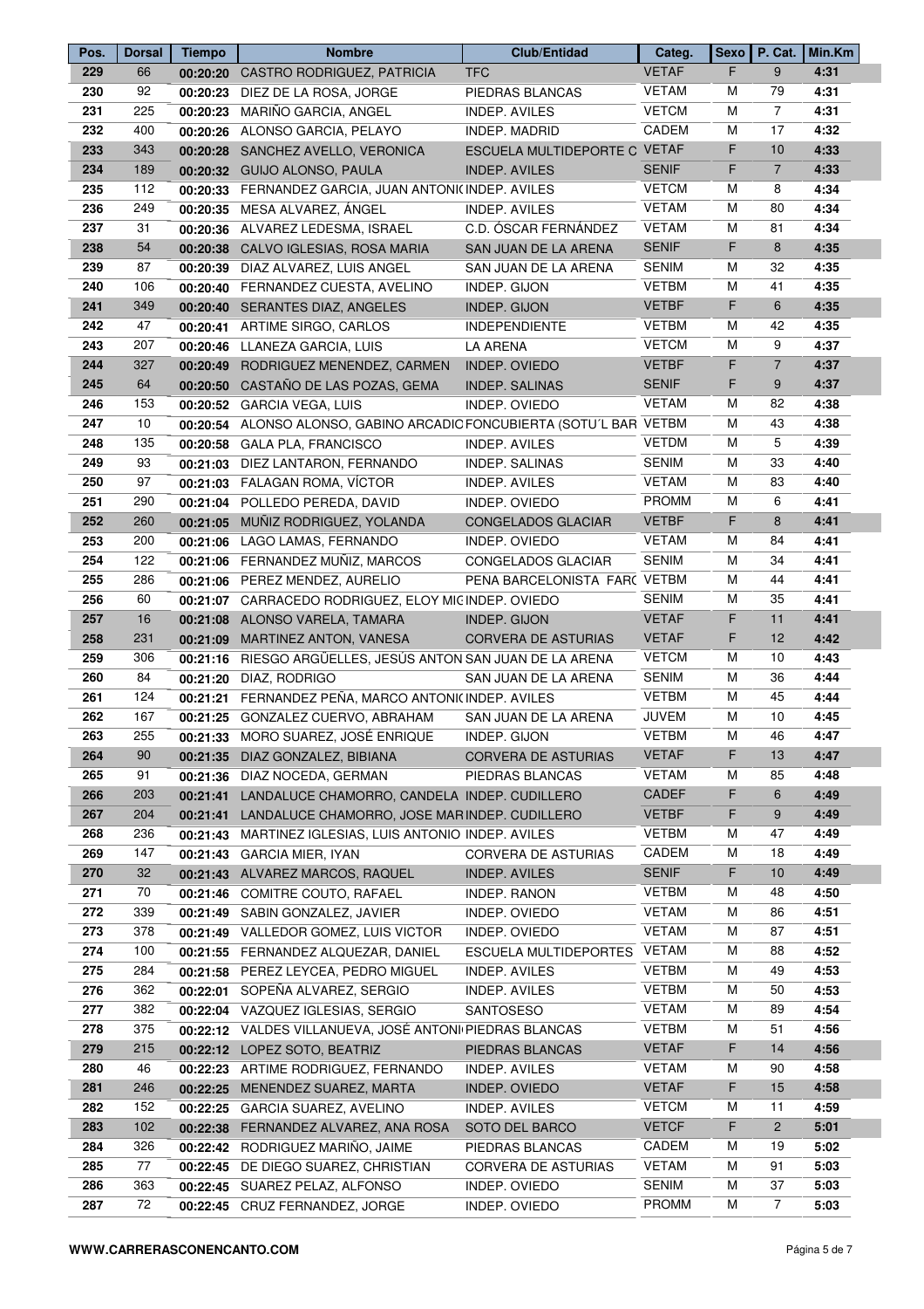| Pos. | Dorsal | Tiempo | Nombre | Club/Entidad | Categ. | Sexo | P. Cat. | Min.Km |
|---|---|---|---|---|---|---|---|---|
| 229 | 66 | 00:20:20 | CASTRO RODRIGUEZ, PATRICIA | TFC | VETAF | F | 9 | 4:31 |
| 230 | 92 | 00:20:23 | DIEZ DE LA ROSA, JORGE | PIEDRAS BLANCAS | VETAM | M | 79 | 4:31 |
| 231 | 225 | 00:20:23 | MARIÑO GARCIA, ANGEL | INDEP. AVILES | VETCM | M | 7 | 4:31 |
| 232 | 400 | 00:20:26 | ALONSO GARCIA, PELAYO | INDEP. MADRID | CADEM | M | 17 | 4:32 |
| 233 | 343 | 00:20:28 | SANCHEZ AVELLO, VERONICA | ESCUELA MULTIDEPORTE C | VETAF | F | 10 | 4:33 |
| 234 | 189 | 00:20:32 | GUIJO ALONSO, PAULA | INDEP. AVILES | SENIF | F | 7 | 4:33 |
| 235 | 112 | 00:20:33 | FERNANDEZ GARCIA, JUAN ANTONI | INDEP. AVILES | VETCM | M | 8 | 4:34 |
| 236 | 249 | 00:20:35 | MESA ALVAREZ, ÁNGEL | INDEP. AVILES | VETAM | M | 80 | 4:34 |
| 237 | 31 | 00:20:36 | ALVAREZ LEDESMA, ISRAEL | C.D. ÓSCAR FERNÁNDEZ | VETAM | M | 81 | 4:34 |
| 238 | 54 | 00:20:38 | CALVO IGLESIAS, ROSA MARIA | SAN JUAN DE LA ARENA | SENIF | F | 8 | 4:35 |
| 239 | 87 | 00:20:39 | DIAZ ALVAREZ, LUIS ANGEL | SAN JUAN DE LA ARENA | SENIM | M | 32 | 4:35 |
| 240 | 106 | 00:20:40 | FERNANDEZ CUESTA, AVELINO | INDEP. GIJON | VETBM | M | 41 | 4:35 |
| 241 | 349 | 00:20:40 | SERANTES DIAZ, ANGELES | INDEP. GIJON | VETBF | F | 6 | 4:35 |
| 242 | 47 | 00:20:41 | ARTIME SIRGO, CARLOS | INDEPENDIENTE | VETBM | M | 42 | 4:35 |
| 243 | 207 | 00:20:46 | LLANEZA GARCIA, LUIS | LA ARENA | VETCM | M | 9 | 4:37 |
| 244 | 327 | 00:20:49 | RODRIGUEZ MENENDEZ, CARMEN | INDEP. OVIEDO | VETBF | F | 7 | 4:37 |
| 245 | 64 | 00:20:50 | CASTAÑO DE LAS POZAS, GEMA | INDEP. SALINAS | SENIF | F | 9 | 4:37 |
| 246 | 153 | 00:20:52 | GARCIA VEGA, LUIS | INDEP. OVIEDO | VETAM | M | 82 | 4:38 |
| 247 | 10 | 00:20:54 | ALONSO ALONSO, GABINO ARCADIO | FONCUBIERTA (SOTU´L BAR | VETBM | M | 43 | 4:38 |
| 248 | 135 | 00:20:58 | GALA PLA, FRANCISCO | INDEP. AVILES | VETDM | M | 5 | 4:39 |
| 249 | 93 | 00:21:03 | DIEZ LANTARON, FERNANDO | INDEP. SALINAS | SENIM | M | 33 | 4:40 |
| 250 | 97 | 00:21:03 | FALAGAN ROMA, VÍCTOR | INDEP. AVILES | VETAM | M | 83 | 4:40 |
| 251 | 290 | 00:21:04 | POLLEDO PEREDA, DAVID | INDEP. OVIEDO | PROMM | M | 6 | 4:41 |
| 252 | 260 | 00:21:05 | MUÑIZ RODRIGUEZ, YOLANDA | CONGELADOS GLACIAR | VETBF | F | 8 | 4:41 |
| 253 | 200 | 00:21:06 | LAGO LAMAS, FERNANDO | INDEP. OVIEDO | VETAM | M | 84 | 4:41 |
| 254 | 122 | 00:21:06 | FERNANDEZ MUÑIZ, MARCOS | CONGELADOS GLACIAR | SENIM | M | 34 | 4:41 |
| 255 | 286 | 00:21:06 | PEREZ MENDEZ, AURELIO | PEÑA BARCELONISTA FARO | VETBM | M | 44 | 4:41 |
| 256 | 60 | 00:21:07 | CARRACEDO RODRIGUEZ, ELOY MIG | INDEP. OVIEDO | SENIM | M | 35 | 4:41 |
| 257 | 16 | 00:21:08 | ALONSO VARELA, TAMARA | INDEP. GIJON | VETAF | F | 11 | 4:41 |
| 258 | 231 | 00:21:09 | MARTINEZ ANTON, VANESA | CORVERA DE ASTURIAS | VETAF | F | 12 | 4:42 |
| 259 | 306 | 00:21:16 | RIESGO ARGÜELLES, JESÚS ANTON | SAN JUAN DE LA ARENA | VETCM | M | 10 | 4:43 |
| 260 | 84 | 00:21:20 | DIAZ, RODRIGO | SAN JUAN DE LA ARENA | SENIM | M | 36 | 4:44 |
| 261 | 124 | 00:21:21 | FERNANDEZ PEÑA, MARCO ANTONIO | INDEP. AVILES | VETBM | M | 45 | 4:44 |
| 262 | 167 | 00:21:25 | GONZALEZ CUERVO, ABRAHAM | SAN JUAN DE LA ARENA | JUVEM | M | 10 | 4:45 |
| 263 | 255 | 00:21:33 | MORO SUAREZ, JOSÉ ENRIQUE | INDEP. GIJON | VETBM | M | 46 | 4:47 |
| 264 | 90 | 00:21:35 | DIAZ GONZALEZ, BIBIANA | CORVERA DE ASTURIAS | VETAF | F | 13 | 4:47 |
| 265 | 91 | 00:21:36 | DIAZ NOCEDA, GERMAN | PIEDRAS BLANCAS | VETAM | M | 85 | 4:48 |
| 266 | 203 | 00:21:41 | LANDALUCE CHAMORRO, CANDELA | INDEP. CUDILLERO | CADEF | F | 6 | 4:49 |
| 267 | 204 | 00:21:41 | LANDALUCE CHAMORRO, JOSE MAR | INDEP. CUDILLERO | VETBF | F | 9 | 4:49 |
| 268 | 236 | 00:21:43 | MARTINEZ IGLESIAS, LUIS ANTONIO | INDEP. AVILES | VETBM | M | 47 | 4:49 |
| 269 | 147 | 00:21:43 | GARCIA MIER, IYAN | CORVERA DE ASTURIAS | CADEM | M | 18 | 4:49 |
| 270 | 32 | 00:21:43 | ALVAREZ MARCOS, RAQUEL | INDEP. AVILES | SENIF | F | 10 | 4:49 |
| 271 | 70 | 00:21:46 | COMITRE COUTO, RAFAEL | INDEP. RANON | VETBM | M | 48 | 4:50 |
| 272 | 339 | 00:21:49 | SABIN GONZALEZ, JAVIER | INDEP. OVIEDO | VETAM | M | 86 | 4:51 |
| 273 | 378 | 00:21:49 | VALLEDOR GOMEZ, LUIS VICTOR | INDEP. OVIEDO | VETAM | M | 87 | 4:51 |
| 274 | 100 | 00:21:55 | FERNANDEZ ALQUEZAR, DANIEL | ESCUELA MULTIDEPORTES | VETAM | M | 88 | 4:52 |
| 275 | 284 | 00:21:58 | PEREZ LEYCEA, PEDRO MIGUEL | INDEP. AVILES | VETBM | M | 49 | 4:53 |
| 276 | 362 | 00:22:01 | SOPEÑA ALVAREZ, SERGIO | INDEP. AVILES | VETBM | M | 50 | 4:53 |
| 277 | 382 | 00:22:04 | VAZQUEZ IGLESIAS, SERGIO | SANTOSESO | VETAM | M | 89 | 4:54 |
| 278 | 375 | 00:22:12 | VALDES VILLANUEVA, JOSÉ ANTONI | PIEDRAS BLANCAS | VETBM | M | 51 | 4:56 |
| 279 | 215 | 00:22:12 | LOPEZ SOTO, BEATRIZ | PIEDRAS BLANCAS | VETAF | F | 14 | 4:56 |
| 280 | 46 | 00:22:23 | ARTIME RODRIGUEZ, FERNANDO | INDEP. AVILES | VETAM | M | 90 | 4:58 |
| 281 | 246 | 00:22:25 | MENENDEZ SUAREZ, MARTA | INDEP. OVIEDO | VETAF | F | 15 | 4:58 |
| 282 | 152 | 00:22:25 | GARCIA SUAREZ, AVELINO | INDEP. AVILES | VETCM | M | 11 | 4:59 |
| 283 | 102 | 00:22:38 | FERNANDEZ ALVAREZ, ANA ROSA | SOTO DEL BARCO | VETCF | F | 2 | 5:01 |
| 284 | 326 | 00:22:42 | RODRIGUEZ MARIÑO, JAIME | PIEDRAS BLANCAS | CADEM | M | 19 | 5:02 |
| 285 | 77 | 00:22:45 | DE DIEGO SUAREZ, CHRISTIAN | CORVERA DE ASTURIAS | VETAM | M | 91 | 5:03 |
| 286 | 363 | 00:22:45 | SUAREZ PELAZ, ALFONSO | INDEP. OVIEDO | SENIM | M | 37 | 5:03 |
| 287 | 72 | 00:22:45 | CRUZ FERNANDEZ, JORGE | INDEP. OVIEDO | PROMM | M | 7 | 5:03 |

**WWW.CARRERASCONENCANTO.COM**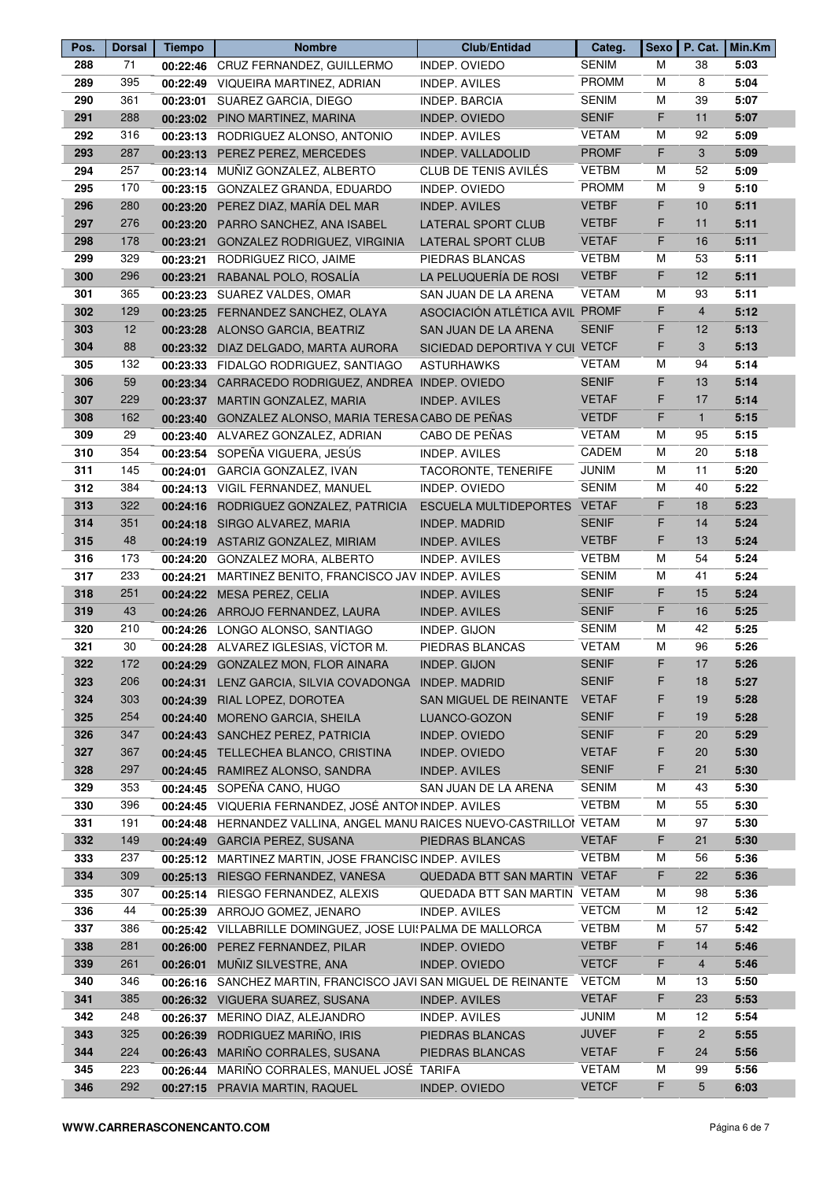| Pos. | Dorsal | Tiempo | Nombre | Club/Entidad | Categ. | Sexo | P. Cat. | Min.Km |
|---|---|---|---|---|---|---|---|---|
| 288 | 71 | 00:22:46 | CRUZ FERNANDEZ, GUILLERMO | INDEP. OVIEDO | SENIM | M | 38 | 5:03 |
| 289 | 395 | 00:22:49 | VIQUEIRA MARTINEZ, ADRIAN | INDEP. AVILES | PROMM | M | 8 | 5:04 |
| 290 | 361 | 00:23:01 | SUAREZ GARCIA, DIEGO | INDEP. BARCIA | SENIM | M | 39 | 5:07 |
| 291 | 288 | 00:23:02 | PINO MARTINEZ, MARINA | INDEP. OVIEDO | SENIF | F | 11 | 5:07 |
| 292 | 316 | 00:23:13 | RODRIGUEZ ALONSO, ANTONIO | INDEP. AVILES | VETAM | M | 92 | 5:09 |
| 293 | 287 | 00:23:13 | PEREZ PEREZ, MERCEDES | INDEP. VALLADOLID | PROMF | F | 3 | 5:09 |
| 294 | 257 | 00:23:14 | MUÑIZ GONZALEZ, ALBERTO | CLUB DE TENIS AVILÉS | VETBM | M | 52 | 5:09 |
| 295 | 170 | 00:23:15 | GONZALEZ GRANDA, EDUARDO | INDEP. OVIEDO | PROMM | M | 9 | 5:10 |
| 296 | 280 | 00:23:20 | PEREZ DIAZ, MARÍA DEL MAR | INDEP. AVILES | VETBF | F | 10 | 5:11 |
| 297 | 276 | 00:23:20 | PARRO SANCHEZ, ANA ISABEL | LATERAL SPORT CLUB | VETBF | F | 11 | 5:11 |
| 298 | 178 | 00:23:21 | GONZALEZ RODRIGUEZ, VIRGINIA | LATERAL SPORT CLUB | VETAF | F | 16 | 5:11 |
| 299 | 329 | 00:23:21 | RODRIGUEZ RICO, JAIME | PIEDRAS BLANCAS | VETBM | M | 53 | 5:11 |
| 300 | 296 | 00:23:21 | RABANAL POLO, ROSALÍA | LA PELUQUERÍA DE ROSI | VETBF | F | 12 | 5:11 |
| 301 | 365 | 00:23:23 | SUAREZ VALDES, OMAR | SAN JUAN DE LA ARENA | VETAM | M | 93 | 5:11 |
| 302 | 129 | 00:23:25 | FERNANDEZ SANCHEZ, OLAYA | ASOCIACIÓN ATLÉTICA AVIL | PROMF | F | 4 | 5:12 |
| 303 | 12 | 00:23:28 | ALONSO GARCIA, BEATRIZ | SAN JUAN DE LA ARENA | SENIF | F | 12 | 5:13 |
| 304 | 88 | 00:23:32 | DIAZ DELGADO, MARTA AURORA | SICIEDAD DEPORTIVA Y CUI | VETCF | F | 3 | 5:13 |
| 305 | 132 | 00:23:33 | FIDALGO RODRIGUEZ, SANTIAGO | ASTURHAWKS | VETAM | M | 94 | 5:14 |
| 306 | 59 | 00:23:34 | CARRACEDO RODRIGUEZ, ANDREA | INDEP. OVIEDO | SENIF | F | 13 | 5:14 |
| 307 | 229 | 00:23:37 | MARTIN GONZALEZ, MARIA | INDEP. AVILES | VETAF | F | 17 | 5:14 |
| 308 | 162 | 00:23:40 | GONZALEZ ALONSO, MARIA TERESA | CABO DE PEÑAS | VETDF | F | 1 | 5:15 |
| 309 | 29 | 00:23:40 | ALVAREZ GONZALEZ, ADRIAN | CABO DE PEÑAS | VETAM | M | 95 | 5:15 |
| 310 | 354 | 00:23:54 | SOPEÑA VIGUERA, JESÚS | INDEP. AVILES | CADEM | M | 20 | 5:18 |
| 311 | 145 | 00:24:01 | GARCIA GONZALEZ, IVAN | TACORONTE, TENERIFE | JUNIM | M | 11 | 5:20 |
| 312 | 384 | 00:24:13 | VIGIL FERNANDEZ, MANUEL | INDEP. OVIEDO | SENIM | M | 40 | 5:22 |
| 313 | 322 | 00:24:16 | RODRIGUEZ GONZALEZ, PATRICIA | ESCUELA MULTIDEPORTES | VETAF | F | 18 | 5:23 |
| 314 | 351 | 00:24:18 | SIRGO ALVAREZ, MARIA | INDEP. MADRID | SENIF | F | 14 | 5:24 |
| 315 | 48 | 00:24:19 | ASTARIZ GONZALEZ, MIRIAM | INDEP. AVILES | VETBF | F | 13 | 5:24 |
| 316 | 173 | 00:24:20 | GONZALEZ MORA, ALBERTO | INDEP. AVILES | VETBM | M | 54 | 5:24 |
| 317 | 233 | 00:24:21 | MARTINEZ BENITO, FRANCISCO JAV | INDEP. AVILES | SENIM | M | 41 | 5:24 |
| 318 | 251 | 00:24:22 | MESA PEREZ, CELIA | INDEP. AVILES | SENIF | F | 15 | 5:24 |
| 319 | 43 | 00:24:26 | ARROJO FERNANDEZ, LAURA | INDEP. AVILES | SENIF | F | 16 | 5:25 |
| 320 | 210 | 00:24:26 | LONGO ALONSO, SANTIAGO | INDEP. GIJON | SENIM | M | 42 | 5:25 |
| 321 | 30 | 00:24:28 | ALVAREZ IGLESIAS, VÍCTOR M. | PIEDRAS BLANCAS | VETAM | M | 96 | 5:26 |
| 322 | 172 | 00:24:29 | GONZALEZ MON, FLOR AINARA | INDEP. GIJON | SENIF | F | 17 | 5:26 |
| 323 | 206 | 00:24:31 | LENZ GARCIA, SILVIA COVADONGA | INDEP. MADRID | SENIF | F | 18 | 5:27 |
| 324 | 303 | 00:24:39 | RIAL LOPEZ, DOROTEA | SAN MIGUEL DE REINANTE | VETAF | F | 19 | 5:28 |
| 325 | 254 | 00:24:40 | MORENO GARCIA, SHEILA | LUANCO-GOZON | SENIF | F | 19 | 5:28 |
| 326 | 347 | 00:24:43 | SANCHEZ PEREZ, PATRICIA | INDEP. OVIEDO | SENIF | F | 20 | 5:29 |
| 327 | 367 | 00:24:45 | TELLECHEA BLANCO, CRISTINA | INDEP. OVIEDO | VETAF | F | 20 | 5:30 |
| 328 | 297 | 00:24:45 | RAMIREZ ALONSO, SANDRA | INDEP. AVILES | SENIF | F | 21 | 5:30 |
| 329 | 353 | 00:24:45 | SOPEÑA CANO, HUGO | SAN JUAN DE LA ARENA | SENIM | M | 43 | 5:30 |
| 330 | 396 | 00:24:45 | VIQUERIA FERNANDEZ, JOSÉ ANTON | INDEP. AVILES | VETBM | M | 55 | 5:30 |
| 331 | 191 | 00:24:48 | HERNANDEZ VALLINA, ANGEL MANU | RAICES NUEVO-CASTRILLOI | VETAM | M | 97 | 5:30 |
| 332 | 149 | 00:24:49 | GARCIA PEREZ, SUSANA | PIEDRAS BLANCAS | VETAF | F | 21 | 5:30 |
| 333 | 237 | 00:25:12 | MARTINEZ MARTIN, JOSE FRANCISC | INDEP. AVILES | VETBM | M | 56 | 5:36 |
| 334 | 309 | 00:25:13 | RIESGO FERNANDEZ, VANESA | QUEDADA BTT SAN MARTIN | VETAF | F | 22 | 5:36 |
| 335 | 307 | 00:25:14 | RIESGO FERNANDEZ, ALEXIS | QUEDADA BTT SAN MARTIN | VETAM | M | 98 | 5:36 |
| 336 | 44 | 00:25:39 | ARROJO GOMEZ, JENARO | INDEP. AVILES | VETCM | M | 12 | 5:42 |
| 337 | 386 | 00:25:42 | VILLABRILLE DOMINGUEZ, JOSE LUI | PALMA DE MALLORCA | VETBM | M | 57 | 5:42 |
| 338 | 281 | 00:26:00 | PEREZ FERNANDEZ, PILAR | INDEP. OVIEDO | VETBF | F | 14 | 5:46 |
| 339 | 261 | 00:26:01 | MUÑIZ SILVESTRE, ANA | INDEP. OVIEDO | VETCF | F | 4 | 5:46 |
| 340 | 346 | 00:26:16 | SANCHEZ MARTIN, FRANCISCO JAVI | SAN MIGUEL DE REINANTE | VETCM | M | 13 | 5:50 |
| 341 | 385 | 00:26:32 | VIGUERA SUAREZ, SUSANA | INDEP. AVILES | VETAF | F | 23 | 5:53 |
| 342 | 248 | 00:26:37 | MERINO DIAZ, ALEJANDRO | INDEP. AVILES | JUNIM | M | 12 | 5:54 |
| 343 | 325 | 00:26:39 | RODRIGUEZ MARIÑO, IRIS | PIEDRAS BLANCAS | JUVEF | F | 2 | 5:55 |
| 344 | 224 | 00:26:43 | MARIÑO CORRALES, SUSANA | PIEDRAS BLANCAS | VETAF | F | 24 | 5:56 |
| 345 | 223 | 00:26:44 | MARIÑO CORRALES, MANUEL JOSÉ | TARIFA | VETAM | M | 99 | 5:56 |
| 346 | 292 | 00:27:15 | PRAVIA MARTIN, RAQUEL | INDEP. OVIEDO | VETCF | F | 5 | 6:03 |

**WWW.CARRERASCONENCANTO.COM**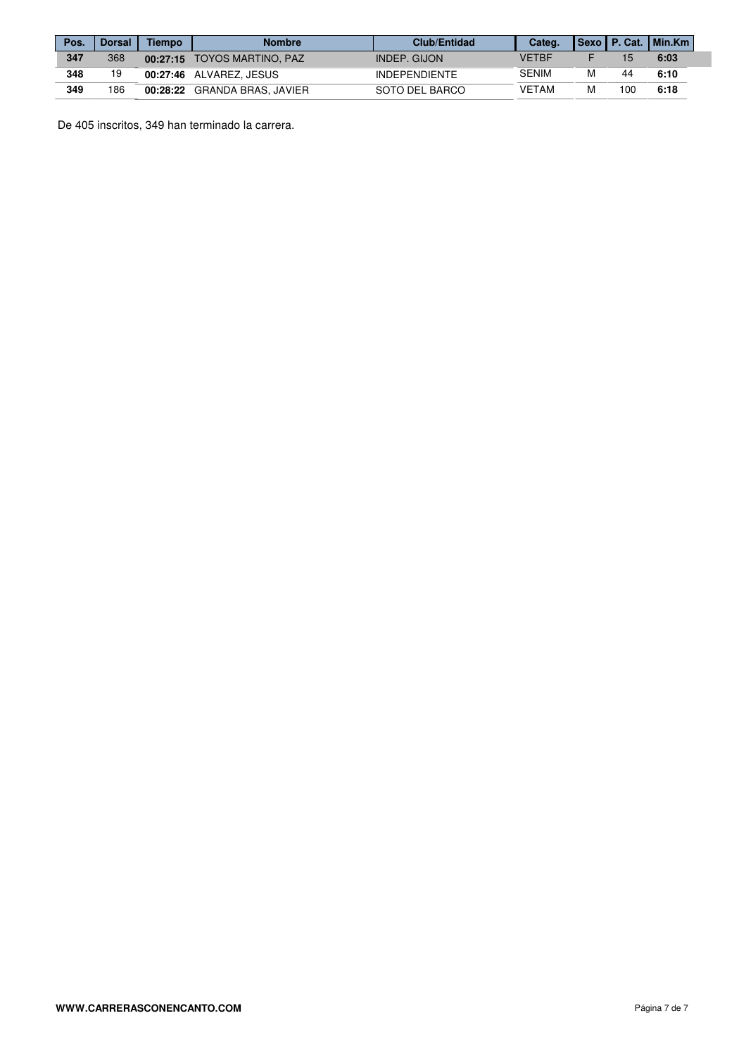| Pos. | Dorsal | Tiempo | Nombre | Club/Entidad | Categ. | Sexo | P. Cat. | Min.Km |
|---|---|---|---|---|---|---|---|---|
| **347** | 368 | **00:27:15** | TOYOS MARTINO, PAZ | INDEP. GIJON | VETBF | F | 15 | **6:03** |
| **348** | 19 | **00:27:46** | ALVAREZ, JESUS | INDEPENDIENTE | SENIM | M | 44 | **6:10** |
| **349** | 186 | **00:28:22** | GRANDA BRAS, JAVIER | SOTO DEL BARCO | VETAM | M | 100 | **6:18** |

De 405 inscritos, 349 han terminado la carrera.

**WWW.CARRERASCONENCANTO.COM**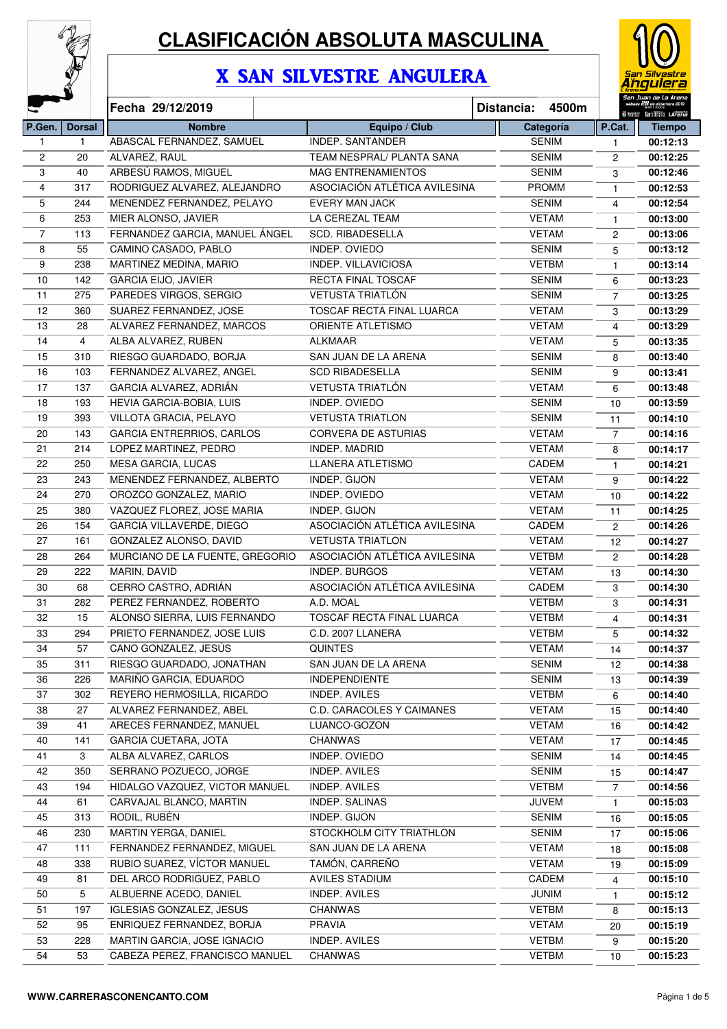# CLASIFICACIÓN ABSOLUTA MASCULINA

## X SAN SILVESTRE ANGULERA

**Fecha 29/12/2019** | **Distancia: 4500m**

| P.Gen. | Dorsal | Nombre | Equipo / Club | Categoría | P.Cat. | Tiempo |
|---|---|---|---|---|---|---|
| 1 | 1 | ABASCAL FERNANDEZ, SAMUEL | INDEP. SANTANDER | SENIM | 1 | 00:12:13 |
| 2 | 20 | ALVAREZ, RAUL | TEAM NESPRAL/ PLANTA SANA | SENIM | 2 | 00:12:25 |
| 3 | 40 | ARBESÚ RAMOS, MIGUEL | MAG ENTRENAMIENTOS | SENIM | 3 | 00:12:46 |
| 4 | 317 | RODRIGUEZ ALVAREZ, ALEJANDRO | ASOCIACIÓN ATLÉTICA AVILESINA | PROMM | 1 | 00:12:53 |
| 5 | 244 | MENENDEZ FERNANDEZ, PELAYO | EVERY MAN JACK | SENIM | 4 | 00:12:54 |
| 6 | 253 | MIER ALONSO, JAVIER | LA CEREZAL TEAM | VETAM | 1 | 00:13:00 |
| 7 | 113 | FERNANDEZ GARCIA, MANUEL ÁNGEL | SCD. RIBADESELLA | VETAM | 2 | 00:13:06 |
| 8 | 55 | CAMINO CASADO, PABLO | INDEP. OVIEDO | SENIM | 5 | 00:13:12 |
| 9 | 238 | MARTINEZ MEDINA, MARIO | INDEP. VILLAVICIOSA | VETBM | 1 | 00:13:14 |
| 10 | 142 | GARCIA EIJO, JAVIER | RECTA FINAL TOSCAF | SENIM | 6 | 00:13:23 |
| 11 | 275 | PAREDES VIRGOS, SERGIO | VETUSTA TRIATLÓN | SENIM | 7 | 00:13:25 |
| 12 | 360 | SUAREZ FERNANDEZ, JOSE | TOSCAF RECTA FINAL LUARCA | VETAM | 3 | 00:13:29 |
| 13 | 28 | ALVAREZ FERNANDEZ, MARCOS | ORIENTE ATLETISMO | VETAM | 4 | 00:13:29 |
| 14 | 4 | ALBA ALVAREZ, RUBEN | ALKMAAR | VETAM | 5 | 00:13:35 |
| 15 | 310 | RIESGO GUARDADO, BORJA | SAN JUAN DE LA ARENA | SENIM | 8 | 00:13:40 |
| 16 | 103 | FERNANDEZ ALVAREZ, ANGEL | SCD RIBADESELLA | SENIM | 9 | 00:13:41 |
| 17 | 137 | GARCIA ALVAREZ, ADRIÁN | VETUSTA TRIATLÓN | VETAM | 6 | 00:13:48 |
| 18 | 193 | HEVIA GARCIA-BOBIA, LUIS | INDEP. OVIEDO | SENIM | 10 | 00:13:59 |
| 19 | 393 | VILLOTA GRACIA, PELAYO | VETUSTA TRIATLON | SENIM | 11 | 00:14:10 |
| 20 | 143 | GARCIA ENTRERRIOS, CARLOS | CORVERA DE ASTURIAS | VETAM | 7 | 00:14:16 |
| 21 | 214 | LOPEZ MARTINEZ, PEDRO | INDEP. MADRID | VETAM | 8 | 00:14:17 |
| 22 | 250 | MESA GARCIA, LUCAS | LLANERA ATLETISMO | CADEM | 1 | 00:14:21 |
| 23 | 243 | MENENDEZ FERNANDEZ, ALBERTO | INDEP. GIJON | VETAM | 9 | 00:14:22 |
| 24 | 270 | OROZCO GONZALEZ, MARIO | INDEP. OVIEDO | VETAM | 10 | 00:14:22 |
| 25 | 380 | VAZQUEZ FLOREZ, JOSE MARIA | INDEP. GIJON | VETAM | 11 | 00:14:25 |
| 26 | 154 | GARCIA VILLAVERDE, DIEGO | ASOCIACIÓN ATLÉTICA AVILESINA | CADEM | 2 | 00:14:26 |
| 27 | 161 | GONZALEZ ALONSO, DAVID | VETUSTA TRIATLON | VETAM | 12 | 00:14:27 |
| 28 | 264 | MURCIANO DE LA FUENTE, GREGORIO | ASOCIACIÓN ATLÉTICA AVILESINA | VETBM | 2 | 00:14:28 |
| 29 | 222 | MARIN, DAVID | INDEP. BURGOS | VETAM | 13 | 00:14:30 |
| 30 | 68 | CERRO CASTRO, ADRIÁN | ASOCIACIÓN ATLÉTICA AVILESINA | CADEM | 3 | 00:14:30 |
| 31 | 282 | PEREZ FERNANDEZ, ROBERTO | A.D. MOAL | VETBM | 3 | 00:14:31 |
| 32 | 15 | ALONSO SIERRA, LUIS FERNANDO | TOSCAF RECTA FINAL LUARCA | VETBM | 4 | 00:14:31 |
| 33 | 294 | PRIETO FERNANDEZ, JOSE LUIS | C.D. 2007 LLANERA | VETBM | 5 | 00:14:32 |
| 34 | 57 | CANO GONZALEZ, JESÚS | QUINTES | VETAM | 14 | 00:14:37 |
| 35 | 311 | RIESGO GUARDADO, JONATHAN | SAN JUAN DE LA ARENA | SENIM | 12 | 00:14:38 |
| 36 | 226 | MARIÑO GARCIA, EDUARDO | INDEPENDIENTE | SENIM | 13 | 00:14:39 |
| 37 | 302 | REYERO HERMOSILLA, RICARDO | INDEP. AVILES | VETBM | 6 | 00:14:40 |
| 38 | 27 | ALVAREZ FERNANDEZ, ABEL | C.D. CARACOLES Y CAIMANES | VETAM | 15 | 00:14:40 |
| 39 | 41 | ARECES FERNANDEZ, MANUEL | LUANCO-GOZON | VETAM | 16 | 00:14:42 |
| 40 | 141 | GARCIA CUETARA, JOTA | CHANWAS | VETAM | 17 | 00:14:45 |
| 41 | 3 | ALBA ALVAREZ, CARLOS | INDEP. OVIEDO | SENIM | 14 | 00:14:45 |
| 42 | 350 | SERRANO POZUECO, JORGE | INDEP. AVILES | SENIM | 15 | 00:14:47 |
| 43 | 194 | HIDALGO VAZQUEZ, VICTOR MANUEL | INDEP. AVILES | VETBM | 7 | 00:14:56 |
| 44 | 61 | CARVAJAL BLANCO, MARTIN | INDEP. SALINAS | JUVEM | 1 | 00:15:03 |
| 45 | 313 | RODIL, RUBÉN | INDEP. GIJON | SENIM | 16 | 00:15:05 |
| 46 | 230 | MARTIN YERGA, DANIEL | STOCKHOLM CITY TRIATHLON | SENIM | 17 | 00:15:06 |
| 47 | 111 | FERNANDEZ FERNANDEZ, MIGUEL | SAN JUAN DE LA ARENA | VETAM | 18 | 00:15:08 |
| 48 | 338 | RUBIO SUAREZ, VÍCTOR MANUEL | TAMÓN, CARREÑO | VETAM | 19 | 00:15:09 |
| 49 | 81 | DEL ARCO RODRIGUEZ, PABLO | AVILES STADIUM | CADEM | 4 | 00:15:10 |
| 50 | 5 | ALBUERNE ACEDO, DANIEL | INDEP. AVILES | JUNIM | 1 | 00:15:12 |
| 51 | 197 | IGLESIAS GONZALEZ, JESUS | CHANWAS | VETBM | 8 | 00:15:13 |
| 52 | 95 | ENRIQUEZ FERNANDEZ, BORJA | PRAVIA | VETAM | 20 | 00:15:19 |
| 53 | 228 | MARTIN GARCIA, JOSE IGNACIO | INDEP. AVILES | VETBM | 9 | 00:15:20 |
| 54 | 53 | CABEZA PEREZ, FRANCISCO MANUEL | CHANWAS | VETBM | 10 | 00:15:23 |

WWW.CARRERASCONENCANTO.COM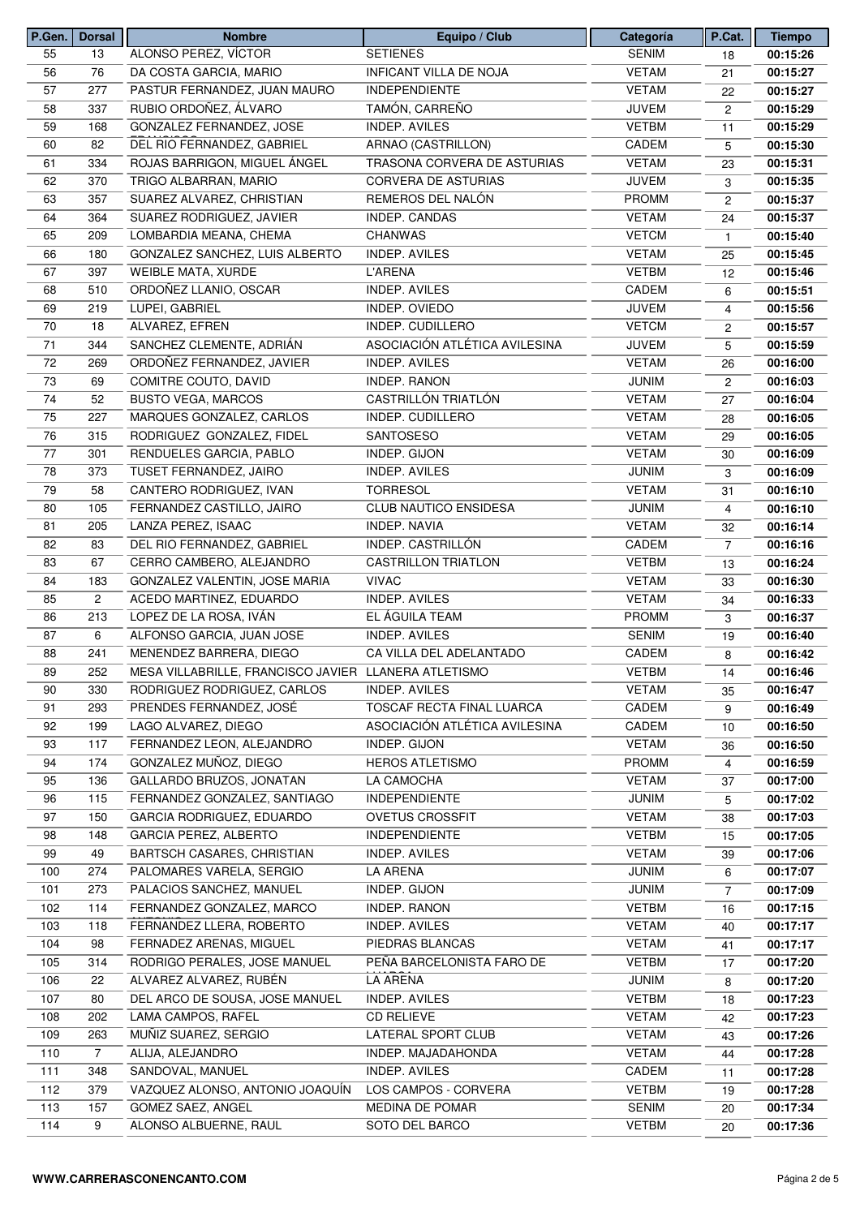| P.Gen. | Dorsal | Nombre | Equipo / Club | Categoría | P.Cat. | Tiempo |
|---|---|---|---|---|---|---|
| 55 | 13 | ALONSO PEREZ, VÍCTOR | SETIENES | SENIM | 18 | 00:15:26 |
| 56 | 76 | DA COSTA GARCIA, MARIO | INFICANT VILLA DE NOJA | VETAM | 21 | 00:15:27 |
| 57 | 277 | PASTUR FERNANDEZ, JUAN MAURO | INDEPENDIENTE | VETAM | 22 | 00:15:27 |
| 58 | 337 | RUBIO ORDOÑEZ, ÁLVARO | TAMÓN, CARREÑO | JUVEM | 2 | 00:15:29 |
| 59 | 168 | GONZALEZ FERNANDEZ, JOSE | INDEP. AVILES | VETBM | 11 | 00:15:29 |
| 60 | 82 | DEL RIO FERNANDEZ, GABRIEL | ARNAO (CASTRILLON) | CADEM | 5 | 00:15:30 |
| 61 | 334 | ROJAS BARRIGON, MIGUEL ÁNGEL | TRASONA CORVERA DE ASTURIAS | VETAM | 23 | 00:15:31 |
| 62 | 370 | TRIGO ALBARRAN, MARIO | CORVERA DE ASTURIAS | JUVEM | 3 | 00:15:35 |
| 63 | 357 | SUAREZ ALVAREZ, CHRISTIAN | REMEROS DEL NALÓN | PROMM | 2 | 00:15:37 |
| 64 | 364 | SUAREZ RODRIGUEZ, JAVIER | INDEP. CANDAS | VETAM | 24 | 00:15:37 |
| 65 | 209 | LOMBARDIA MEANA, CHEMA | CHANWAS | VETCM | 1 | 00:15:40 |
| 66 | 180 | GONZALEZ SANCHEZ, LUIS ALBERTO | INDEP. AVILES | VETAM | 25 | 00:15:45 |
| 67 | 397 | WEIBLE MATA, XURDE | L'ARENA | VETBM | 12 | 00:15:46 |
| 68 | 510 | ORDOÑEZ LLANIO, OSCAR | INDEP. AVILES | CADEM | 6 | 00:15:51 |
| 69 | 219 | LUPEI, GABRIEL | INDEP. OVIEDO | JUVEM | 4 | 00:15:56 |
| 70 | 18 | ALVAREZ, EFREN | INDEP. CUDILLERO | VETCM | 2 | 00:15:57 |
| 71 | 344 | SANCHEZ CLEMENTE, ADRIÁN | ASOCIACIÓN ATLÉTICA AVILESINA | JUVEM | 5 | 00:15:59 |
| 72 | 269 | ORDOÑEZ FERNANDEZ, JAVIER | INDEP. AVILES | VETAM | 26 | 00:16:00 |
| 73 | 69 | COMITRE COUTO, DAVID | INDEP. RANON | JUNIM | 2 | 00:16:03 |
| 74 | 52 | BUSTO VEGA, MARCOS | CASTRILLÓN TRIATLÓN | VETAM | 27 | 00:16:04 |
| 75 | 227 | MARQUES GONZALEZ, CARLOS | INDEP. CUDILLERO | VETAM | 28 | 00:16:05 |
| 76 | 315 | RODRIGUEZ GONZALEZ, FIDEL | SANTOSESO | VETAM | 29 | 00:16:05 |
| 77 | 301 | RENDUELES GARCIA, PABLO | INDEP. GIJON | VETAM | 30 | 00:16:09 |
| 78 | 373 | TUSET FERNANDEZ, JAIRO | INDEP. AVILES | JUNIM | 3 | 00:16:09 |
| 79 | 58 | CANTERO RODRIGUEZ, IVAN | TORRESOL | VETAM | 31 | 00:16:10 |
| 80 | 105 | FERNANDEZ CASTILLO, JAIRO | CLUB NAUTICO ENSIDESA | JUNIM | 4 | 00:16:10 |
| 81 | 205 | LANZA PEREZ, ISAAC | INDEP. NAVIA | VETAM | 32 | 00:16:14 |
| 82 | 83 | DEL RIO FERNANDEZ, GABRIEL | INDEP. CASTRILLÓN | CADEM | 7 | 00:16:16 |
| 83 | 67 | CERRO CAMBERO, ALEJANDRO | CASTRILLON TRIATLON | VETBM | 13 | 00:16:24 |
| 84 | 183 | GONZALEZ VALENTIN, JOSE MARIA | VIVAC | VETAM | 33 | 00:16:30 |
| 85 | 2 | ACEDO MARTINEZ, EDUARDO | INDEP. AVILES | VETAM | 34 | 00:16:33 |
| 86 | 213 | LOPEZ DE LA ROSA, IVÁN | EL ÁGUILA TEAM | PROMM | 3 | 00:16:37 |
| 87 | 6 | ALFONSO GARCIA, JUAN JOSE | INDEP. AVILES | SENIM | 19 | 00:16:40 |
| 88 | 241 | MENENDEZ BARRERA, DIEGO | CA VILLA DEL ADELANTADO | CADEM | 8 | 00:16:42 |
| 89 | 252 | MESA VILLABRILLE, FRANCISCO JAVIER | LLANERA ATLETISMO | VETBM | 14 | 00:16:46 |
| 90 | 330 | RODRIGUEZ RODRIGUEZ, CARLOS | INDEP. AVILES | VETAM | 35 | 00:16:47 |
| 91 | 293 | PRENDES FERNANDEZ, JOSÉ | TOSCAF RECTA FINAL LUARCA | CADEM | 9 | 00:16:49 |
| 92 | 199 | LAGO ALVAREZ, DIEGO | ASOCIACIÓN ATLÉTICA AVILESINA | CADEM | 10 | 00:16:50 |
| 93 | 117 | FERNANDEZ LEON, ALEJANDRO | INDEP. GIJON | VETAM | 36 | 00:16:50 |
| 94 | 174 | GONZALEZ MUÑOZ, DIEGO | HEROS ATLETISMO | PROMM | 4 | 00:16:59 |
| 95 | 136 | GALLARDO BRUZOS, JONATAN | LA CAMOCHA | VETAM | 37 | 00:17:00 |
| 96 | 115 | FERNANDEZ GONZALEZ, SANTIAGO | INDEPENDIENTE | JUNIM | 5 | 00:17:02 |
| 97 | 150 | GARCIA RODRIGUEZ, EDUARDO | OVETUS CROSSFIT | VETAM | 38 | 00:17:03 |
| 98 | 148 | GARCIA PEREZ, ALBERTO | INDEPENDIENTE | VETBM | 15 | 00:17:05 |
| 99 | 49 | BARTSCH CASARES, CHRISTIAN | INDEP. AVILES | VETAM | 39 | 00:17:06 |
| 100 | 274 | PALOMARES VARELA, SERGIO | LA ARENA | JUNIM | 6 | 00:17:07 |
| 101 | 273 | PALACIOS SANCHEZ, MANUEL | INDEP. GIJON | JUNIM | 7 | 00:17:09 |
| 102 | 114 | FERNANDEZ GONZALEZ, MARCO | INDEP. RANON | VETBM | 16 | 00:17:15 |
| 103 | 118 | FERNANDEZ LLERA, ROBERTO | INDEP. AVILES | VETAM | 40 | 00:17:17 |
| 104 | 98 | FERNADEZ ARENAS, MIGUEL | PIEDRAS BLANCAS | VETAM | 41 | 00:17:17 |
| 105 | 314 | RODRIGO PERALES, JOSE MANUEL | PEÑA BARCELONISTA FARO DE | VETBM | 17 | 00:17:20 |
| 106 | 22 | ALVAREZ ALVAREZ, RUBÉN | LA ARENA | JUNIM | 8 | 00:17:20 |
| 107 | 80 | DEL ARCO DE SOUSA, JOSE MANUEL | INDEP. AVILES | VETBM | 18 | 00:17:23 |
| 108 | 202 | LAMA CAMPOS, RAFEL | CD RELIEVE | VETAM | 42 | 00:17:23 |
| 109 | 263 | MUÑIZ SUAREZ, SERGIO | LATERAL SPORT CLUB | VETAM | 43 | 00:17:26 |
| 110 | 7 | ALIJA, ALEJANDRO | INDEP. MAJADAHONDA | VETAM | 44 | 00:17:28 |
| 111 | 348 | SANDOVAL, MANUEL | INDEP. AVILES | CADEM | 11 | 00:17:28 |
| 112 | 379 | VAZQUEZ ALONSO, ANTONIO JOAQUÍN | LOS CAMPOS - CORVERA | VETBM | 19 | 00:17:28 |
| 113 | 157 | GOMEZ SAEZ, ANGEL | MEDINA DE POMAR | SENIM | 20 | 00:17:34 |
| 114 | 9 | ALONSO ALBUERNE, RAUL | SOTO DEL BARCO | VETBM | 20 | 00:17:36 |

**WWW.CARRERASCONENCANTO.COM**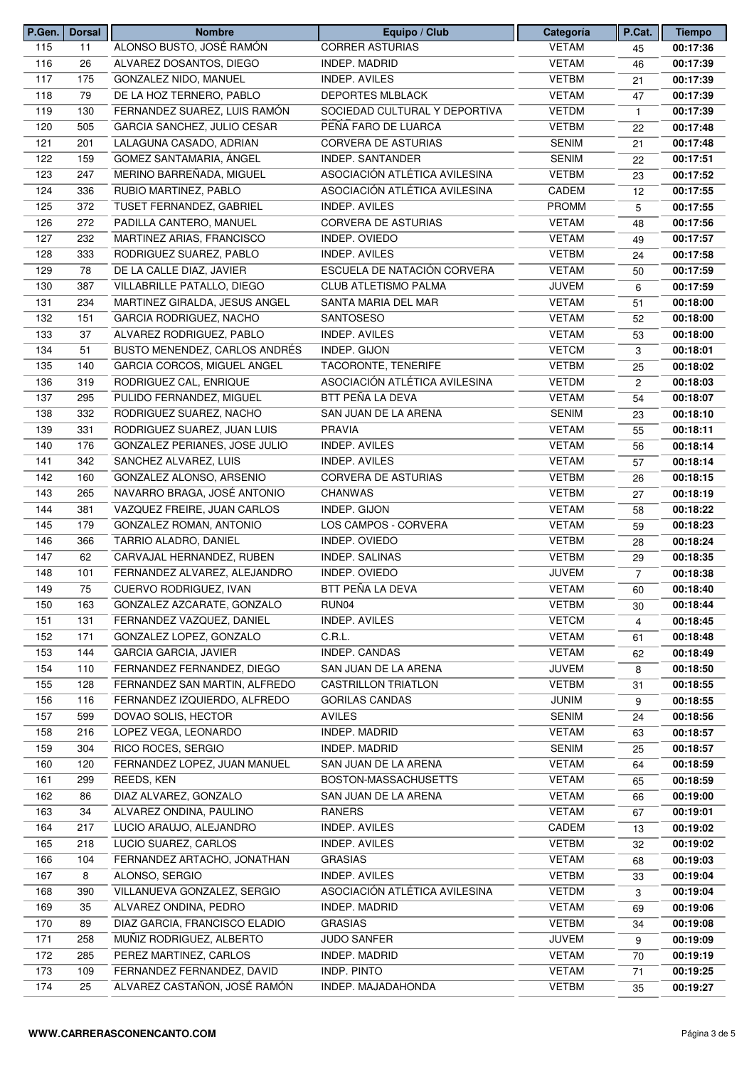| P.Gen. | Dorsal | Nombre | Equipo / Club | Categoría | P.Cat. | Tiempo |
|---|---|---|---|---|---|---|
| 115 | 11 | ALONSO BUSTO, JOSÉ RAMÓN | CORRER ASTURIAS | VETAM | 45 | 00:17:36 |
| 116 | 26 | ALVAREZ DOSANTOS, DIEGO | INDEP. MADRID | VETAM | 46 | 00:17:39 |
| 117 | 175 | GONZALEZ NIDO, MANUEL | INDEP. AVILES | VETBM | 21 | 00:17:39 |
| 118 | 79 | DE LA HOZ TERNERO, PABLO | DEPORTES MLBLACK | VETAM | 47 | 00:17:39 |
| 119 | 130 | FERNANDEZ SUAREZ, LUIS RAMÓN | SOCIEDAD CULTURAL Y DEPORTIVA | VETDM | 1 | 00:17:39 |
| 120 | 505 | GARCIA SANCHEZ, JULIO CESAR | PEÑA FARO DE LUARCA | VETBM | 22 | 00:17:48 |
| 121 | 201 | LALAGUNA CASADO, ADRIAN | CORVERA DE ASTURIAS | SENIM | 21 | 00:17:48 |
| 122 | 159 | GOMEZ SANTAMARIA, ÁNGEL | INDEP. SANTANDER | SENIM | 22 | 00:17:51 |
| 123 | 247 | MERINO BARREÑADA, MIGUEL | ASOCIACIÓN ATLÉTICA AVILESINA | VETBM | 23 | 00:17:52 |
| 124 | 336 | RUBIO MARTINEZ, PABLO | ASOCIACIÓN ATLÉTICA AVILESINA | CADEM | 12 | 00:17:55 |
| 125 | 372 | TUSET FERNANDEZ, GABRIEL | INDEP. AVILES | PROMM | 5 | 00:17:55 |
| 126 | 272 | PADILLA CANTERO, MANUEL | CORVERA DE ASTURIAS | VETAM | 48 | 00:17:56 |
| 127 | 232 | MARTINEZ ARIAS, FRANCISCO | INDEP. OVIEDO | VETAM | 49 | 00:17:57 |
| 128 | 333 | RODRIGUEZ SUAREZ, PABLO | INDEP. AVILES | VETBM | 24 | 00:17:58 |
| 129 | 78 | DE LA CALLE DIAZ, JAVIER | ESCUELA DE NATACIÓN CORVERA | VETAM | 50 | 00:17:59 |
| 130 | 387 | VILLABRILLE PATALLO, DIEGO | CLUB ATLETISMO PALMA | JUVEM | 6 | 00:17:59 |
| 131 | 234 | MARTINEZ GIRALDA, JESUS ANGEL | SANTA MARIA DEL MAR | VETAM | 51 | 00:18:00 |
| 132 | 151 | GARCIA RODRIGUEZ, NACHO | SANTOSESO | VETAM | 52 | 00:18:00 |
| 133 | 37 | ALVAREZ RODRIGUEZ, PABLO | INDEP. AVILES | VETAM | 53 | 00:18:00 |
| 134 | 51 | BUSTO MENENDEZ, CARLOS ANDRÉS | INDEP. GIJON | VETCM | 3 | 00:18:01 |
| 135 | 140 | GARCIA CORCOS, MIGUEL ANGEL | TACORONTE, TENERIFE | VETBM | 25 | 00:18:02 |
| 136 | 319 | RODRIGUEZ CAL, ENRIQUE | ASOCIACIÓN ATLÉTICA AVILESINA | VETDM | 2 | 00:18:03 |
| 137 | 295 | PULIDO FERNANDEZ, MIGUEL | BTT PEÑA LA DEVA | VETAM | 54 | 00:18:07 |
| 138 | 332 | RODRIGUEZ SUAREZ, NACHO | SAN JUAN DE LA ARENA | SENIM | 23 | 00:18:10 |
| 139 | 331 | RODRIGUEZ SUAREZ, JUAN LUIS | PRAVIA | VETAM | 55 | 00:18:11 |
| 140 | 176 | GONZALEZ PERIANES, JOSE JULIO | INDEP. AVILES | VETAM | 56 | 00:18:14 |
| 141 | 342 | SANCHEZ ALVAREZ, LUIS | INDEP. AVILES | VETAM | 57 | 00:18:14 |
| 142 | 160 | GONZALEZ ALONSO, ARSENIO | CORVERA DE ASTURIAS | VETBM | 26 | 00:18:15 |
| 143 | 265 | NAVARRO BRAGA, JOSÉ ANTONIO | CHANWAS | VETBM | 27 | 00:18:19 |
| 144 | 381 | VAZQUEZ FREIRE, JUAN CARLOS | INDEP. GIJON | VETAM | 58 | 00:18:22 |
| 145 | 179 | GONZALEZ ROMAN, ANTONIO | LOS CAMPOS - CORVERA | VETAM | 59 | 00:18:23 |
| 146 | 366 | TARRIO ALADRO, DANIEL | INDEP. OVIEDO | VETBM | 28 | 00:18:24 |
| 147 | 62 | CARVAJAL HERNANDEZ, RUBEN | INDEP. SALINAS | VETBM | 29 | 00:18:35 |
| 148 | 101 | FERNANDEZ ALVAREZ, ALEJANDRO | INDEP. OVIEDO | JUVEM | 7 | 00:18:38 |
| 149 | 75 | CUERVO RODRIGUEZ, IVAN | BTT PEÑA LA DEVA | VETAM | 60 | 00:18:40 |
| 150 | 163 | GONZALEZ AZCARATE, GONZALO | RUN04 | VETBM | 30 | 00:18:44 |
| 151 | 131 | FERNANDEZ VAZQUEZ, DANIEL | INDEP. AVILES | VETCM | 4 | 00:18:45 |
| 152 | 171 | GONZALEZ LOPEZ, GONZALO | C.R.L. | VETAM | 61 | 00:18:48 |
| 153 | 144 | GARCIA GARCIA, JAVIER | INDEP. CANDAS | VETAM | 62 | 00:18:49 |
| 154 | 110 | FERNANDEZ FERNANDEZ, DIEGO | SAN JUAN DE LA ARENA | JUVEM | 8 | 00:18:50 |
| 155 | 128 | FERNANDEZ SAN MARTIN, ALFREDO | CASTRILLON TRIATLON | VETBM | 31 | 00:18:55 |
| 156 | 116 | FERNANDEZ IZQUIERDO, ALFREDO | GORILAS CANDAS | JUNIM | 9 | 00:18:55 |
| 157 | 599 | DOVAO SOLIS, HECTOR | AVILES | SENIM | 24 | 00:18:56 |
| 158 | 216 | LOPEZ VEGA, LEONARDO | INDEP. MADRID | VETAM | 63 | 00:18:57 |
| 159 | 304 | RICO ROCES, SERGIO | INDEP. MADRID | SENIM | 25 | 00:18:57 |
| 160 | 120 | FERNANDEZ LOPEZ, JUAN MANUEL | SAN JUAN DE LA ARENA | VETAM | 64 | 00:18:59 |
| 161 | 299 | REEDS, KEN | BOSTON-MASSACHUSETTS | VETAM | 65 | 00:18:59 |
| 162 | 86 | DIAZ ALVAREZ, GONZALO | SAN JUAN DE LA ARENA | VETAM | 66 | 00:19:00 |
| 163 | 34 | ALVAREZ ONDINA, PAULINO | RANERS | VETAM | 67 | 00:19:01 |
| 164 | 217 | LUCIO ARAUJO, ALEJANDRO | INDEP. AVILES | CADEM | 13 | 00:19:02 |
| 165 | 218 | LUCIO SUAREZ, CARLOS | INDEP. AVILES | VETBM | 32 | 00:19:02 |
| 166 | 104 | FERNANDEZ ARTACHO, JONATHAN | GRASIAS | VETAM | 68 | 00:19:03 |
| 167 | 8 | ALONSO, SERGIO | INDEP. AVILES | VETBM | 33 | 00:19:04 |
| 168 | 390 | VILLANUEVA GONZALEZ, SERGIO | ASOCIACIÓN ATLÉTICA AVILESINA | VETDM | 3 | 00:19:04 |
| 169 | 35 | ALVAREZ ONDINA, PEDRO | INDEP. MADRID | VETAM | 69 | 00:19:06 |
| 170 | 89 | DIAZ GARCIA, FRANCISCO ELADIO | GRASIAS | VETBM | 34 | 00:19:08 |
| 171 | 258 | MUÑIZ RODRIGUEZ, ALBERTO | JUDO SANFER | JUVEM | 9 | 00:19:09 |
| 172 | 285 | PEREZ MARTINEZ, CARLOS | INDEP. MADRID | VETAM | 70 | 00:19:19 |
| 173 | 109 | FERNANDEZ FERNANDEZ, DAVID | INDP. PINTO | VETAM | 71 | 00:19:25 |
| 174 | 25 | ALVAREZ CASTAÑON, JOSÉ RAMÓN | INDEP. MAJADAHONDA | VETBM | 35 | 00:19:27 |

**WWW.CARRERASCONENCANTO.COM**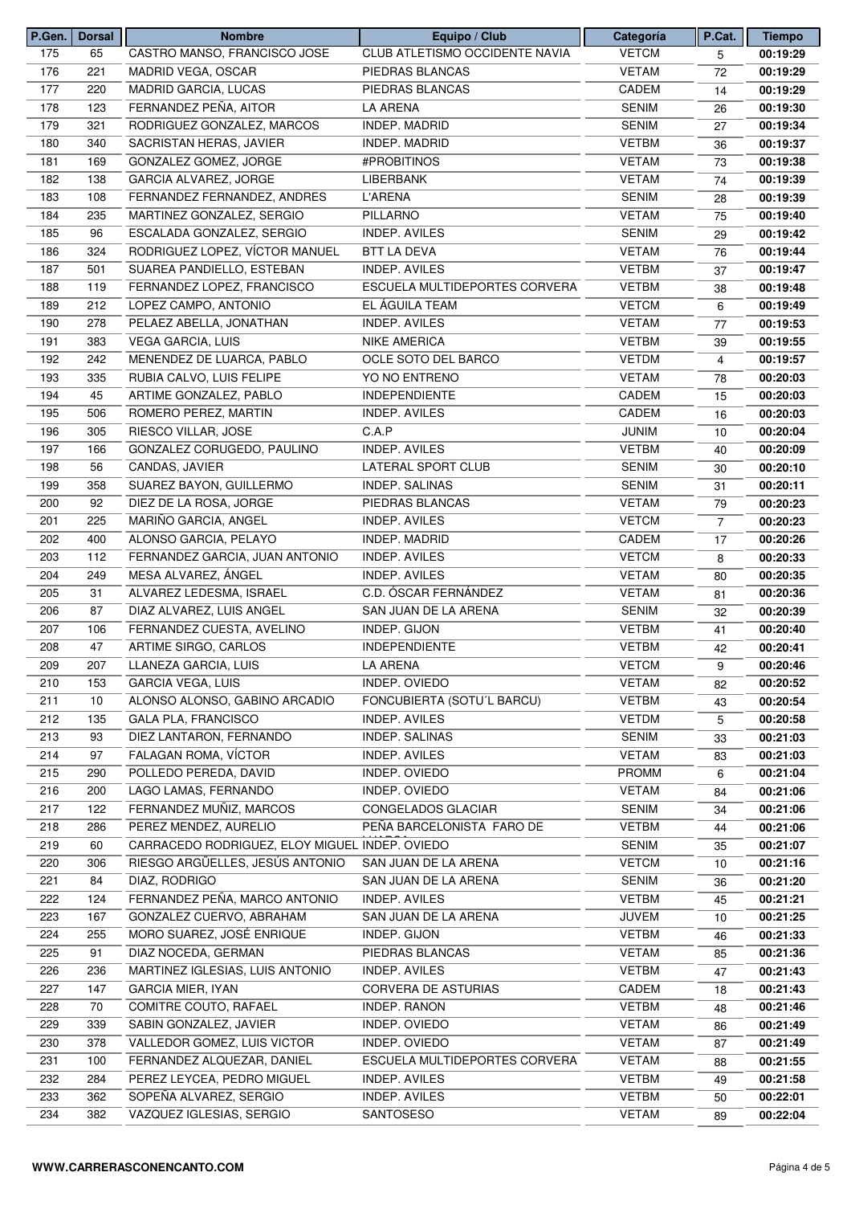| P.Gen. | Dorsal | Nombre | Equipo / Club | Categoría | P.Cat. | Tiempo |
|---|---|---|---|---|---|---|
| 175 | 65 | CASTRO MANSO, FRANCISCO JOSE | CLUB ATLETISMO OCCIDENTE NAVIA | VETCM | 5 | 00:19:29 |
| 176 | 221 | MADRID VEGA, OSCAR | PIEDRAS BLANCAS | VETAM | 72 | 00:19:29 |
| 177 | 220 | MADRID GARCIA, LUCAS | PIEDRAS BLANCAS | CADEM | 14 | 00:19:29 |
| 178 | 123 | FERNANDEZ PEÑA, AITOR | LA ARENA | SENIM | 26 | 00:19:30 |
| 179 | 321 | RODRIGUEZ GONZALEZ, MARCOS | INDEP. MADRID | SENIM | 27 | 00:19:34 |
| 180 | 340 | SACRISTAN HERAS, JAVIER | INDEP. MADRID | VETBM | 36 | 00:19:37 |
| 181 | 169 | GONZALEZ GOMEZ, JORGE | #PROBITINOS | VETAM | 73 | 00:19:38 |
| 182 | 138 | GARCIA ALVAREZ, JORGE | LIBERBANK | VETAM | 74 | 00:19:39 |
| 183 | 108 | FERNANDEZ FERNANDEZ, ANDRES | L'ARENA | SENIM | 28 | 00:19:39 |
| 184 | 235 | MARTINEZ GONZALEZ, SERGIO | PILLARNO | VETAM | 75 | 00:19:40 |
| 185 | 96 | ESCALADA GONZALEZ, SERGIO | INDEP. AVILES | SENIM | 29 | 00:19:42 |
| 186 | 324 | RODRIGUEZ LOPEZ, VÍCTOR MANUEL | BTT LA DEVA | VETAM | 76 | 00:19:44 |
| 187 | 501 | SUAREA PANDIELLO, ESTEBAN | INDEP. AVILES | VETBM | 37 | 00:19:47 |
| 188 | 119 | FERNANDEZ LOPEZ, FRANCISCO | ESCUELA MULTIDEPORTES CORVERA | VETBM | 38 | 00:19:48 |
| 189 | 212 | LOPEZ CAMPO, ANTONIO | EL ÁGUILA TEAM | VETCM | 6 | 00:19:49 |
| 190 | 278 | PELAEZ ABELLA, JONATHAN | INDEP. AVILES | VETAM | 77 | 00:19:53 |
| 191 | 383 | VEGA GARCIA, LUIS | NIKE AMERICA | VETBM | 39 | 00:19:55 |
| 192 | 242 | MENENDEZ DE LUARCA, PABLO | OCLE SOTO DEL BARCO | VETDM | 4 | 00:19:57 |
| 193 | 335 | RUBIA CALVO, LUIS FELIPE | YO NO ENTRENO | VETAM | 78 | 00:20:03 |
| 194 | 45 | ARTIME GONZALEZ, PABLO | INDEPENDIENTE | CADEM | 15 | 00:20:03 |
| 195 | 506 | ROMERO PEREZ, MARTIN | INDEP. AVILES | CADEM | 16 | 00:20:03 |
| 196 | 305 | RIESCO VILLAR, JOSE | C.A.P | JUNIM | 10 | 00:20:04 |
| 197 | 166 | GONZALEZ CORUGEDO, PAULINO | INDEP. AVILES | VETBM | 40 | 00:20:09 |
| 198 | 56 | CANDAS, JAVIER | LATERAL SPORT CLUB | SENIM | 30 | 00:20:10 |
| 199 | 358 | SUAREZ BAYON, GUILLERMO | INDEP. SALINAS | SENIM | 31 | 00:20:11 |
| 200 | 92 | DIEZ DE LA ROSA, JORGE | PIEDRAS BLANCAS | VETAM | 79 | 00:20:23 |
| 201 | 225 | MARIÑO GARCIA, ANGEL | INDEP. AVILES | VETCM | 7 | 00:20:23 |
| 202 | 400 | ALONSO GARCIA, PELAYO | INDEP. MADRID | CADEM | 17 | 00:20:26 |
| 203 | 112 | FERNANDEZ GARCIA, JUAN ANTONIO | INDEP. AVILES | VETCM | 8 | 00:20:33 |
| 204 | 249 | MESA ALVAREZ, ÁNGEL | INDEP. AVILES | VETAM | 80 | 00:20:35 |
| 205 | 31 | ALVAREZ LEDESMA, ISRAEL | C.D. ÓSCAR FERNÁNDEZ | VETAM | 81 | 00:20:36 |
| 206 | 87 | DIAZ ALVAREZ, LUIS ANGEL | SAN JUAN DE LA ARENA | SENIM | 32 | 00:20:39 |
| 207 | 106 | FERNANDEZ CUESTA, AVELINO | INDEP. GIJON | VETBM | 41 | 00:20:40 |
| 208 | 47 | ARTIME SIRGO, CARLOS | INDEPENDIENTE | VETBM | 42 | 00:20:41 |
| 209 | 207 | LLANEZA GARCIA, LUIS | LA ARENA | VETCM | 9 | 00:20:46 |
| 210 | 153 | GARCIA VEGA, LUIS | INDEP. OVIEDO | VETAM | 82 | 00:20:52 |
| 211 | 10 | ALONSO ALONSO, GABINO ARCADIO | FONCUBIERTA (SOTU´L BARCU) | VETBM | 43 | 00:20:54 |
| 212 | 135 | GALA PLA, FRANCISCO | INDEP. AVILES | VETDM | 5 | 00:20:58 |
| 213 | 93 | DIEZ LANTARON, FERNANDO | INDEP. SALINAS | SENIM | 33 | 00:21:03 |
| 214 | 97 | FALAGAN ROMA, VÍCTOR | INDEP. AVILES | VETAM | 83 | 00:21:03 |
| 215 | 290 | POLLEDO PEREDA, DAVID | INDEP. OVIEDO | PROMM | 6 | 00:21:04 |
| 216 | 200 | LAGO LAMAS, FERNANDO | INDEP. OVIEDO | VETAM | 84 | 00:21:06 |
| 217 | 122 | FERNANDEZ MUÑIZ, MARCOS | CONGELADOS GLACIAR | SENIM | 34 | 00:21:06 |
| 218 | 286 | PEREZ MENDEZ, AURELIO | PEÑA BARCELONISTA FARO DE | VETBM | 44 | 00:21:06 |
| 219 | 60 | CARRACEDO RODRIGUEZ, ELOY MIGUEL | INDEP. OVIEDO | SENIM | 35 | 00:21:07 |
| 220 | 306 | RIESGO ARGÜELLES, JESÚS ANTONIO | SAN JUAN DE LA ARENA | VETCM | 10 | 00:21:16 |
| 221 | 84 | DIAZ, RODRIGO | SAN JUAN DE LA ARENA | SENIM | 36 | 00:21:20 |
| 222 | 124 | FERNANDEZ PEÑA, MARCO ANTONIO | INDEP. AVILES | VETBM | 45 | 00:21:21 |
| 223 | 167 | GONZALEZ CUERVO, ABRAHAM | SAN JUAN DE LA ARENA | JUVEM | 10 | 00:21:25 |
| 224 | 255 | MORO SUAREZ, JOSÉ ENRIQUE | INDEP. GIJON | VETBM | 46 | 00:21:33 |
| 225 | 91 | DIAZ NOCEDA, GERMAN | PIEDRAS BLANCAS | VETAM | 85 | 00:21:36 |
| 226 | 236 | MARTINEZ IGLESIAS, LUIS ANTONIO | INDEP. AVILES | VETBM | 47 | 00:21:43 |
| 227 | 147 | GARCIA MIER, IYAN | CORVERA DE ASTURIAS | CADEM | 18 | 00:21:43 |
| 228 | 70 | COMITRE COUTO, RAFAEL | INDEP. RANON | VETBM | 48 | 00:21:46 |
| 229 | 339 | SABIN GONZALEZ, JAVIER | INDEP. OVIEDO | VETAM | 86 | 00:21:49 |
| 230 | 378 | VALLEDOR GOMEZ, LUIS VICTOR | INDEP. OVIEDO | VETAM | 87 | 00:21:49 |
| 231 | 100 | FERNANDEZ ALQUEZAR, DANIEL | ESCUELA MULTIDEPORTES CORVERA | VETAM | 88 | 00:21:55 |
| 232 | 284 | PEREZ LEYCEA, PEDRO MIGUEL | INDEP. AVILES | VETBM | 49 | 00:21:58 |
| 233 | 362 | SOPEÑA ALVAREZ, SERGIO | INDEP. AVILES | VETBM | 50 | 00:22:01 |
| 234 | 382 | VAZQUEZ IGLESIAS, SERGIO | SANTOSESO | VETAM | 89 | 00:22:04 |

**WWW.CARRERASCONENCANTO.COM**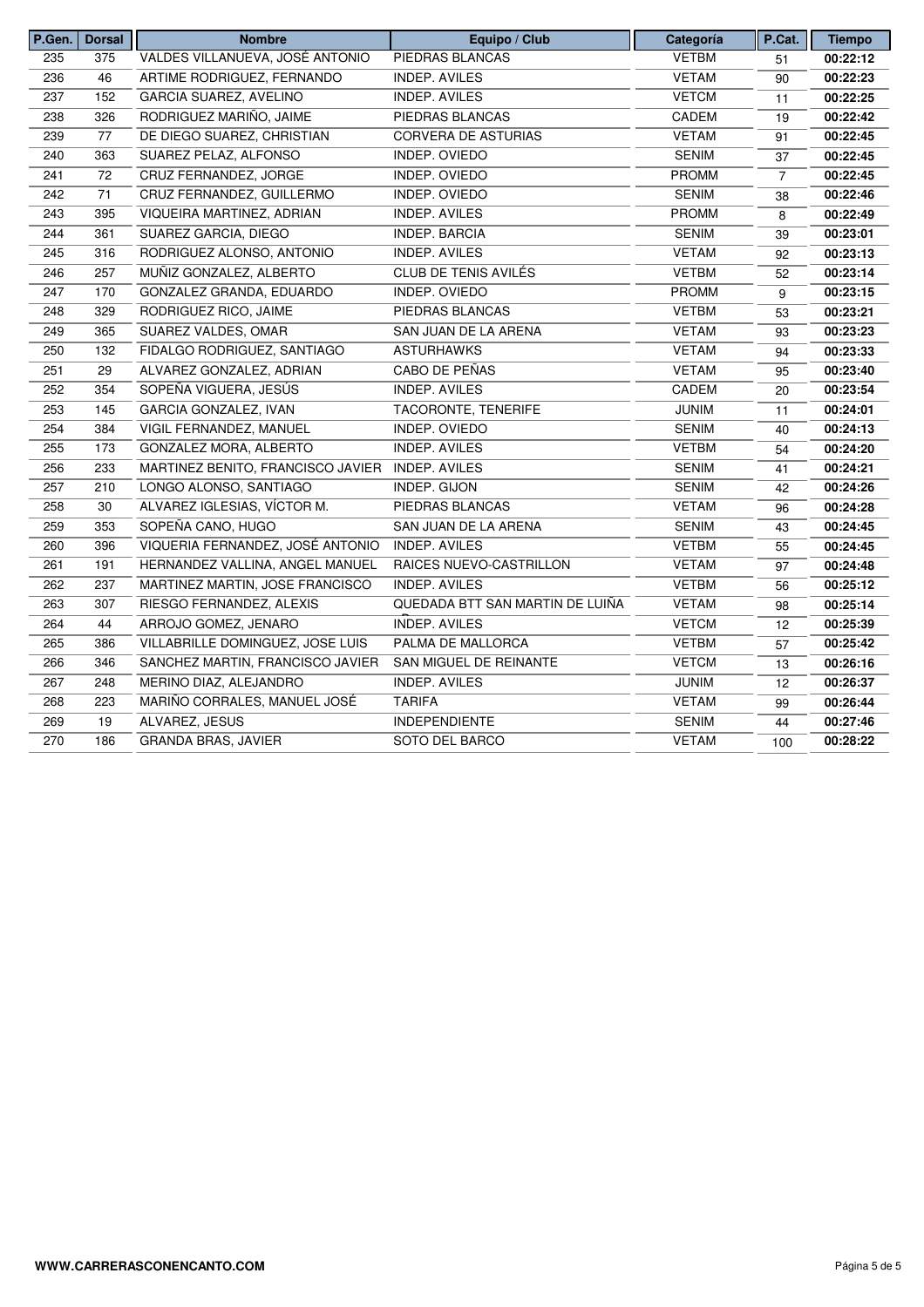| P.Gen. | Dorsal | Nombre | Equipo / Club | Categoría | P.Cat. | Tiempo |
|---|---|---|---|---|---|---|
| 235 | 375 | VALDES VILLANUEVA, JOSÉ ANTONIO | PIEDRAS BLANCAS | VETBM | 51 | **00:22:12** |
| 236 | 46 | ARTIME RODRIGUEZ, FERNANDO | INDEP. AVILES | VETAM | 90 | **00:22:23** |
| 237 | 152 | GARCIA SUAREZ, AVELINO | INDEP. AVILES | VETCM | 11 | **00:22:25** |
| 238 | 326 | RODRIGUEZ MARIÑO, JAIME | PIEDRAS BLANCAS | CADEM | 19 | **00:22:42** |
| 239 | 77 | DE DIEGO SUAREZ, CHRISTIAN | CORVERA DE ASTURIAS | VETAM | 91 | **00:22:45** |
| 240 | 363 | SUAREZ PELAZ, ALFONSO | INDEP. OVIEDO | SENIM | 37 | **00:22:45** |
| 241 | 72 | CRUZ FERNANDEZ, JORGE | INDEP. OVIEDO | PROMM | 7 | **00:22:45** |
| 242 | 71 | CRUZ FERNANDEZ, GUILLERMO | INDEP. OVIEDO | SENIM | 38 | **00:22:46** |
| 243 | 395 | VIQUEIRA MARTINEZ, ADRIAN | INDEP. AVILES | PROMM | 8 | **00:22:49** |
| 244 | 361 | SUAREZ GARCIA, DIEGO | INDEP. BARCIA | SENIM | 39 | **00:23:01** |
| 245 | 316 | RODRIGUEZ ALONSO, ANTONIO | INDEP. AVILES | VETAM | 92 | **00:23:13** |
| 246 | 257 | MUÑIZ GONZALEZ, ALBERTO | CLUB DE TENIS AVILÉS | VETBM | 52 | **00:23:14** |
| 247 | 170 | GONZALEZ GRANDA, EDUARDO | INDEP. OVIEDO | PROMM | 9 | **00:23:15** |
| 248 | 329 | RODRIGUEZ RICO, JAIME | PIEDRAS BLANCAS | VETBM | 53 | **00:23:21** |
| 249 | 365 | SUAREZ VALDES, OMAR | SAN JUAN DE LA ARENA | VETAM | 93 | **00:23:23** |
| 250 | 132 | FIDALGO RODRIGUEZ, SANTIAGO | ASTURHAWKS | VETAM | 94 | **00:23:33** |
| 251 | 29 | ALVAREZ GONZALEZ, ADRIAN | CABO DE PEÑAS | VETAM | 95 | **00:23:40** |
| 252 | 354 | SOPEÑA VIGUERA, JESÚS | INDEP. AVILES | CADEM | 20 | **00:23:54** |
| 253 | 145 | GARCIA GONZALEZ, IVAN | TACORONTE, TENERIFE | JUNIM | 11 | **00:24:01** |
| 254 | 384 | VIGIL FERNANDEZ, MANUEL | INDEP. OVIEDO | SENIM | 40 | **00:24:13** |
| 255 | 173 | GONZALEZ MORA, ALBERTO | INDEP. AVILES | VETBM | 54 | **00:24:20** |
| 256 | 233 | MARTINEZ BENITO, FRANCISCO JAVIER | INDEP. AVILES | SENIM | 41 | **00:24:21** |
| 257 | 210 | LONGO ALONSO, SANTIAGO | INDEP. GIJON | SENIM | 42 | **00:24:26** |
| 258 | 30 | ALVAREZ IGLESIAS, VÍCTOR M. | PIEDRAS BLANCAS | VETAM | 96 | **00:24:28** |
| 259 | 353 | SOPEÑA CANO, HUGO | SAN JUAN DE LA ARENA | SENIM | 43 | **00:24:45** |
| 260 | 396 | VIQUERIA FERNANDEZ, JOSÉ ANTONIO | INDEP. AVILES | VETBM | 55 | **00:24:45** |
| 261 | 191 | HERNANDEZ VALLINA, ANGEL MANUEL | RAICES NUEVO-CASTRILLON | VETAM | 97 | **00:24:48** |
| 262 | 237 | MARTINEZ MARTIN, JOSE FRANCISCO | INDEP. AVILES | VETBM | 56 | **00:25:12** |
| 263 | 307 | RIESGO FERNANDEZ, ALEXIS | QUEDADA BTT SAN MARTIN DE LUIÑA | VETAM | 98 | **00:25:14** |
| 264 | 44 | ARROJO GOMEZ, JENARO | INDEP. AVILES | VETCM | 12 | **00:25:39** |
| 265 | 386 | VILLABRILLE DOMINGUEZ, JOSE LUIS | PALMA DE MALLORCA | VETBM | 57 | **00:25:42** |
| 266 | 346 | SANCHEZ MARTIN, FRANCISCO JAVIER | SAN MIGUEL DE REINANTE | VETCM | 13 | **00:26:16** |
| 267 | 248 | MERINO DIAZ, ALEJANDRO | INDEP. AVILES | JUNIM | 12 | **00:26:37** |
| 268 | 223 | MARIÑO CORRALES, MANUEL JOSÉ | TARIFA | VETAM | 99 | **00:26:44** |
| 269 | 19 | ALVAREZ, JESUS | INDEPENDIENTE | SENIM | 44 | **00:27:46** |
| 270 | 186 | GRANDA BRAS, JAVIER | SOTO DEL BARCO | VETAM | 100 | **00:28:22** |

**WWW.CARRERASCONENCANTO.COM**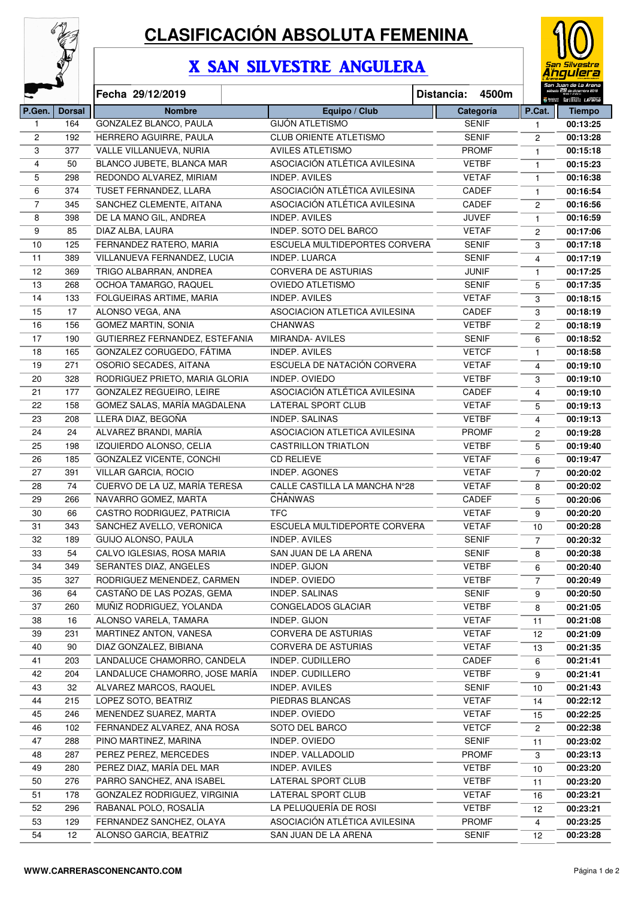# CLASIFICACIÓN ABSOLUTA FEMENINA

## X SAN SILVESTRE ANGULERA

**Fecha 29/12/2019** | **Distancia: 4500m**

| P.Gen. | Dorsal | Nombre | Equipo / Club | Categoría | P.Cat. | Tiempo |
|---|---|---|---|---|---|---|
| 1 | 164 | GONZALEZ BLANCO, PAULA | GIJÓN ATLETISMO | SENIF | 1 | 00:13:25 |
| 2 | 192 | HERRERO AGUIRRE, PAULA | CLUB ORIENTE ATLETISMO | SENIF | 2 | 00:13:28 |
| 3 | 377 | VALLE VILLANUEVA, NURIA | AVILES ATLETISMO | PROMF | 1 | 00:15:18 |
| 4 | 50 | BLANCO JUBETE, BLANCA MAR | ASOCIACIÓN ATLÉTICA AVILESINA | VETBF | 1 | 00:15:23 |
| 5 | 298 | REDONDO ALVAREZ, MIRIAM | INDEP. AVILES | VETAF | 1 | 00:16:38 |
| 6 | 374 | TUSET FERNANDEZ, LLARA | ASOCIACIÓN ATLÉTICA AVILESINA | CADEF | 1 | 00:16:54 |
| 7 | 345 | SANCHEZ CLEMENTE, AITANA | ASOCIACIÓN ATLÉTICA AVILESINA | CADEF | 2 | 00:16:56 |
| 8 | 398 | DE LA MANO GIL, ANDREA | INDEP. AVILES | JUVEF | 1 | 00:16:59 |
| 9 | 85 | DIAZ ALBA, LAURA | INDEP. SOTO DEL BARCO | VETAF | 2 | 00:17:06 |
| 10 | 125 | FERNANDEZ RATERO, MARIA | ESCUELA MULTIDEPORTES CORVERA | SENIF | 3 | 00:17:18 |
| 11 | 389 | VILLANUEVA FERNANDEZ, LUCIA | INDEP. LUARCA | SENIF | 4 | 00:17:19 |
| 12 | 369 | TRIGO ALBARRAN, ANDREA | CORVERA DE ASTURIAS | JUNIF | 1 | 00:17:25 |
| 13 | 268 | OCHOA TAMARGO, RAQUEL | OVIEDO ATLETISMO | SENIF | 5 | 00:17:35 |
| 14 | 133 | FOLGUEIRAS ARTIME, MARIA | INDEP. AVILES | VETAF | 3 | 00:18:15 |
| 15 | 17 | ALONSO VEGA, ANA | ASOCIACION ATLETICA AVILESINA | CADEF | 3 | 00:18:19 |
| 16 | 156 | GOMEZ MARTIN, SONIA | CHANWAS | VETBF | 2 | 00:18:19 |
| 17 | 190 | GUTIERREZ FERNANDEZ, ESTEFANIA | MIRANDA- AVILES | SENIF | 6 | 00:18:52 |
| 18 | 165 | GONZALEZ CORUGEDO, FÁTIMA | INDEP. AVILES | VETCF | 1 | 00:18:58 |
| 19 | 271 | OSORIO SECADES, AITANA | ESCUELA DE NATACIÓN CORVERA | VETAF | 4 | 00:19:10 |
| 20 | 328 | RODRIGUEZ PRIETO, MARIA GLORIA | INDEP. OVIEDO | VETBF | 3 | 00:19:10 |
| 21 | 177 | GONZALEZ REGUEIRO, LEIRE | ASOCIACIÓN ATLÉTICA AVILESINA | CADEF | 4 | 00:19:10 |
| 22 | 158 | GOMEZ SALAS, MARÍA MAGDALENA | LATERAL SPORT CLUB | VETAF | 5 | 00:19:13 |
| 23 | 208 | LLERA DIAZ, BEGOÑA | INDEP. SALINAS | VETBF | 4 | 00:19:13 |
| 24 | 24 | ALVAREZ BRANDI, MARÍA | ASOCIACION ATLETICA AVILESINA | PROMF | 2 | 00:19:28 |
| 25 | 198 | IZQUIERDO ALONSO, CELIA | CASTRILLON TRIATLON | VETBF | 5 | 00:19:40 |
| 26 | 185 | GONZALEZ VICENTE, CONCHI | CD RELIEVE | VETAF | 6 | 00:19:47 |
| 27 | 391 | VILLAR GARCIA, ROCIO | INDEP. AGONES | VETAF | 7 | 00:20:02 |
| 28 | 74 | CUERVO DE LA UZ, MARÍA TERESA | CALLE CASTILLA LA MANCHA Nº28 | VETAF | 8 | 00:20:02 |
| 29 | 266 | NAVARRO GOMEZ, MARTA | CHANWAS | CADEF | 5 | 00:20:06 |
| 30 | 66 | CASTRO RODRIGUEZ, PATRICIA | TFC | VETAF | 9 | 00:20:20 |
| 31 | 343 | SANCHEZ AVELLO, VERONICA | ESCUELA MULTIDEPORTE CORVERA | VETAF | 10 | 00:20:28 |
| 32 | 189 | GUIJO ALONSO, PAULA | INDEP. AVILES | SENIF | 7 | 00:20:32 |
| 33 | 54 | CALVO IGLESIAS, ROSA MARIA | SAN JUAN DE LA ARENA | SENIF | 8 | 00:20:38 |
| 34 | 349 | SERANTES DIAZ, ANGELES | INDEP. GIJON | VETBF | 6 | 00:20:40 |
| 35 | 327 | RODRIGUEZ MENENDEZ, CARMEN | INDEP. OVIEDO | VETBF | 7 | 00:20:49 |
| 36 | 64 | CASTAÑO DE LAS POZAS, GEMA | INDEP. SALINAS | SENIF | 9 | 00:20:50 |
| 37 | 260 | MUÑIZ RODRIGUEZ, YOLANDA | CONGELADOS GLACIAR | VETBF | 8 | 00:21:05 |
| 38 | 16 | ALONSO VARELA, TAMARA | INDEP. GIJON | VETAF | 11 | 00:21:08 |
| 39 | 231 | MARTINEZ ANTON, VANESA | CORVERA DE ASTURIAS | VETAF | 12 | 00:21:09 |
| 40 | 90 | DIAZ GONZALEZ, BIBIANA | CORVERA DE ASTURIAS | VETAF | 13 | 00:21:35 |
| 41 | 203 | LANDALUCE CHAMORRO, CANDELA | INDEP. CUDILLERO | CADEF | 6 | 00:21:41 |
| 42 | 204 | LANDALUCE CHAMORRO, JOSE MARÍA | INDEP. CUDILLERO | VETBF | 9 | 00:21:41 |
| 43 | 32 | ALVAREZ MARCOS, RAQUEL | INDEP. AVILES | SENIF | 10 | 00:21:43 |
| 44 | 215 | LOPEZ SOTO, BEATRIZ | PIEDRAS BLANCAS | VETAF | 14 | 00:22:12 |
| 45 | 246 | MENENDEZ SUAREZ, MARTA | INDEP. OVIEDO | VETAF | 15 | 00:22:25 |
| 46 | 102 | FERNANDEZ ALVAREZ, ANA ROSA | SOTO DEL BARCO | VETCF | 2 | 00:22:38 |
| 47 | 288 | PINO MARTINEZ, MARINA | INDEP. OVIEDO | SENIF | 11 | 00:23:02 |
| 48 | 287 | PEREZ PEREZ, MERCEDES | INDEP. VALLADOLID | PROMF | 3 | 00:23:13 |
| 49 | 280 | PEREZ DIAZ, MARÍA DEL MAR | INDEP. AVILES | VETBF | 10 | 00:23:20 |
| 50 | 276 | PARRO SANCHEZ, ANA ISABEL | LATERAL SPORT CLUB | VETBF | 11 | 00:23:20 |
| 51 | 178 | GONZALEZ RODRIGUEZ, VIRGINIA | LATERAL SPORT CLUB | VETAF | 16 | 00:23:21 |
| 52 | 296 | RABANAL POLO, ROSALÍA | LA PELUQUERÍA DE ROSI | VETBF | 12 | 00:23:21 |
| 53 | 129 | FERNANDEZ SANCHEZ, OLAYA | ASOCIACIÓN ATLÉTICA AVILESINA | PROMF | 4 | 00:23:25 |
| 54 | 12 | ALONSO GARCIA, BEATRIZ | SAN JUAN DE LA ARENA | SENIF | 12 | 00:23:28 |

WWW.CARRERASCONENCANTO.COM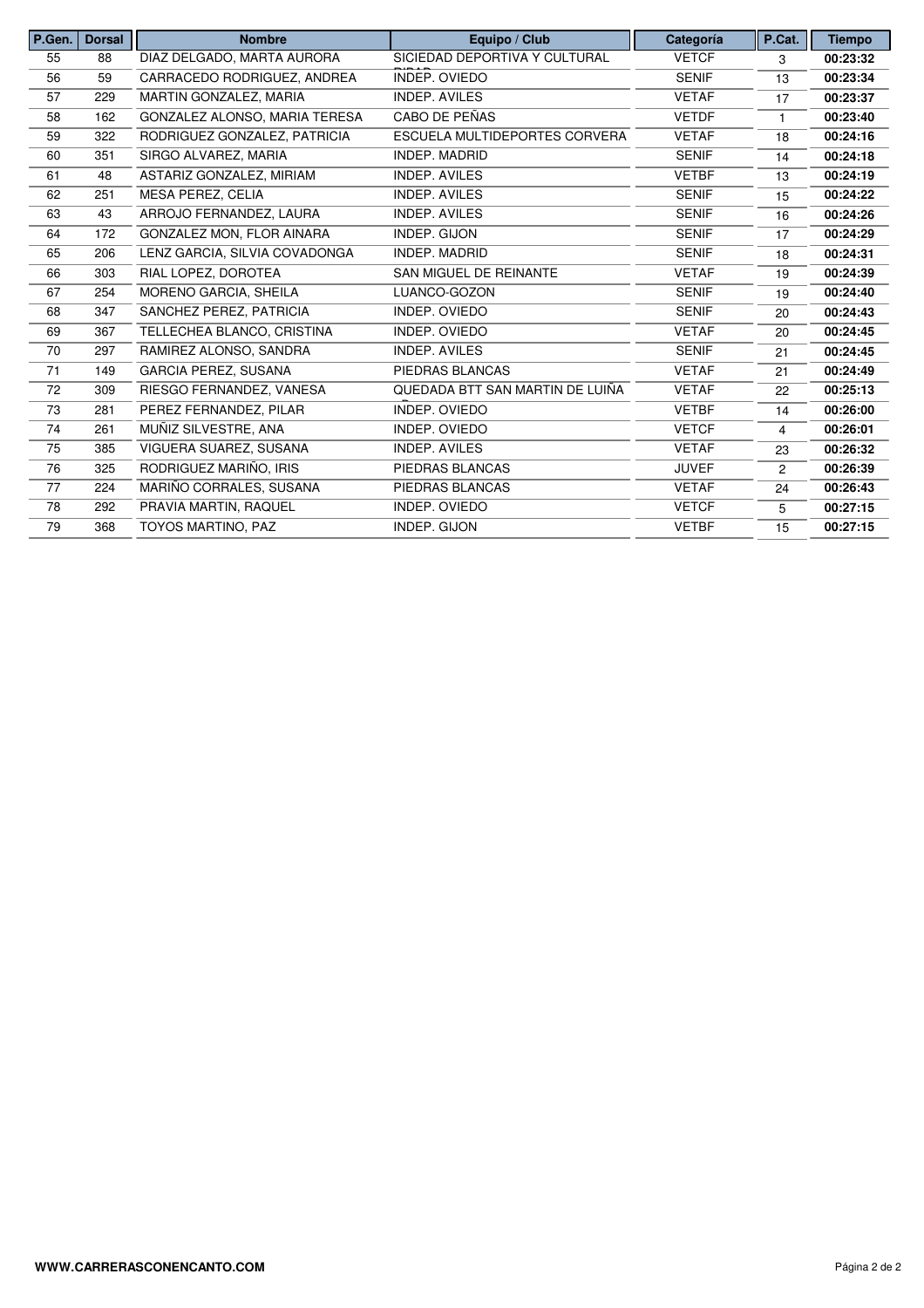| P.Gen. | Dorsal | Nombre | Equipo / Club | Categoría | P.Cat. | Tiempo |
|---|---|---|---|---|---|---|
| 55 | 88 | DIAZ DELGADO, MARTA AURORA | SICIEDAD DEPORTIVA Y CULTURAL DIDAP | VETCF | 3 | **00:23:32** |
| 56 | 59 | CARRACEDO RODRIGUEZ, ANDREA | INDEP. OVIEDO | SENIF | 13 | **00:23:34** |
| 57 | 229 | MARTIN GONZALEZ, MARIA | INDEP. AVILES | VETAF | 17 | **00:23:37** |
| 58 | 162 | GONZALEZ ALONSO, MARIA TERESA | CABO DE PEÑAS | VETDF | 1 | **00:23:40** |
| 59 | 322 | RODRIGUEZ GONZALEZ, PATRICIA | ESCUELA MULTIDEPORTES CORVERA | VETAF | 18 | **00:24:16** |
| 60 | 351 | SIRGO ALVAREZ, MARIA | INDEP. MADRID | SENIF | 14 | **00:24:18** |
| 61 | 48 | ASTARIZ GONZALEZ, MIRIAM | INDEP. AVILES | VETBF | 13 | **00:24:19** |
| 62 | 251 | MESA PEREZ, CELIA | INDEP. AVILES | SENIF | 15 | **00:24:22** |
| 63 | 43 | ARROJO FERNANDEZ, LAURA | INDEP. AVILES | SENIF | 16 | **00:24:26** |
| 64 | 172 | GONZALEZ MON, FLOR AINARA | INDEP. GIJON | SENIF | 17 | **00:24:29** |
| 65 | 206 | LENZ GARCIA, SILVIA COVADONGA | INDEP. MADRID | SENIF | 18 | **00:24:31** |
| 66 | 303 | RIAL LOPEZ, DOROTEA | SAN MIGUEL DE REINANTE | VETAF | 19 | **00:24:39** |
| 67 | 254 | MORENO GARCIA, SHEILA | LUANCO-GOZON | SENIF | 19 | **00:24:40** |
| 68 | 347 | SANCHEZ PEREZ, PATRICIA | INDEP. OVIEDO | SENIF | 20 | **00:24:43** |
| 69 | 367 | TELLECHEA BLANCO, CRISTINA | INDEP. OVIEDO | VETAF | 20 | **00:24:45** |
| 70 | 297 | RAMIREZ ALONSO, SANDRA | INDEP. AVILES | SENIF | 21 | **00:24:45** |
| 71 | 149 | GARCIA PEREZ, SUSANA | PIEDRAS BLANCAS | VETAF | 21 | **00:24:49** |
| 72 | 309 | RIESGO FERNANDEZ, VANESA | QUEDADA BTT SAN MARTIN DE LUIÑA | VETAF | 22 | **00:25:13** |
| 73 | 281 | PEREZ FERNANDEZ, PILAR | INDEP. OVIEDO | VETBF | 14 | **00:26:00** |
| 74 | 261 | MUÑIZ SILVESTRE, ANA | INDEP. OVIEDO | VETCF | 4 | **00:26:01** |
| 75 | 385 | VIGUERA SUAREZ, SUSANA | INDEP. AVILES | VETAF | 23 | **00:26:32** |
| 76 | 325 | RODRIGUEZ MARIÑO, IRIS | PIEDRAS BLANCAS | JUVEF | 2 | **00:26:39** |
| 77 | 224 | MARIÑO CORRALES, SUSANA | PIEDRAS BLANCAS | VETAF | 24 | **00:26:43** |
| 78 | 292 | PRAVIA MARTIN, RAQUEL | INDEP. OVIEDO | VETCF | 5 | **00:27:15** |
| 79 | 368 | TOYOS MARTINO, PAZ | INDEP. GIJON | VETBF | 15 | **00:27:15** |

**WWW.CARRERASCONENCANTO.COM**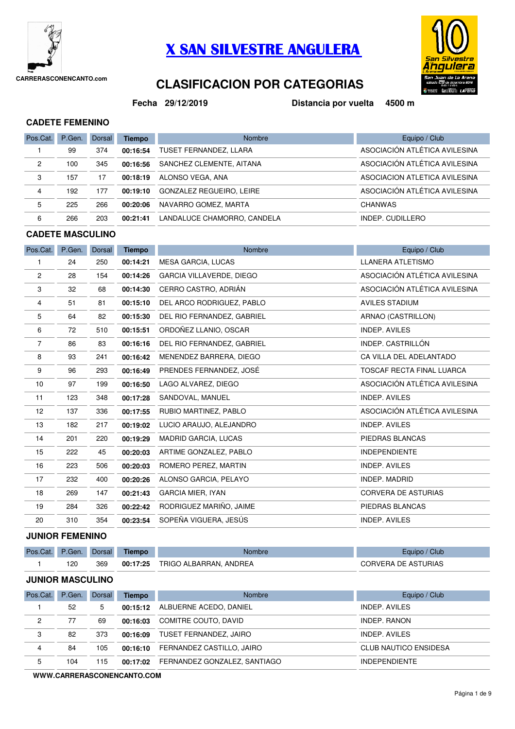CARRERASCONENCANTO.com

# X SAN SILVESTRE ANGULERA

## CLASIFICACION POR CATEGORIAS

**Fecha 29/12/2019** **Distancia por vuelta 4500 m**

### CADETE FEMENINO

| Pos.Cat. | P.Gen. | Dorsal | Tiempo | Nombre | Equipo / Club |
|---|---|---|---|---|---|
| 1 | 99 | 374 | **00:16:54** | TUSET FERNANDEZ, LLARA | ASOCIACIÓN ATLÉTICA AVILESINA |
| 2 | 100 | 345 | **00:16:56** | SANCHEZ CLEMENTE, AITANA | ASOCIACIÓN ATLÉTICA AVILESINA |
| 3 | 157 | 17 | **00:18:19** | ALONSO VEGA, ANA | ASOCIACION ATLETICA AVILESINA |
| 4 | 192 | 177 | **00:19:10** | GONZALEZ REGUEIRO, LEIRE | ASOCIACIÓN ATLÉTICA AVILESINA |
| 5 | 225 | 266 | **00:20:06** | NAVARRO GOMEZ, MARTA | CHANWAS |
| 6 | 266 | 203 | **00:21:41** | LANDALUCE CHAMORRO, CANDELA | INDEP. CUDILLERO |

### CADETE MASCULINO

| Pos.Cat. | P.Gen. | Dorsal | Tiempo | Nombre | Equipo / Club |
|---|---|---|---|---|---|
| 1 | 24 | 250 | **00:14:21** | MESA GARCIA, LUCAS | LLANERA ATLETISMO |
| 2 | 28 | 154 | **00:14:26** | GARCIA VILLAVERDE, DIEGO | ASOCIACIÓN ATLÉTICA AVILESINA |
| 3 | 32 | 68 | **00:14:30** | CERRO CASTRO, ADRIÁN | ASOCIACIÓN ATLÉTICA AVILESINA |
| 4 | 51 | 81 | **00:15:10** | DEL ARCO RODRIGUEZ, PABLO | AVILES STADIUM |
| 5 | 64 | 82 | **00:15:30** | DEL RIO FERNANDEZ, GABRIEL | ARNAO (CASTRILLON) |
| 6 | 72 | 510 | **00:15:51** | ORDOÑEZ LLANIO, OSCAR | INDEP. AVILES |
| 7 | 86 | 83 | **00:16:16** | DEL RIO FERNANDEZ, GABRIEL | INDEP. CASTRILLÓN |
| 8 | 93 | 241 | **00:16:42** | MENENDEZ BARRERA, DIEGO | CA VILLA DEL ADELANTADO |
| 9 | 96 | 293 | **00:16:49** | PRENDES FERNANDEZ, JOSÉ | TOSCAF RECTA FINAL LUARCA |
| 10 | 97 | 199 | **00:16:50** | LAGO ALVAREZ, DIEGO | ASOCIACIÓN ATLÉTICA AVILESINA |
| 11 | 123 | 348 | **00:17:28** | SANDOVAL, MANUEL | INDEP. AVILES |
| 12 | 137 | 336 | **00:17:55** | RUBIO MARTINEZ, PABLO | ASOCIACIÓN ATLÉTICA AVILESINA |
| 13 | 182 | 217 | **00:19:02** | LUCIO ARAUJO, ALEJANDRO | INDEP. AVILES |
| 14 | 201 | 220 | **00:19:29** | MADRID GARCIA, LUCAS | PIEDRAS BLANCAS |
| 15 | 222 | 45 | **00:20:03** | ARTIME GONZALEZ, PABLO | INDEPENDIENTE |
| 16 | 223 | 506 | **00:20:03** | ROMERO PEREZ, MARTIN | INDEP. AVILES |
| 17 | 232 | 400 | **00:20:26** | ALONSO GARCIA, PELAYO | INDEP. MADRID |
| 18 | 269 | 147 | **00:21:43** | GARCIA MIER, IYAN | CORVERA DE ASTURIAS |
| 19 | 284 | 326 | **00:22:42** | RODRIGUEZ MARIÑO, JAIME | PIEDRAS BLANCAS |
| 20 | 310 | 354 | **00:23:54** | SOPEÑA VIGUERA, JESÚS | INDEP. AVILES |

### JUNIOR FEMENINO

| Pos.Cat. | P.Gen. | Dorsal | Tiempo | Nombre | Equipo / Club |
|---|---|---|---|---|---|
| 1 | 120 | 369 | **00:17:25** | TRIGO ALBARRAN, ANDREA | CORVERA DE ASTURIAS |

### JUNIOR MASCULINO

| Pos.Cat. | P.Gen. | Dorsal | Tiempo | Nombre | Equipo / Club |
|---|---|---|---|---|---|
| 1 | 52 | 5 | **00:15:12** | ALBUERNE ACEDO, DANIEL | INDEP. AVILES |
| 2 | 77 | 69 | **00:16:03** | COMITRE COUTO, DAVID | INDEP. RANON |
| 3 | 82 | 373 | **00:16:09** | TUSET FERNANDEZ, JAIRO | INDEP. AVILES |
| 4 | 84 | 105 | **00:16:10** | FERNANDEZ CASTILLO, JAIRO | CLUB NAUTICO ENSIDESA |
| 5 | 104 | 115 | **00:17:02** | FERNANDEZ GONZALEZ, SANTIAGO | INDEPENDIENTE |

**WWW.CARRERASCONENCANTO.COM**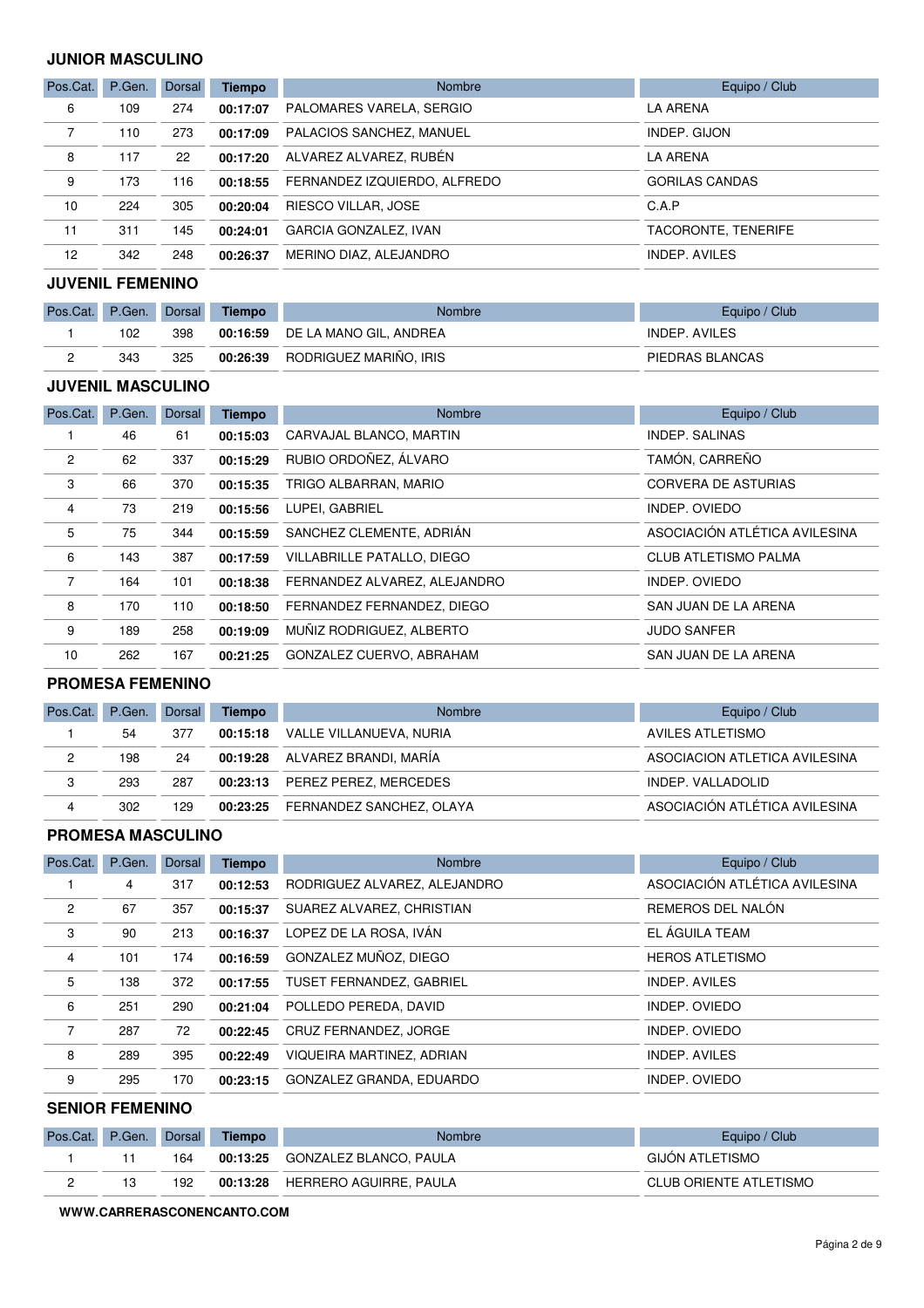## JUNIOR MASCULINO

| Pos.Cat. | P.Gen. | Dorsal | Tiempo | Nombre | Equipo / Club |
|---|---|---|---|---|---|
| 6 | 109 | 274 | **00:17:07** | PALOMARES VARELA, SERGIO | LA ARENA |
| 7 | 110 | 273 | **00:17:09** | PALACIOS SANCHEZ, MANUEL | INDEP. GIJON |
| 8 | 117 | 22 | **00:17:20** | ALVAREZ ALVAREZ, RUBÉN | LA ARENA |
| 9 | 173 | 116 | **00:18:55** | FERNANDEZ IZQUIERDO, ALFREDO | GORILAS CANDAS |
| 10 | 224 | 305 | **00:20:04** | RIESCO VILLAR, JOSE | C.A.P |
| 11 | 311 | 145 | **00:24:01** | GARCIA GONZALEZ, IVAN | TACORONTE, TENERIFE |
| 12 | 342 | 248 | **00:26:37** | MERINO DIAZ, ALEJANDRO | INDEP. AVILES |

## JUVENIL FEMENINO

| Pos.Cat. | P.Gen. | Dorsal | Tiempo | Nombre | Equipo / Club |
|---|---|---|---|---|---|
| 1 | 102 | 398 | **00:16:59** | DE LA MANO GIL, ANDREA | INDEP. AVILES |
| 2 | 343 | 325 | **00:26:39** | RODRIGUEZ MARIÑO, IRIS | PIEDRAS BLANCAS |

## JUVENIL MASCULINO

| Pos.Cat. | P.Gen. | Dorsal | Tiempo | Nombre | Equipo / Club |
|---|---|---|---|---|---|
| 1 | 46 | 61 | **00:15:03** | CARVAJAL BLANCO, MARTIN | INDEP. SALINAS |
| 2 | 62 | 337 | **00:15:29** | RUBIO ORDOÑEZ, ÁLVARO | TAMÓN, CARREÑO |
| 3 | 66 | 370 | **00:15:35** | TRIGO ALBARRAN, MARIO | CORVERA DE ASTURIAS |
| 4 | 73 | 219 | **00:15:56** | LUPEI, GABRIEL | INDEP. OVIEDO |
| 5 | 75 | 344 | **00:15:59** | SANCHEZ CLEMENTE, ADRIÁN | ASOCIACIÓN ATLÉTICA AVILESINA |
| 6 | 143 | 387 | **00:17:59** | VILLABRILLE PATALLO, DIEGO | CLUB ATLETISMO PALMA |
| 7 | 164 | 101 | **00:18:38** | FERNANDEZ ALVAREZ, ALEJANDRO | INDEP. OVIEDO |
| 8 | 170 | 110 | **00:18:50** | FERNANDEZ FERNANDEZ, DIEGO | SAN JUAN DE LA ARENA |
| 9 | 189 | 258 | **00:19:09** | MUÑIZ RODRIGUEZ, ALBERTO | JUDO SANFER |
| 10 | 262 | 167 | **00:21:25** | GONZALEZ CUERVO, ABRAHAM | SAN JUAN DE LA ARENA |

## PROMESA FEMENINO

| Pos.Cat. | P.Gen. | Dorsal | Tiempo | Nombre | Equipo / Club |
|---|---|---|---|---|---|
| 1 | 54 | 377 | **00:15:18** | VALLE VILLANUEVA, NURIA | AVILES ATLETISMO |
| 2 | 198 | 24 | **00:19:28** | ALVAREZ BRANDI, MARÍA | ASOCIACION ATLETICA AVILESINA |
| 3 | 293 | 287 | **00:23:13** | PEREZ PEREZ, MERCEDES | INDEP. VALLADOLID |
| 4 | 302 | 129 | **00:23:25** | FERNANDEZ SANCHEZ, OLAYA | ASOCIACIÓN ATLÉTICA AVILESINA |

## PROMESA MASCULINO

| Pos.Cat. | P.Gen. | Dorsal | Tiempo | Nombre | Equipo / Club |
|---|---|---|---|---|---|
| 1 | 4 | 317 | **00:12:53** | RODRIGUEZ ALVAREZ, ALEJANDRO | ASOCIACIÓN ATLÉTICA AVILESINA |
| 2 | 67 | 357 | **00:15:37** | SUAREZ ALVAREZ, CHRISTIAN | REMEROS DEL NALÓN |
| 3 | 90 | 213 | **00:16:37** | LOPEZ DE LA ROSA, IVÁN | EL ÁGUILA TEAM |
| 4 | 101 | 174 | **00:16:59** | GONZALEZ MUÑOZ, DIEGO | HEROS ATLETISMO |
| 5 | 138 | 372 | **00:17:55** | TUSET FERNANDEZ, GABRIEL | INDEP. AVILES |
| 6 | 251 | 290 | **00:21:04** | POLLEDO PEREDA, DAVID | INDEP. OVIEDO |
| 7 | 287 | 72 | **00:22:45** | CRUZ FERNANDEZ, JORGE | INDEP. OVIEDO |
| 8 | 289 | 395 | **00:22:49** | VIQUEIRA MARTINEZ, ADRIAN | INDEP. AVILES |
| 9 | 295 | 170 | **00:23:15** | GONZALEZ GRANDA, EDUARDO | INDEP. OVIEDO |

## SENIOR FEMENINO

| Pos.Cat. | P.Gen. | Dorsal | Tiempo | Nombre | Equipo / Club |
|---|---|---|---|---|---|
| 1 | 11 | 164 | **00:13:25** | GONZALEZ BLANCO, PAULA | GIJÓN ATLETISMO |
| 2 | 13 | 192 | **00:13:28** | HERRERO AGUIRRE, PAULA | CLUB ORIENTE ATLETISMO |

**WWW.CARRERASCONENCANTO.COM**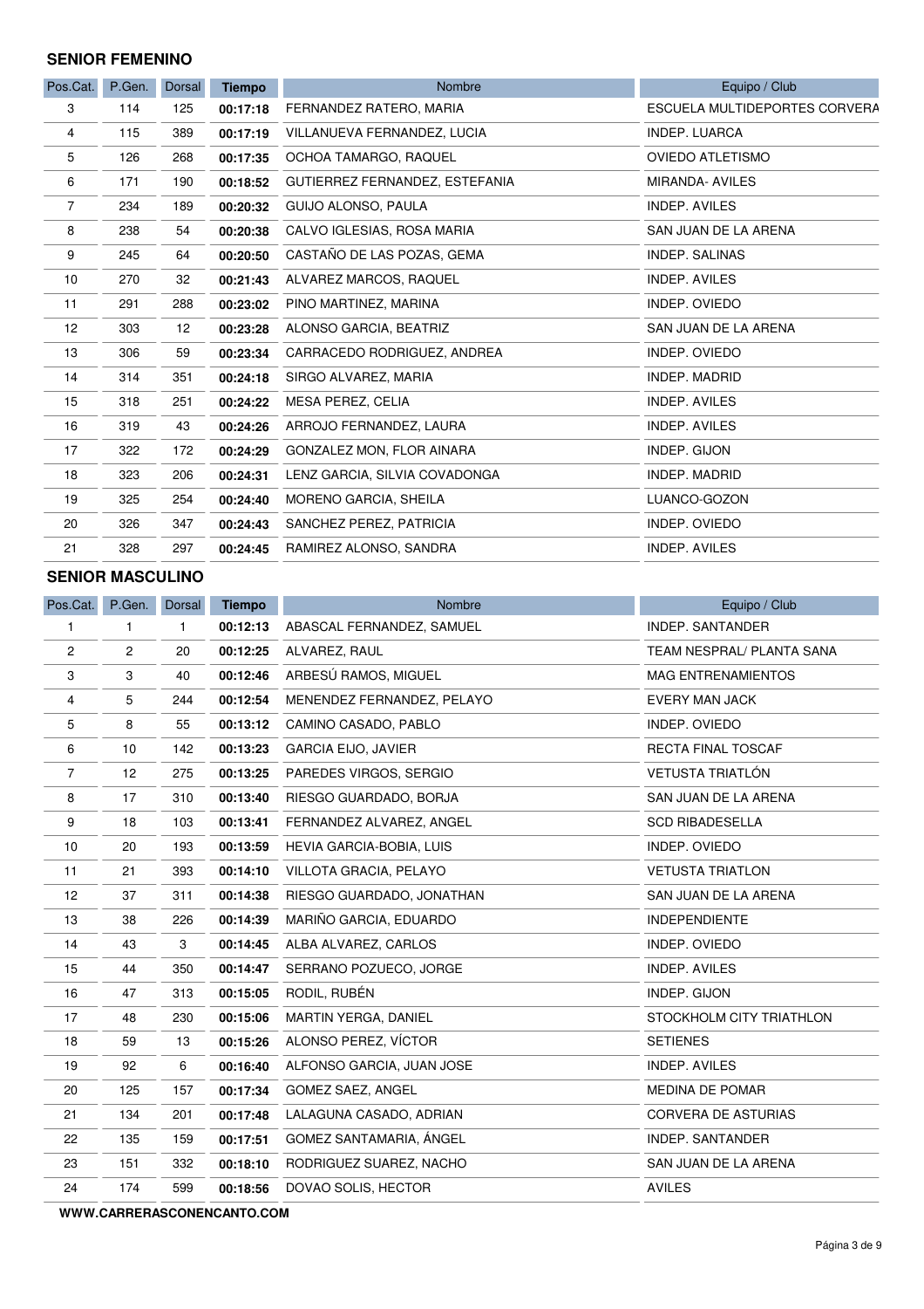## SENIOR FEMENINO

| Pos.Cat. | P.Gen. | Dorsal | Tiempo | Nombre | Equipo / Club |
|---|---|---|---|---|---|
| 3 | 114 | 125 | **00:17:18** | FERNANDEZ RATERO, MARIA | ESCUELA MULTIDEPORTES CORVERA |
| 4 | 115 | 389 | **00:17:19** | VILLANUEVA FERNANDEZ, LUCIA | INDEP. LUARCA |
| 5 | 126 | 268 | **00:17:35** | OCHOA TAMARGO, RAQUEL | OVIEDO ATLETISMO |
| 6 | 171 | 190 | **00:18:52** | GUTIERREZ FERNANDEZ, ESTEFANIA | MIRANDA- AVILES |
| 7 | 234 | 189 | **00:20:32** | GUIJO ALONSO, PAULA | INDEP. AVILES |
| 8 | 238 | 54 | **00:20:38** | CALVO IGLESIAS, ROSA MARIA | SAN JUAN DE LA ARENA |
| 9 | 245 | 64 | **00:20:50** | CASTAÑO DE LAS POZAS, GEMA | INDEP. SALINAS |
| 10 | 270 | 32 | **00:21:43** | ALVAREZ MARCOS, RAQUEL | INDEP. AVILES |
| 11 | 291 | 288 | **00:23:02** | PINO MARTINEZ, MARINA | INDEP. OVIEDO |
| 12 | 303 | 12 | **00:23:28** | ALONSO GARCIA, BEATRIZ | SAN JUAN DE LA ARENA |
| 13 | 306 | 59 | **00:23:34** | CARRACEDO RODRIGUEZ, ANDREA | INDEP. OVIEDO |
| 14 | 314 | 351 | **00:24:18** | SIRGO ALVAREZ, MARIA | INDEP. MADRID |
| 15 | 318 | 251 | **00:24:22** | MESA PEREZ, CELIA | INDEP. AVILES |
| 16 | 319 | 43 | **00:24:26** | ARROJO FERNANDEZ, LAURA | INDEP. AVILES |
| 17 | 322 | 172 | **00:24:29** | GONZALEZ MON, FLOR AINARA | INDEP. GIJON |
| 18 | 323 | 206 | **00:24:31** | LENZ GARCIA, SILVIA COVADONGA | INDEP. MADRID |
| 19 | 325 | 254 | **00:24:40** | MORENO GARCIA, SHEILA | LUANCO-GOZON |
| 20 | 326 | 347 | **00:24:43** | SANCHEZ PEREZ, PATRICIA | INDEP. OVIEDO |
| 21 | 328 | 297 | **00:24:45** | RAMIREZ ALONSO, SANDRA | INDEP. AVILES |

## SENIOR MASCULINO

| Pos.Cat. | P.Gen. | Dorsal | Tiempo | Nombre | Equipo / Club |
|---|---|---|---|---|---|
| 1 | 1 | 1 | **00:12:13** | ABASCAL FERNANDEZ, SAMUEL | INDEP. SANTANDER |
| 2 | 2 | 20 | **00:12:25** | ALVAREZ, RAUL | TEAM NESPRAL/ PLANTA SANA |
| 3 | 3 | 40 | **00:12:46** | ARBESÚ RAMOS, MIGUEL | MAG ENTRENAMIENTOS |
| 4 | 5 | 244 | **00:12:54** | MENENDEZ FERNANDEZ, PELAYO | EVERY MAN JACK |
| 5 | 8 | 55 | **00:13:12** | CAMINO CASADO, PABLO | INDEP. OVIEDO |
| 6 | 10 | 142 | **00:13:23** | GARCIA EIJO, JAVIER | RECTA FINAL TOSCAF |
| 7 | 12 | 275 | **00:13:25** | PAREDES VIRGOS, SERGIO | VETUSTA TRIATLÓN |
| 8 | 17 | 310 | **00:13:40** | RIESGO GUARDADO, BORJA | SAN JUAN DE LA ARENA |
| 9 | 18 | 103 | **00:13:41** | FERNANDEZ ALVAREZ, ANGEL | SCD RIBADESELLA |
| 10 | 20 | 193 | **00:13:59** | HEVIA GARCIA-BOBIA, LUIS | INDEP. OVIEDO |
| 11 | 21 | 393 | **00:14:10** | VILLOTA GRACIA, PELAYO | VETUSTA TRIATLON |
| 12 | 37 | 311 | **00:14:38** | RIESGO GUARDADO, JONATHAN | SAN JUAN DE LA ARENA |
| 13 | 38 | 226 | **00:14:39** | MARIÑO GARCIA, EDUARDO | INDEPENDIENTE |
| 14 | 43 | 3 | **00:14:45** | ALBA ALVAREZ, CARLOS | INDEP. OVIEDO |
| 15 | 44 | 350 | **00:14:47** | SERRANO POZUECO, JORGE | INDEP. AVILES |
| 16 | 47 | 313 | **00:15:05** | RODIL, RUBÉN | INDEP. GIJON |
| 17 | 48 | 230 | **00:15:06** | MARTIN YERGA, DANIEL | STOCKHOLM CITY TRIATHLON |
| 18 | 59 | 13 | **00:15:26** | ALONSO PEREZ, VÍCTOR | SETIENES |
| 19 | 92 | 6 | **00:16:40** | ALFONSO GARCIA, JUAN JOSE | INDEP. AVILES |
| 20 | 125 | 157 | **00:17:34** | GOMEZ SAEZ, ANGEL | MEDINA DE POMAR |
| 21 | 134 | 201 | **00:17:48** | LALAGUNA CASADO, ADRIAN | CORVERA DE ASTURIAS |
| 22 | 135 | 159 | **00:17:51** | GOMEZ SANTAMARIA, ÁNGEL | INDEP. SANTANDER |
| 23 | 151 | 332 | **00:18:10** | RODRIGUEZ SUAREZ, NACHO | SAN JUAN DE LA ARENA |
| 24 | 174 | 599 | **00:18:56** | DOVAO SOLIS, HECTOR | AVILES |

**WWW.CARRERASCONENCANTO.COM**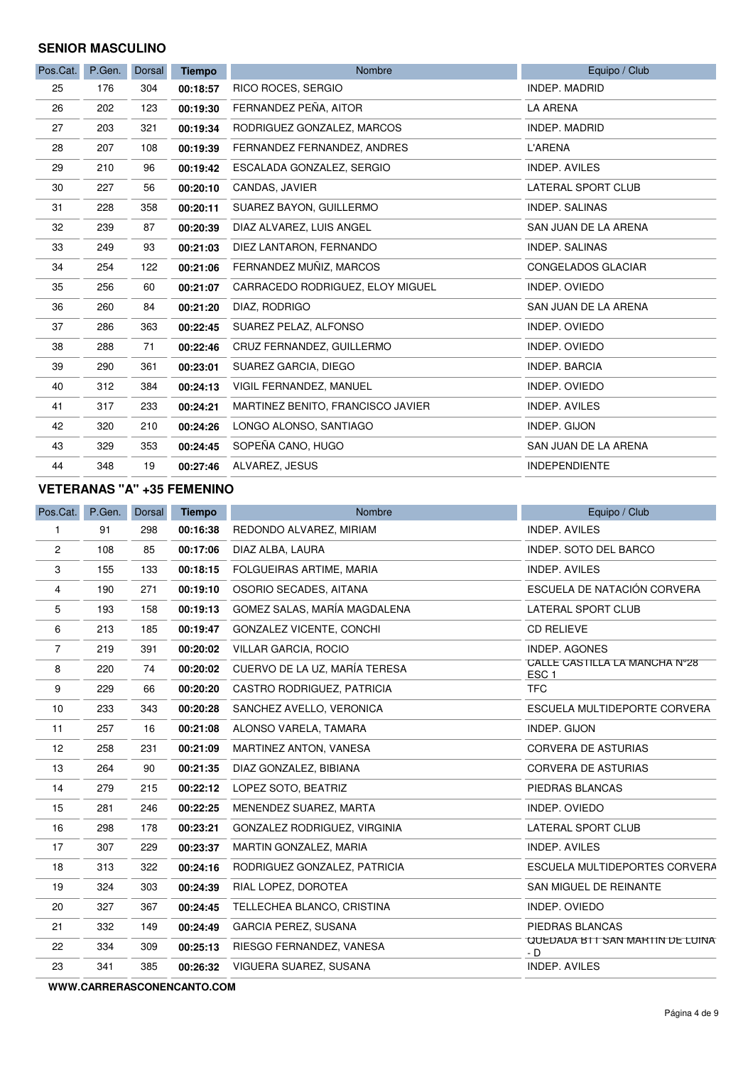## SENIOR MASCULINO

| Pos.Cat. | P.Gen. | Dorsal | Tiempo | Nombre | Equipo / Club |
|---|---|---|---|---|---|
| 25 | 176 | 304 | **00:18:57** | RICO ROCES, SERGIO | INDEP. MADRID |
| 26 | 202 | 123 | **00:19:30** | FERNANDEZ PEÑA, AITOR | LA ARENA |
| 27 | 203 | 321 | **00:19:34** | RODRIGUEZ GONZALEZ, MARCOS | INDEP. MADRID |
| 28 | 207 | 108 | **00:19:39** | FERNANDEZ FERNANDEZ, ANDRES | L'ARENA |
| 29 | 210 | 96 | **00:19:42** | ESCALADA GONZALEZ, SERGIO | INDEP. AVILES |
| 30 | 227 | 56 | **00:20:10** | CANDAS, JAVIER | LATERAL SPORT CLUB |
| 31 | 228 | 358 | **00:20:11** | SUAREZ BAYON, GUILLERMO | INDEP. SALINAS |
| 32 | 239 | 87 | **00:20:39** | DIAZ ALVAREZ, LUIS ANGEL | SAN JUAN DE LA ARENA |
| 33 | 249 | 93 | **00:21:03** | DIEZ LANTARON, FERNANDO | INDEP. SALINAS |
| 34 | 254 | 122 | **00:21:06** | FERNANDEZ MUÑIZ, MARCOS | CONGELADOS GLACIAR |
| 35 | 256 | 60 | **00:21:07** | CARRACEDO RODRIGUEZ, ELOY MIGUEL | INDEP. OVIEDO |
| 36 | 260 | 84 | **00:21:20** | DIAZ, RODRIGO | SAN JUAN DE LA ARENA |
| 37 | 286 | 363 | **00:22:45** | SUAREZ PELAZ, ALFONSO | INDEP. OVIEDO |
| 38 | 288 | 71 | **00:22:46** | CRUZ FERNANDEZ, GUILLERMO | INDEP. OVIEDO |
| 39 | 290 | 361 | **00:23:01** | SUAREZ GARCIA, DIEGO | INDEP. BARCIA |
| 40 | 312 | 384 | **00:24:13** | VIGIL FERNANDEZ, MANUEL | INDEP. OVIEDO |
| 41 | 317 | 233 | **00:24:21** | MARTINEZ BENITO, FRANCISCO JAVIER | INDEP. AVILES |
| 42 | 320 | 210 | **00:24:26** | LONGO ALONSO, SANTIAGO | INDEP. GIJON |
| 43 | 329 | 353 | **00:24:45** | SOPEÑA CANO, HUGO | SAN JUAN DE LA ARENA |
| 44 | 348 | 19 | **00:27:46** | ALVAREZ, JESUS | INDEPENDIENTE |

## VETERANAS "A" +35 FEMENINO

| Pos.Cat. | P.Gen. | Dorsal | Tiempo | Nombre | Equipo / Club |
|---|---|---|---|---|---|
| 1 | 91 | 298 | **00:16:38** | REDONDO ALVAREZ, MIRIAM | INDEP. AVILES |
| 2 | 108 | 85 | **00:17:06** | DIAZ ALBA, LAURA | INDEP. SOTO DEL BARCO |
| 3 | 155 | 133 | **00:18:15** | FOLGUEIRAS ARTIME, MARIA | INDEP. AVILES |
| 4 | 190 | 271 | **00:19:10** | OSORIO SECADES, AITANA | ESCUELA DE NATACIÓN CORVERA |
| 5 | 193 | 158 | **00:19:13** | GOMEZ SALAS, MARÍA MAGDALENA | LATERAL SPORT CLUB |
| 6 | 213 | 185 | **00:19:47** | GONZALEZ VICENTE, CONCHI | CD RELIEVE |
| 7 | 219 | 391 | **00:20:02** | VILLAR GARCIA, ROCIO | INDEP. AGONES |
| 8 | 220 | 74 | **00:20:02** | CUERVO DE LA UZ, MARÍA TERESA | CALLE CASTILLA LA MANCHA Nº28 ESC 1 |
| 9 | 229 | 66 | **00:20:20** | CASTRO RODRIGUEZ, PATRICIA | TFC |
| 10 | 233 | 343 | **00:20:28** | SANCHEZ AVELLO, VERONICA | ESCUELA MULTIDEPORTE CORVERA |
| 11 | 257 | 16 | **00:21:08** | ALONSO VARELA, TAMARA | INDEP. GIJON |
| 12 | 258 | 231 | **00:21:09** | MARTINEZ ANTON, VANESA | CORVERA DE ASTURIAS |
| 13 | 264 | 90 | **00:21:35** | DIAZ GONZALEZ, BIBIANA | CORVERA DE ASTURIAS |
| 14 | 279 | 215 | **00:22:12** | LOPEZ SOTO, BEATRIZ | PIEDRAS BLANCAS |
| 15 | 281 | 246 | **00:22:25** | MENENDEZ SUAREZ, MARTA | INDEP. OVIEDO |
| 16 | 298 | 178 | **00:23:21** | GONZALEZ RODRIGUEZ, VIRGINIA | LATERAL SPORT CLUB |
| 17 | 307 | 229 | **00:23:37** | MARTIN GONZALEZ, MARIA | INDEP. AVILES |
| 18 | 313 | 322 | **00:24:16** | RODRIGUEZ GONZALEZ, PATRICIA | ESCUELA MULTIDEPORTES CORVERA |
| 19 | 324 | 303 | **00:24:39** | RIAL LOPEZ, DOROTEA | SAN MIGUEL DE REINANTE |
| 20 | 327 | 367 | **00:24:45** | TELLECHEA BLANCO, CRISTINA | INDEP. OVIEDO |
| 21 | 332 | 149 | **00:24:49** | GARCIA PEREZ, SUSANA | PIEDRAS BLANCAS |
| 22 | 334 | 309 | **00:25:13** | RIESGO FERNANDEZ, VANESA | QUEDADA BTT SAN MARTIN DE LUINA - D |
| 23 | 341 | 385 | **00:26:32** | VIGUERA SUAREZ, SUSANA | INDEP. AVILES |

**WWW.CARRERASCONENCANTO.COM**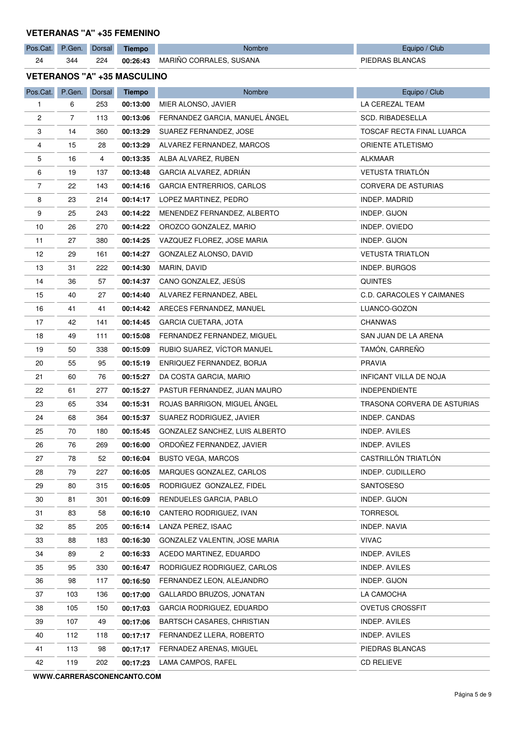### VETERANAS "A" +35 FEMENINO

| Pos.Cat. | P.Gen. | Dorsal | Tiempo | Nombre | Equipo / Club |
|---|---|---|---|---|---|
| 24 | 344 | 224 | **00:26:43** | MARIÑO CORRALES, SUSANA | PIEDRAS BLANCAS |

### VETERANOS "A" +35 MASCULINO

| Pos.Cat. | P.Gen. | Dorsal | Tiempo | Nombre | Equipo / Club |
|---|---|---|---|---|---|
| 1 | 6 | 253 | **00:13:00** | MIER ALONSO, JAVIER | LA CEREZAL TEAM |
| 2 | 7 | 113 | **00:13:06** | FERNANDEZ GARCIA, MANUEL ÁNGEL | SCD. RIBADESELLA |
| 3 | 14 | 360 | **00:13:29** | SUAREZ FERNANDEZ, JOSE | TOSCAF RECTA FINAL LUARCA |
| 4 | 15 | 28 | **00:13:29** | ALVAREZ FERNANDEZ, MARCOS | ORIENTE ATLETISMO |
| 5 | 16 | 4 | **00:13:35** | ALBA ALVAREZ, RUBEN | ALKMAAR |
| 6 | 19 | 137 | **00:13:48** | GARCIA ALVAREZ, ADRIÁN | VETUSTA TRIATLÓN |
| 7 | 22 | 143 | **00:14:16** | GARCIA ENTRERRIOS, CARLOS | CORVERA DE ASTURIAS |
| 8 | 23 | 214 | **00:14:17** | LOPEZ MARTINEZ, PEDRO | INDEP. MADRID |
| 9 | 25 | 243 | **00:14:22** | MENENDEZ FERNANDEZ, ALBERTO | INDEP. GIJON |
| 10 | 26 | 270 | **00:14:22** | OROZCO GONZALEZ, MARIO | INDEP. OVIEDO |
| 11 | 27 | 380 | **00:14:25** | VAZQUEZ FLOREZ, JOSE MARIA | INDEP. GIJON |
| 12 | 29 | 161 | **00:14:27** | GONZALEZ ALONSO, DAVID | VETUSTA TRIATLON |
| 13 | 31 | 222 | **00:14:30** | MARIN, DAVID | INDEP. BURGOS |
| 14 | 36 | 57 | **00:14:37** | CANO GONZALEZ, JESÚS | QUINTES |
| 15 | 40 | 27 | **00:14:40** | ALVAREZ FERNANDEZ, ABEL | C.D. CARACOLES Y CAIMANES |
| 16 | 41 | 41 | **00:14:42** | ARECES FERNANDEZ, MANUEL | LUANCO-GOZON |
| 17 | 42 | 141 | **00:14:45** | GARCIA CUETARA, JOTA | CHANWAS |
| 18 | 49 | 111 | **00:15:08** | FERNANDEZ FERNANDEZ, MIGUEL | SAN JUAN DE LA ARENA |
| 19 | 50 | 338 | **00:15:09** | RUBIO SUAREZ, VÍCTOR MANUEL | TAMÓN, CARREÑO |
| 20 | 55 | 95 | **00:15:19** | ENRIQUEZ FERNANDEZ, BORJA | PRAVIA |
| 21 | 60 | 76 | **00:15:27** | DA COSTA GARCIA, MARIO | INFICANT VILLA DE NOJA |
| 22 | 61 | 277 | **00:15:27** | PASTUR FERNANDEZ, JUAN MAURO | INDEPENDIENTE |
| 23 | 65 | 334 | **00:15:31** | ROJAS BARRIGON, MIGUEL ÁNGEL | TRASONA CORVERA DE ASTURIAS |
| 24 | 68 | 364 | **00:15:37** | SUAREZ RODRIGUEZ, JAVIER | INDEP. CANDAS |
| 25 | 70 | 180 | **00:15:45** | GONZALEZ SANCHEZ, LUIS ALBERTO | INDEP. AVILES |
| 26 | 76 | 269 | **00:16:00** | ORDOÑEZ FERNANDEZ, JAVIER | INDEP. AVILES |
| 27 | 78 | 52 | **00:16:04** | BUSTO VEGA, MARCOS | CASTRILLÓN TRIATLÓN |
| 28 | 79 | 227 | **00:16:05** | MARQUES GONZALEZ, CARLOS | INDEP. CUDILLERO |
| 29 | 80 | 315 | **00:16:05** | RODRIGUEZ  GONZALEZ, FIDEL | SANTOSESO |
| 30 | 81 | 301 | **00:16:09** | RENDUELES GARCIA, PABLO | INDEP. GIJON |
| 31 | 83 | 58 | **00:16:10** | CANTERO RODRIGUEZ, IVAN | TORRESOL |
| 32 | 85 | 205 | **00:16:14** | LANZA PEREZ, ISAAC | INDEP. NAVIA |
| 33 | 88 | 183 | **00:16:30** | GONZALEZ VALENTIN, JOSE MARIA | VIVAC |
| 34 | 89 | 2 | **00:16:33** | ACEDO MARTINEZ, EDUARDO | INDEP. AVILES |
| 35 | 95 | 330 | **00:16:47** | RODRIGUEZ RODRIGUEZ, CARLOS | INDEP. AVILES |
| 36 | 98 | 117 | **00:16:50** | FERNANDEZ LEON, ALEJANDRO | INDEP. GIJON |
| 37 | 103 | 136 | **00:17:00** | GALLARDO BRUZOS, JONATAN | LA CAMOCHA |
| 38 | 105 | 150 | **00:17:03** | GARCIA RODRIGUEZ, EDUARDO | OVETUS CROSSFIT |
| 39 | 107 | 49 | **00:17:06** | BARTSCH CASARES, CHRISTIAN | INDEP. AVILES |
| 40 | 112 | 118 | **00:17:17** | FERNANDEZ LLERA, ROBERTO | INDEP. AVILES |
| 41 | 113 | 98 | **00:17:17** | FERNADEZ ARENAS, MIGUEL | PIEDRAS BLANCAS |
| 42 | 119 | 202 | **00:17:23** | LAMA CAMPOS, RAFEL | CD RELIEVE |

**WWW.CARRERASCONENCANTO.COM**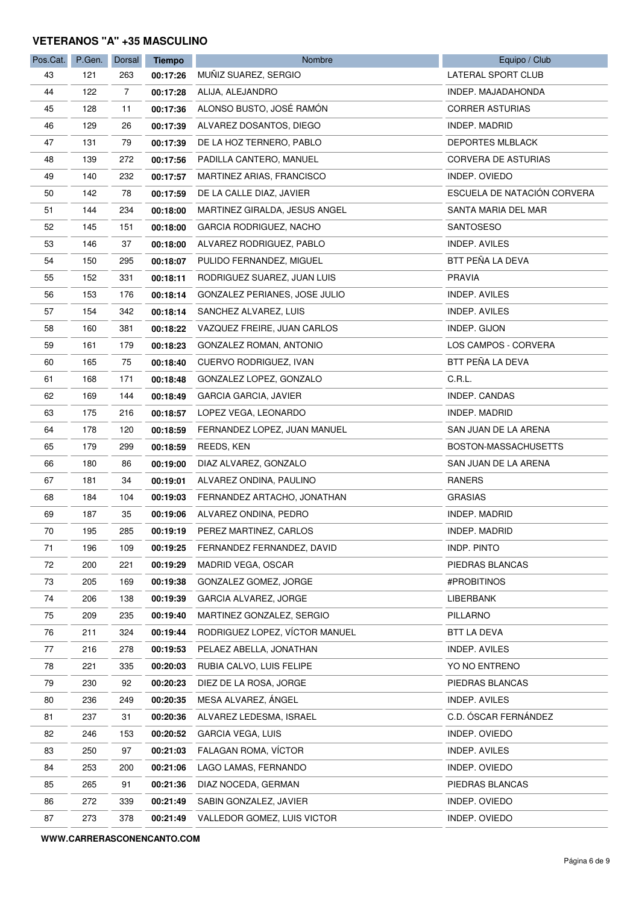## VETERANOS "A" +35 MASCULINO

| Pos.Cat. | P.Gen. | Dorsal | Tiempo | Nombre | Equipo / Club |
|---|---|---|---|---|---|
| 43 | 121 | 263 | **00:17:26** | MUÑIZ SUAREZ, SERGIO | LATERAL SPORT CLUB |
| 44 | 122 | 7 | **00:17:28** | ALIJA, ALEJANDRO | INDEP. MAJADAHONDA |
| 45 | 128 | 11 | **00:17:36** | ALONSO BUSTO, JOSÉ RAMÓN | CORRER ASTURIAS |
| 46 | 129 | 26 | **00:17:39** | ALVAREZ DOSANTOS, DIEGO | INDEP. MADRID |
| 47 | 131 | 79 | **00:17:39** | DE LA HOZ TERNERO, PABLO | DEPORTES MLBLACK |
| 48 | 139 | 272 | **00:17:56** | PADILLA CANTERO, MANUEL | CORVERA DE ASTURIAS |
| 49 | 140 | 232 | **00:17:57** | MARTINEZ ARIAS, FRANCISCO | INDEP. OVIEDO |
| 50 | 142 | 78 | **00:17:59** | DE LA CALLE DIAZ, JAVIER | ESCUELA DE NATACIÓN CORVERA |
| 51 | 144 | 234 | **00:18:00** | MARTINEZ GIRALDA, JESUS ANGEL | SANTA MARIA DEL MAR |
| 52 | 145 | 151 | **00:18:00** | GARCIA RODRIGUEZ, NACHO | SANTOSESO |
| 53 | 146 | 37 | **00:18:00** | ALVAREZ RODRIGUEZ, PABLO | INDEP. AVILES |
| 54 | 150 | 295 | **00:18:07** | PULIDO FERNANDEZ, MIGUEL | BTT PEÑA LA DEVA |
| 55 | 152 | 331 | **00:18:11** | RODRIGUEZ SUAREZ, JUAN LUIS | PRAVIA |
| 56 | 153 | 176 | **00:18:14** | GONZALEZ PERIANES, JOSE JULIO | INDEP. AVILES |
| 57 | 154 | 342 | **00:18:14** | SANCHEZ ALVAREZ, LUIS | INDEP. AVILES |
| 58 | 160 | 381 | **00:18:22** | VAZQUEZ FREIRE, JUAN CARLOS | INDEP. GIJON |
| 59 | 161 | 179 | **00:18:23** | GONZALEZ ROMAN, ANTONIO | LOS CAMPOS - CORVERA |
| 60 | 165 | 75 | **00:18:40** | CUERVO RODRIGUEZ, IVAN | BTT PEÑA LA DEVA |
| 61 | 168 | 171 | **00:18:48** | GONZALEZ LOPEZ, GONZALO | C.R.L. |
| 62 | 169 | 144 | **00:18:49** | GARCIA GARCIA, JAVIER | INDEP. CANDAS |
| 63 | 175 | 216 | **00:18:57** | LOPEZ VEGA, LEONARDO | INDEP. MADRID |
| 64 | 178 | 120 | **00:18:59** | FERNANDEZ LOPEZ, JUAN MANUEL | SAN JUAN DE LA ARENA |
| 65 | 179 | 299 | **00:18:59** | REEDS, KEN | BOSTON-MASSACHUSETTS |
| 66 | 180 | 86 | **00:19:00** | DIAZ ALVAREZ, GONZALO | SAN JUAN DE LA ARENA |
| 67 | 181 | 34 | **00:19:01** | ALVAREZ ONDINA, PAULINO | RANERS |
| 68 | 184 | 104 | **00:19:03** | FERNANDEZ ARTACHO, JONATHAN | GRASIAS |
| 69 | 187 | 35 | **00:19:06** | ALVAREZ ONDINA, PEDRO | INDEP. MADRID |
| 70 | 195 | 285 | **00:19:19** | PEREZ MARTINEZ, CARLOS | INDEP. MADRID |
| 71 | 196 | 109 | **00:19:25** | FERNANDEZ FERNANDEZ, DAVID | INDP. PINTO |
| 72 | 200 | 221 | **00:19:29** | MADRID VEGA, OSCAR | PIEDRAS BLANCAS |
| 73 | 205 | 169 | **00:19:38** | GONZALEZ GOMEZ, JORGE | #PROBITINOS |
| 74 | 206 | 138 | **00:19:39** | GARCIA ALVAREZ, JORGE | LIBERBANK |
| 75 | 209 | 235 | **00:19:40** | MARTINEZ GONZALEZ, SERGIO | PILLARNO |
| 76 | 211 | 324 | **00:19:44** | RODRIGUEZ LOPEZ, VÍCTOR MANUEL | BTT LA DEVA |
| 77 | 216 | 278 | **00:19:53** | PELAEZ ABELLA, JONATHAN | INDEP. AVILES |
| 78 | 221 | 335 | **00:20:03** | RUBIA CALVO, LUIS FELIPE | YO NO ENTRENO |
| 79 | 230 | 92 | **00:20:23** | DIEZ DE LA ROSA, JORGE | PIEDRAS BLANCAS |
| 80 | 236 | 249 | **00:20:35** | MESA ALVAREZ, ÁNGEL | INDEP. AVILES |
| 81 | 237 | 31 | **00:20:36** | ALVAREZ LEDESMA, ISRAEL | C.D. ÓSCAR FERNÁNDEZ |
| 82 | 246 | 153 | **00:20:52** | GARCIA VEGA, LUIS | INDEP. OVIEDO |
| 83 | 250 | 97 | **00:21:03** | FALAGAN ROMA, VÍCTOR | INDEP. AVILES |
| 84 | 253 | 200 | **00:21:06** | LAGO LAMAS, FERNANDO | INDEP. OVIEDO |
| 85 | 265 | 91 | **00:21:36** | DIAZ NOCEDA, GERMAN | PIEDRAS BLANCAS |
| 86 | 272 | 339 | **00:21:49** | SABIN GONZALEZ, JAVIER | INDEP. OVIEDO |
| 87 | 273 | 378 | **00:21:49** | VALLEDOR GOMEZ, LUIS VICTOR | INDEP. OVIEDO |

**WWW.CARRERASCONENCANTO.COM**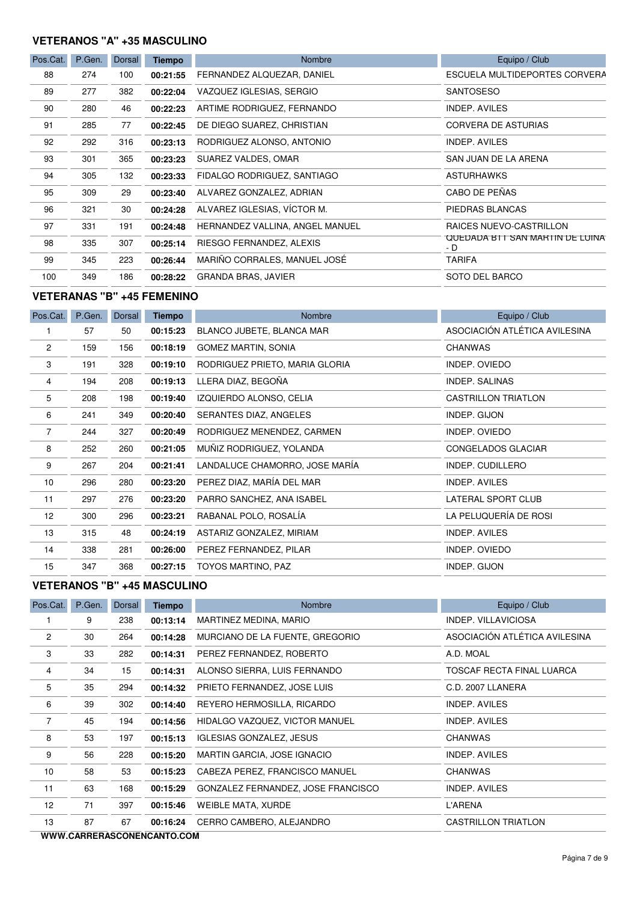### VETERANOS "A" +35 MASCULINO

| Pos.Cat. | P.Gen. | Dorsal | Tiempo | Nombre | Equipo / Club |
|---|---|---|---|---|---|
| 88 | 274 | 100 | **00:21:55** | FERNANDEZ ALQUEZAR, DANIEL | ESCUELA MULTIDEPORTES CORVERA |
| 89 | 277 | 382 | **00:22:04** | VAZQUEZ IGLESIAS, SERGIO | SANTOSESO |
| 90 | 280 | 46 | **00:22:23** | ARTIME RODRIGUEZ, FERNANDO | INDEP. AVILES |
| 91 | 285 | 77 | **00:22:45** | DE DIEGO SUAREZ, CHRISTIAN | CORVERA DE ASTURIAS |
| 92 | 292 | 316 | **00:23:13** | RODRIGUEZ ALONSO, ANTONIO | INDEP. AVILES |
| 93 | 301 | 365 | **00:23:23** | SUAREZ VALDES, OMAR | SAN JUAN DE LA ARENA |
| 94 | 305 | 132 | **00:23:33** | FIDALGO RODRIGUEZ, SANTIAGO | ASTURHAWKS |
| 95 | 309 | 29 | **00:23:40** | ALVAREZ GONZALEZ, ADRIAN | CABO DE PEÑAS |
| 96 | 321 | 30 | **00:24:28** | ALVAREZ IGLESIAS, VÍCTOR M. | PIEDRAS BLANCAS |
| 97 | 331 | 191 | **00:24:48** | HERNANDEZ VALLINA, ANGEL MANUEL | RAICES NUEVO-CASTRILLON |
| 98 | 335 | 307 | **00:25:14** | RIESGO FERNANDEZ, ALEXIS | QUEDADA BTT SAN MARTIN DE LUINA - D |
| 99 | 345 | 223 | **00:26:44** | MARIÑO CORRALES, MANUEL JOSÉ | TARIFA |
| 100 | 349 | 186 | **00:28:22** | GRANDA BRAS, JAVIER | SOTO DEL BARCO |

### VETERANAS "B" +45 FEMENINO

| Pos.Cat. | P.Gen. | Dorsal | Tiempo | Nombre | Equipo / Club |
|---|---|---|---|---|---|
| 1 | 57 | 50 | **00:15:23** | BLANCO JUBETE, BLANCA MAR | ASOCIACIÓN ATLÉTICA AVILESINA |
| 2 | 159 | 156 | **00:18:19** | GOMEZ MARTIN, SONIA | CHANWAS |
| 3 | 191 | 328 | **00:19:10** | RODRIGUEZ PRIETO, MARIA GLORIA | INDEP. OVIEDO |
| 4 | 194 | 208 | **00:19:13** | LLERA DIAZ, BEGOÑA | INDEP. SALINAS |
| 5 | 208 | 198 | **00:19:40** | IZQUIERDO ALONSO, CELIA | CASTRILLON TRIATLON |
| 6 | 241 | 349 | **00:20:40** | SERANTES DIAZ, ANGELES | INDEP. GIJON |
| 7 | 244 | 327 | **00:20:49** | RODRIGUEZ MENENDEZ, CARMEN | INDEP. OVIEDO |
| 8 | 252 | 260 | **00:21:05** | MUÑIZ RODRIGUEZ, YOLANDA | CONGELADOS GLACIAR |
| 9 | 267 | 204 | **00:21:41** | LANDALUCE CHAMORRO, JOSE MARÍA | INDEP. CUDILLERO |
| 10 | 296 | 280 | **00:23:20** | PEREZ DIAZ, MARÍA DEL MAR | INDEP. AVILES |
| 11 | 297 | 276 | **00:23:20** | PARRO SANCHEZ, ANA ISABEL | LATERAL SPORT CLUB |
| 12 | 300 | 296 | **00:23:21** | RABANAL POLO, ROSALÍA | LA PELUQUERÍA DE ROSI |
| 13 | 315 | 48 | **00:24:19** | ASTARIZ GONZALEZ, MIRIAM | INDEP. AVILES |
| 14 | 338 | 281 | **00:26:00** | PEREZ FERNANDEZ, PILAR | INDEP. OVIEDO |
| 15 | 347 | 368 | **00:27:15** | TOYOS MARTINO, PAZ | INDEP. GIJON |

### VETERANOS "B" +45 MASCULINO

| Pos.Cat. | P.Gen. | Dorsal | Tiempo | Nombre | Equipo / Club |
|---|---|---|---|---|---|
| 1 | 9 | 238 | **00:13:14** | MARTINEZ MEDINA, MARIO | INDEP. VILLAVICIOSA |
| 2 | 30 | 264 | **00:14:28** | MURCIANO DE LA FUENTE, GREGORIO | ASOCIACIÓN ATLÉTICA AVILESINA |
| 3 | 33 | 282 | **00:14:31** | PEREZ FERNANDEZ, ROBERTO | A.D. MOAL |
| 4 | 34 | 15 | **00:14:31** | ALONSO SIERRA, LUIS FERNANDO | TOSCAF RECTA FINAL LUARCA |
| 5 | 35 | 294 | **00:14:32** | PRIETO FERNANDEZ, JOSE LUIS | C.D. 2007 LLANERA |
| 6 | 39 | 302 | **00:14:40** | REYERO HERMOSILLA, RICARDO | INDEP. AVILES |
| 7 | 45 | 194 | **00:14:56** | HIDALGO VAZQUEZ, VICTOR MANUEL | INDEP. AVILES |
| 8 | 53 | 197 | **00:15:13** | IGLESIAS GONZALEZ, JESUS | CHANWAS |
| 9 | 56 | 228 | **00:15:20** | MARTIN GARCIA, JOSE IGNACIO | INDEP. AVILES |
| 10 | 58 | 53 | **00:15:23** | CABEZA PEREZ, FRANCISCO MANUEL | CHANWAS |
| 11 | 63 | 168 | **00:15:29** | GONZALEZ FERNANDEZ, JOSE FRANCISCO | INDEP. AVILES |
| 12 | 71 | 397 | **00:15:46** | WEIBLE MATA, XURDE | L'ARENA |
| 13 | 87 | 67 | **00:16:24** | CERRO CAMBERO, ALEJANDRO | CASTRILLON TRIATLON |

**WWW.CARRERASCONENCANTO.COM**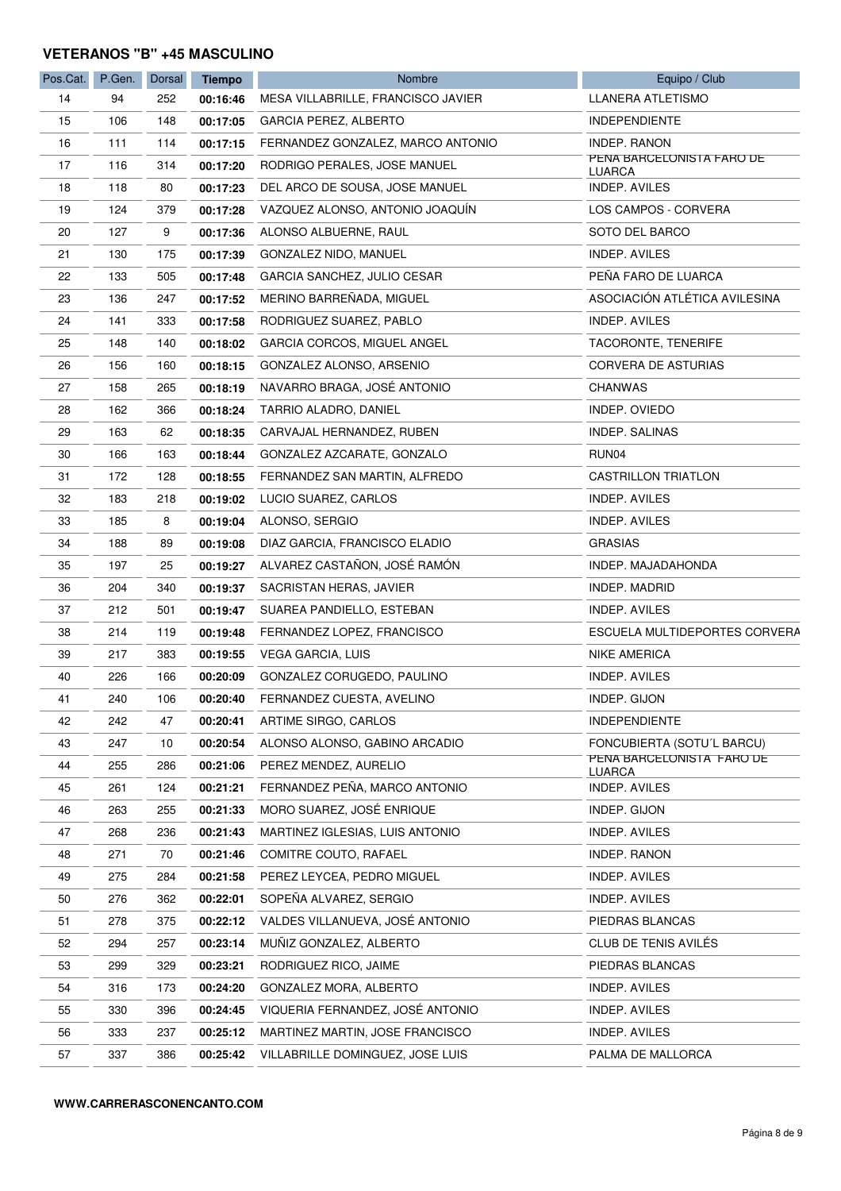## VETERANOS "B" +45 MASCULINO

| Pos.Cat. | P.Gen. | Dorsal | Tiempo | Nombre | Equipo / Club |
|---|---|---|---|---|---|
| 14 | 94 | 252 | **00:16:46** | MESA VILLABRILLE, FRANCISCO JAVIER | LLANERA ATLETISMO |
| 15 | 106 | 148 | **00:17:05** | GARCIA PEREZ, ALBERTO | INDEPENDIENTE |
| 16 | 111 | 114 | **00:17:15** | FERNANDEZ GONZALEZ, MARCO ANTONIO | INDEP. RANON |
| 17 | 116 | 314 | **00:17:20** | RODRIGO PERALES, JOSE MANUEL | PEÑA BARCELONISTA FARO DE LUARCA |
| 18 | 118 | 80 | **00:17:23** | DEL ARCO DE SOUSA, JOSE MANUEL | INDEP. AVILES |
| 19 | 124 | 379 | **00:17:28** | VAZQUEZ ALONSO, ANTONIO JOAQUÍN | LOS CAMPOS - CORVERA |
| 20 | 127 | 9 | **00:17:36** | ALONSO ALBUERNE, RAUL | SOTO DEL BARCO |
| 21 | 130 | 175 | **00:17:39** | GONZALEZ NIDO, MANUEL | INDEP. AVILES |
| 22 | 133 | 505 | **00:17:48** | GARCIA SANCHEZ, JULIO CESAR | PEÑA FARO DE LUARCA |
| 23 | 136 | 247 | **00:17:52** | MERINO BARREÑADA, MIGUEL | ASOCIACIÓN ATLÉTICA AVILESINA |
| 24 | 141 | 333 | **00:17:58** | RODRIGUEZ SUAREZ, PABLO | INDEP. AVILES |
| 25 | 148 | 140 | **00:18:02** | GARCIA CORCOS, MIGUEL ANGEL | TACORONTE, TENERIFE |
| 26 | 156 | 160 | **00:18:15** | GONZALEZ ALONSO, ARSENIO | CORVERA DE ASTURIAS |
| 27 | 158 | 265 | **00:18:19** | NAVARRO BRAGA, JOSÉ ANTONIO | CHANWAS |
| 28 | 162 | 366 | **00:18:24** | TARRIO ALADRO, DANIEL | INDEP. OVIEDO |
| 29 | 163 | 62 | **00:18:35** | CARVAJAL HERNANDEZ, RUBEN | INDEP. SALINAS |
| 30 | 166 | 163 | **00:18:44** | GONZALEZ AZCARATE, GONZALO | RUN04 |
| 31 | 172 | 128 | **00:18:55** | FERNANDEZ SAN MARTIN, ALFREDO | CASTRILLON TRIATLON |
| 32 | 183 | 218 | **00:19:02** | LUCIO SUAREZ, CARLOS | INDEP. AVILES |
| 33 | 185 | 8 | **00:19:04** | ALONSO, SERGIO | INDEP. AVILES |
| 34 | 188 | 89 | **00:19:08** | DIAZ GARCIA, FRANCISCO ELADIO | GRASIAS |
| 35 | 197 | 25 | **00:19:27** | ALVAREZ CASTAÑON, JOSÉ RAMÓN | INDEP. MAJADAHONDA |
| 36 | 204 | 340 | **00:19:37** | SACRISTAN HERAS, JAVIER | INDEP. MADRID |
| 37 | 212 | 501 | **00:19:47** | SUAREA PANDIELLO, ESTEBAN | INDEP. AVILES |
| 38 | 214 | 119 | **00:19:48** | FERNANDEZ LOPEZ, FRANCISCO | ESCUELA MULTIDEPORTES CORVERA |
| 39 | 217 | 383 | **00:19:55** | VEGA GARCIA, LUIS | NIKE AMERICA |
| 40 | 226 | 166 | **00:20:09** | GONZALEZ CORUGEDO, PAULINO | INDEP. AVILES |
| 41 | 240 | 106 | **00:20:40** | FERNANDEZ CUESTA, AVELINO | INDEP. GIJON |
| 42 | 242 | 47 | **00:20:41** | ARTIME SIRGO, CARLOS | INDEPENDIENTE |
| 43 | 247 | 10 | **00:20:54** | ALONSO ALONSO, GABINO ARCADIO | FONCUBIERTA (SOTU´L BARCU) |
| 44 | 255 | 286 | **00:21:06** | PEREZ MENDEZ, AURELIO | PEÑA BARCELONISTA FARO DE LUARCA |
| 45 | 261 | 124 | **00:21:21** | FERNANDEZ PEÑA, MARCO ANTONIO | INDEP. AVILES |
| 46 | 263 | 255 | **00:21:33** | MORO SUAREZ, JOSÉ ENRIQUE | INDEP. GIJON |
| 47 | 268 | 236 | **00:21:43** | MARTINEZ IGLESIAS, LUIS ANTONIO | INDEP. AVILES |
| 48 | 271 | 70 | **00:21:46** | COMITRE COUTO, RAFAEL | INDEP. RANON |
| 49 | 275 | 284 | **00:21:58** | PEREZ LEYCEA, PEDRO MIGUEL | INDEP. AVILES |
| 50 | 276 | 362 | **00:22:01** | SOPEÑA ALVAREZ, SERGIO | INDEP. AVILES |
| 51 | 278 | 375 | **00:22:12** | VALDES VILLANUEVA, JOSÉ ANTONIO | PIEDRAS BLANCAS |
| 52 | 294 | 257 | **00:23:14** | MUÑIZ GONZALEZ, ALBERTO | CLUB DE TENIS AVILÉS |
| 53 | 299 | 329 | **00:23:21** | RODRIGUEZ RICO, JAIME | PIEDRAS BLANCAS |
| 54 | 316 | 173 | **00:24:20** | GONZALEZ MORA, ALBERTO | INDEP. AVILES |
| 55 | 330 | 396 | **00:24:45** | VIQUERIA FERNANDEZ, JOSÉ ANTONIO | INDEP. AVILES |
| 56 | 333 | 237 | **00:25:12** | MARTINEZ MARTIN, JOSE FRANCISCO | INDEP. AVILES |
| 57 | 337 | 386 | **00:25:42** | VILLABRILLE DOMINGUEZ, JOSE LUIS | PALMA DE MALLORCA |

**WWW.CARRERASCONENCANTO.COM**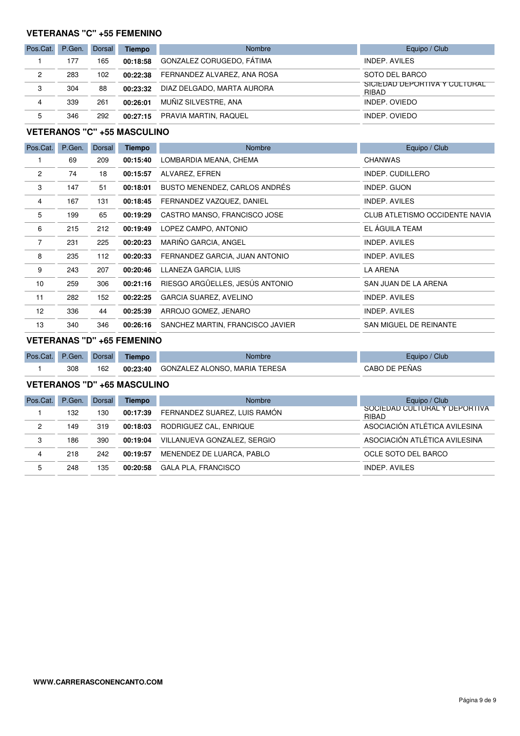### VETERANAS "C" +55 FEMENINO

| Pos.Cat. | P.Gen. | Dorsal | Tiempo | Nombre | Equipo / Club |
|---|---|---|---|---|---|
| 1 | 177 | 165 | **00:18:58** | GONZALEZ CORUGEDO, FÁTIMA | INDEP. AVILES |
| 2 | 283 | 102 | **00:22:38** | FERNANDEZ ALVAREZ, ANA ROSA | SOTO DEL BARCO |
| 3 | 304 | 88 | **00:23:32** | DIAZ DELGADO, MARTA AURORA | SICIEDAD DEPORTIVA Y CULTURAL RIBAD |
| 4 | 339 | 261 | **00:26:01** | MUÑIZ SILVESTRE, ANA | INDEP. OVIEDO |
| 5 | 346 | 292 | **00:27:15** | PRAVIA MARTIN, RAQUEL | INDEP. OVIEDO |

### VETERANOS "C" +55 MASCULINO

| Pos.Cat. | P.Gen. | Dorsal | Tiempo | Nombre | Equipo / Club |
|---|---|---|---|---|---|
| 1 | 69 | 209 | **00:15:40** | LOMBARDIA MEANA, CHEMA | CHANWAS |
| 2 | 74 | 18 | **00:15:57** | ALVAREZ, EFREN | INDEP. CUDILLERO |
| 3 | 147 | 51 | **00:18:01** | BUSTO MENENDEZ, CARLOS ANDRÉS | INDEP. GIJON |
| 4 | 167 | 131 | **00:18:45** | FERNANDEZ VAZQUEZ, DANIEL | INDEP. AVILES |
| 5 | 199 | 65 | **00:19:29** | CASTRO MANSO, FRANCISCO JOSE | CLUB ATLETISMO OCCIDENTE NAVIA |
| 6 | 215 | 212 | **00:19:49** | LOPEZ CAMPO, ANTONIO | EL ÁGUILA TEAM |
| 7 | 231 | 225 | **00:20:23** | MARIÑO GARCIA, ANGEL | INDEP. AVILES |
| 8 | 235 | 112 | **00:20:33** | FERNANDEZ GARCIA, JUAN ANTONIO | INDEP. AVILES |
| 9 | 243 | 207 | **00:20:46** | LLANEZA GARCIA, LUIS | LA ARENA |
| 10 | 259 | 306 | **00:21:16** | RIESGO ARGÜELLES, JESÚS ANTONIO | SAN JUAN DE LA ARENA |
| 11 | 282 | 152 | **00:22:25** | GARCIA SUAREZ, AVELINO | INDEP. AVILES |
| 12 | 336 | 44 | **00:25:39** | ARROJO GOMEZ, JENARO | INDEP. AVILES |
| 13 | 340 | 346 | **00:26:16** | SANCHEZ MARTIN, FRANCISCO JAVIER | SAN MIGUEL DE REINANTE |

### VETERANAS "D" +65 FEMENINO

| Pos.Cat. | P.Gen. | Dorsal | Tiempo | Nombre | Equipo / Club |
|---|---|---|---|---|---|
| 1 | 308 | 162 | **00:23:40** | GONZALEZ ALONSO, MARIA TERESA | CABO DE PEÑAS |

### VETERANOS "D" +65 MASCULINO

| Pos.Cat. | P.Gen. | Dorsal | Tiempo | Nombre | Equipo / Club |
|---|---|---|---|---|---|
| 1 | 132 | 130 | **00:17:39** | FERNANDEZ SUAREZ, LUIS RAMÓN | SOCIEDAD CULTURAL Y DEPORTIVA RIBAD |
| 2 | 149 | 319 | **00:18:03** | RODRIGUEZ CAL, ENRIQUE | ASOCIACIÓN ATLÉTICA AVILESINA |
| 3 | 186 | 390 | **00:19:04** | VILLANUEVA GONZALEZ, SERGIO | ASOCIACIÓN ATLÉTICA AVILESINA |
| 4 | 218 | 242 | **00:19:57** | MENENDEZ DE LUARCA, PABLO | OCLE SOTO DEL BARCO |
| 5 | 248 | 135 | **00:20:58** | GALA PLA, FRANCISCO | INDEP. AVILES |